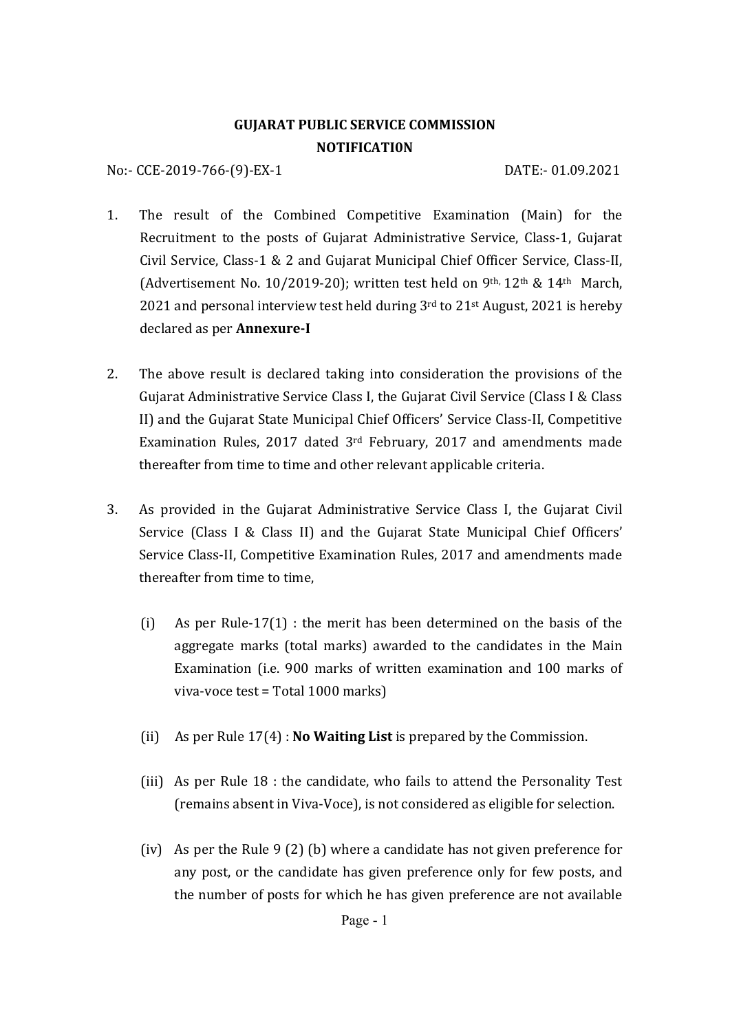**GUJARAT PUBLIC SERVICE COMMISSION**

**NOTIFICATI0N**

No:- CCE-2019-766-(9)-EX-1 DATE:- 01.09.2021

1. The result of the Combined Competitive Examination (Main) for the Recruitment to the posts of Gujarat Administrative Service, Class-1, Gujarat Civil Service, Class-1 & 2 and Gujarat Municipal Chief Officer Service, Class-II, (Advertisement No. 10/2019-20); written test held on 9th, 12th & 14th March, 2021 and personal interview test held during 3rd to 21st August, 2021 is hereby declared as per **Annexure-I**

2. The above result is declared taking into consideration the provisions of the Gujarat Administrative Service Class I, the Gujarat Civil Service (Class I & Class II) and the Gujarat State Municipal Chief Officers' Service Class-II, Competitive Examination Rules, 2017 dated 3rd February, 2017 and amendments made thereafter from time to time and other relevant applicable criteria.

3. As provided in the Gujarat Administrative Service Class I, the Gujarat Civil Service (Class I & Class II) and the Gujarat State Municipal Chief Officers' Service Class-II, Competitive Examination Rules, 2017 and amendments made thereafter from time to time,

   (i) As per Rule-17(1) : the merit has been determined on the basis of the aggregate marks (total marks) awarded to the candidates in the Main Examination (i.e. 900 marks of written examination and 100 marks of viva-voce test = Total 1000 marks)

   (ii) As per Rule 17(4) : **No Waiting List** is prepared by the Commission.

   (iii) As per Rule 18 : the candidate, who fails to attend the Personality Test (remains absent in Viva-Voce), is not considered as eligible for selection.

   (iv) As per the Rule 9 (2) (b) where a candidate has not given preference for any post, or the candidate has given preference only for few posts, and the number of posts for which he has given preference are not available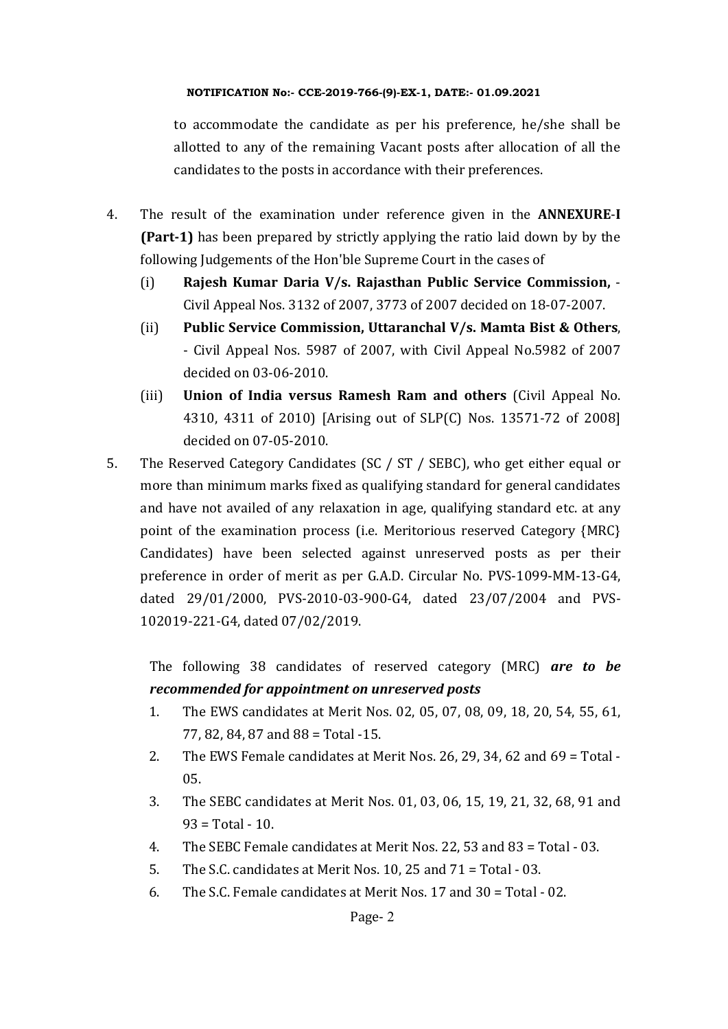to accommodate the candidate as per his preference, he/she shall be allotted to any of the remaining Vacant posts after allocation of all the candidates to the posts in accordance with their preferences.

4. The result of the examination under reference given in the **ANNEXURE-I (Part-1)** has been prepared by strictly applying the ratio laid down by by the following Judgements of the Hon'ble Supreme Court in the cases of
   (i) **Rajesh Kumar Daria V/s. Rajasthan Public Service Commission,** - Civil Appeal Nos. 3132 of 2007, 3773 of 2007 decided on 18-07-2007.
   (ii) **Public Service Commission, Uttaranchal V/s. Mamta Bist & Others**, - Civil Appeal Nos. 5987 of 2007, with Civil Appeal No.5982 of 2007 decided on 03-06-2010.
   (iii) **Union of India versus Ramesh Ram and others** (Civil Appeal No. 4310, 4311 of 2010) [Arising out of SLP(C) Nos. 13571-72 of 2008] decided on 07-05-2010.

5. The Reserved Category Candidates (SC / ST / SEBC), who get either equal or more than minimum marks fixed as qualifying standard for general candidates and have not availed of any relaxation in age, qualifying standard etc. at any point of the examination process (i.e. Meritorious reserved Category {MRC} Candidates) have been selected against unreserved posts as per their preference in order of merit as per G.A.D. Circular No. PVS-1099-MM-13-G4, dated 29/01/2000, PVS-2010-03-900-G4, dated 23/07/2004 and PVS-102019-221-G4, dated 07/02/2019.

   The following 38 candidates of reserved category (MRC) ***are to be recommended for appointment on unreserved posts***

   1. The EWS candidates at Merit Nos. 02, 05, 07, 08, 09, 18, 20, 54, 55, 61, 77, 82, 84, 87 and 88 = Total -15.
   2. The EWS Female candidates at Merit Nos. 26, 29, 34, 62 and 69 = Total - 05.
   3. The SEBC candidates at Merit Nos. 01, 03, 06, 15, 19, 21, 32, 68, 91 and 93 = Total - 10.
   4. The SEBC Female candidates at Merit Nos. 22, 53 and 83 = Total - 03.
   5. The S.C. candidates at Merit Nos. 10, 25 and 71 = Total - 03.
   6. The S.C. Female candidates at Merit Nos. 17 and 30 = Total - 02.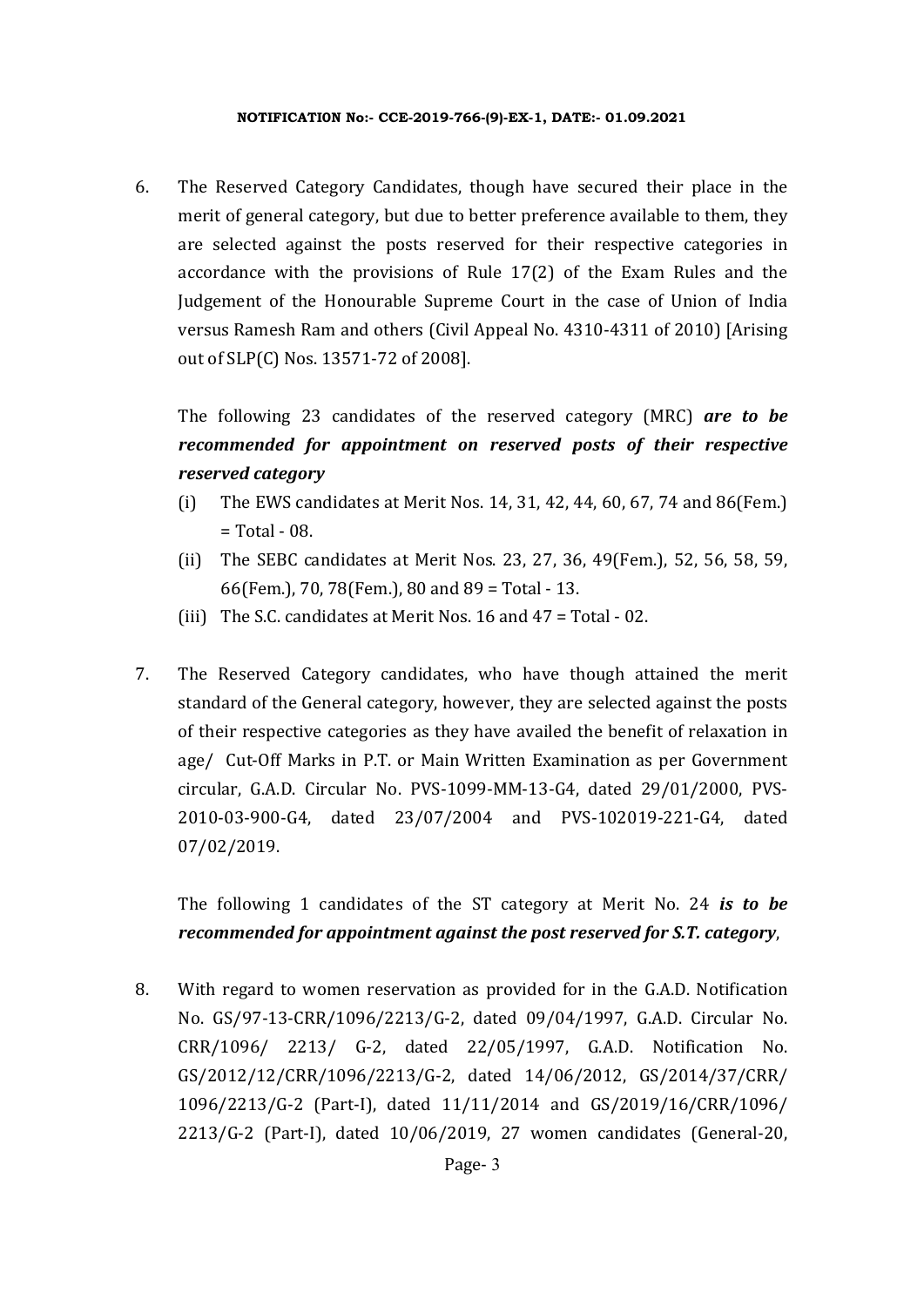6. The Reserved Category Candidates, though have secured their place in the merit of general category, but due to better preference available to them, they are selected against the posts reserved for their respective categories in accordance with the provisions of Rule 17(2) of the Exam Rules and the Judgement of the Honourable Supreme Court in the case of Union of India versus Ramesh Ram and others (Civil Appeal No. 4310-4311 of 2010) [Arising out of SLP(C) Nos. 13571-72 of 2008].

   The following 23 candidates of the reserved category (MRC) ***are to be recommended for appointment on reserved posts of their respective reserved category***

   (i) The EWS candidates at Merit Nos. 14, 31, 42, 44, 60, 67, 74 and 86(Fem.) = Total - 08.
   (ii) The SEBC candidates at Merit Nos. 23, 27, 36, 49(Fem.), 52, 56, 58, 59, 66(Fem.), 70, 78(Fem.), 80 and 89 = Total - 13.
   (iii) The S.C. candidates at Merit Nos. 16 and 47 = Total - 02.

7. The Reserved Category candidates, who have though attained the merit standard of the General category, however, they are selected against the posts of their respective categories as they have availed the benefit of relaxation in age/ Cut-Off Marks in P.T. or Main Written Examination as per Government circular, G.A.D. Circular No. PVS-1099-MM-13-G4, dated 29/01/2000, PVS-2010-03-900-G4, dated 23/07/2004 and PVS-102019-221-G4, dated 07/02/2019.

   The following 1 candidates of the ST category at Merit No. 24 ***is to be recommended for appointment against the post reserved for S.T. category***,

8. With regard to women reservation as provided for in the G.A.D. Notification No. GS/97-13-CRR/1096/2213/G-2, dated 09/04/1997, G.A.D. Circular No. CRR/1096/ 2213/ G-2, dated 22/05/1997, G.A.D. Notification No. GS/2012/12/CRR/1096/2213/G-2, dated 14/06/2012, GS/2014/37/CRR/ 1096/2213/G-2 (Part-I), dated 11/11/2014 and GS/2019/16/CRR/1096/ 2213/G-2 (Part-I), dated 10/06/2019, 27 women candidates (General-20,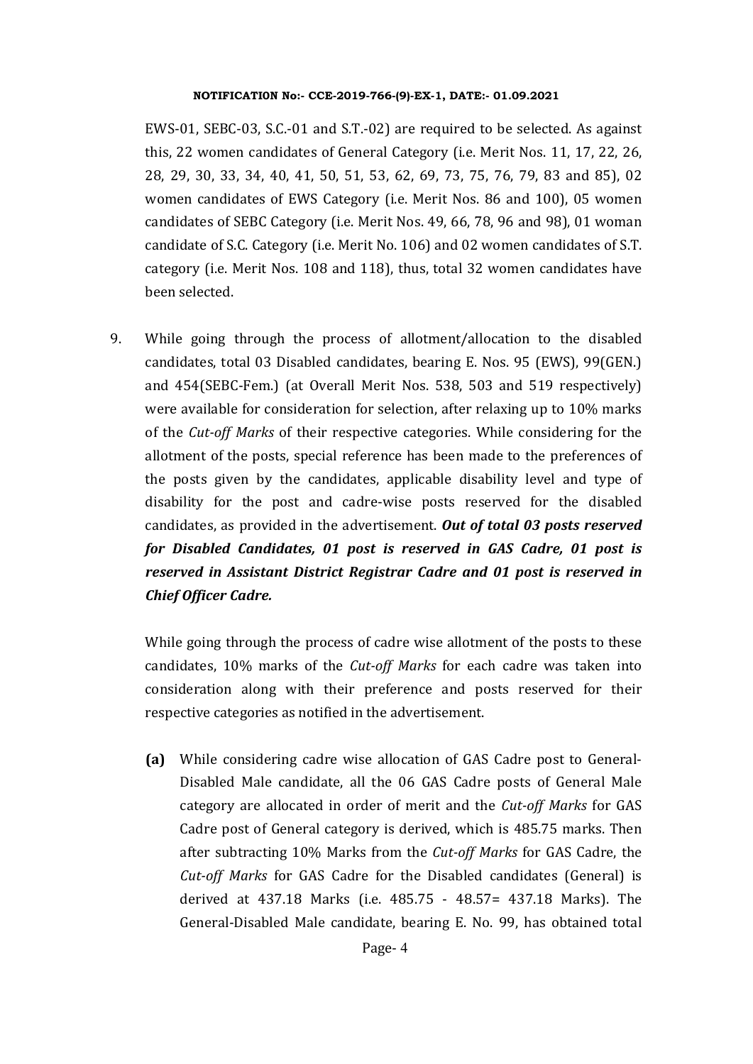EWS-01, SEBC-03, S.C.-01 and S.T.-02) are required to be selected. As against this, 22 women candidates of General Category (i.e. Merit Nos. 11, 17, 22, 26, 28, 29, 30, 33, 34, 40, 41, 50, 51, 53, 62, 69, 73, 75, 76, 79, 83 and 85), 02 women candidates of EWS Category (i.e. Merit Nos. 86 and 100), 05 women candidates of SEBC Category (i.e. Merit Nos. 49, 66, 78, 96 and 98), 01 woman candidate of S.C. Category (i.e. Merit No. 106) and 02 women candidates of S.T. category (i.e. Merit Nos. 108 and 118), thus, total 32 women candidates have been selected.

9. While going through the process of allotment/allocation to the disabled candidates, total 03 Disabled candidates, bearing E. Nos. 95 (EWS), 99(GEN.) and 454(SEBC-Fem.) (at Overall Merit Nos. 538, 503 and 519 respectively) were available for consideration for selection, after relaxing up to 10% marks of the *Cut-off Marks* of their respective categories. While considering for the allotment of the posts, special reference has been made to the preferences of the posts given by the candidates, applicable disability level and type of disability for the post and cadre-wise posts reserved for the disabled candidates, as provided in the advertisement. ***Out of total 03 posts reserved for Disabled Candidates, 01 post is reserved in GAS Cadre, 01 post is reserved in Assistant District Registrar Cadre and 01 post is reserved in Chief Officer Cadre.***

   While going through the process of cadre wise allotment of the posts to these candidates, 10% marks of the *Cut-off Marks* for each cadre was taken into consideration along with their preference and posts reserved for their respective categories as notified in the advertisement.

   **(a)** While considering cadre wise allocation of GAS Cadre post to General-Disabled Male candidate, all the 06 GAS Cadre posts of General Male category are allocated in order of merit and the *Cut-off Marks* for GAS Cadre post of General category is derived, which is 485.75 marks. Then after subtracting 10% Marks from the *Cut-off Marks* for GAS Cadre, the *Cut-off Marks* for GAS Cadre for the Disabled candidates (General) is derived at 437.18 Marks (i.e. 485.75 - 48.57= 437.18 Marks). The General-Disabled Male candidate, bearing E. No. 99, has obtained total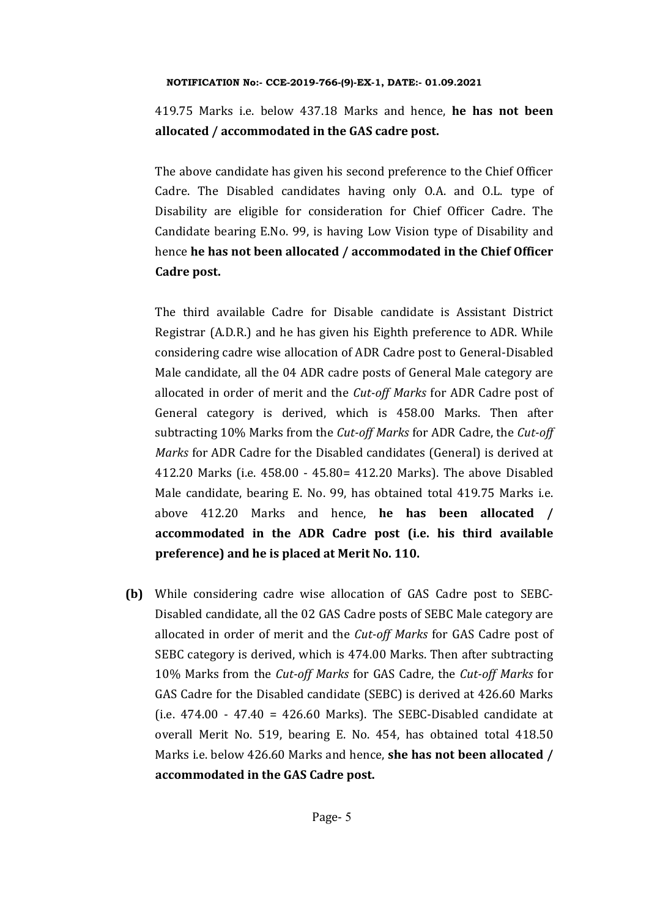419.75 Marks i.e. below 437.18 Marks and hence, **he has not been allocated / accommodated in the GAS cadre post.**

The above candidate has given his second preference to the Chief Officer Cadre. The Disabled candidates having only O.A. and O.L. type of Disability are eligible for consideration for Chief Officer Cadre. The Candidate bearing E.No. 99, is having Low Vision type of Disability and hence **he has not been allocated / accommodated in the Chief Officer Cadre post.**

The third available Cadre for Disable candidate is Assistant District Registrar (A.D.R.) and he has given his Eighth preference to ADR. While considering cadre wise allocation of ADR Cadre post to General-Disabled Male candidate, all the 04 ADR cadre posts of General Male category are allocated in order of merit and the *Cut-off Marks* for ADR Cadre post of General category is derived, which is 458.00 Marks. Then after subtracting 10% Marks from the *Cut-off Marks* for ADR Cadre, the *Cut-off Marks* for ADR Cadre for the Disabled candidates (General) is derived at 412.20 Marks (i.e. 458.00 - 45.80= 412.20 Marks). The above Disabled Male candidate, bearing E. No. 99, has obtained total 419.75 Marks i.e. above 412.20 Marks and hence, **he has been allocated / accommodated in the ADR Cadre post (i.e. his third available preference) and he is placed at Merit No. 110.**

**(b)** While considering cadre wise allocation of GAS Cadre post to SEBC-Disabled candidate, all the 02 GAS Cadre posts of SEBC Male category are allocated in order of merit and the *Cut-off Marks* for GAS Cadre post of SEBC category is derived, which is 474.00 Marks. Then after subtracting 10% Marks from the *Cut-off Marks* for GAS Cadre, the *Cut-off Marks* for GAS Cadre for the Disabled candidate (SEBC) is derived at 426.60 Marks (i.e. 474.00 - 47.40 = 426.60 Marks). The SEBC-Disabled candidate at overall Merit No. 519, bearing E. No. 454, has obtained total 418.50 Marks i.e. below 426.60 Marks and hence, **she has not been allocated / accommodated in the GAS Cadre post.**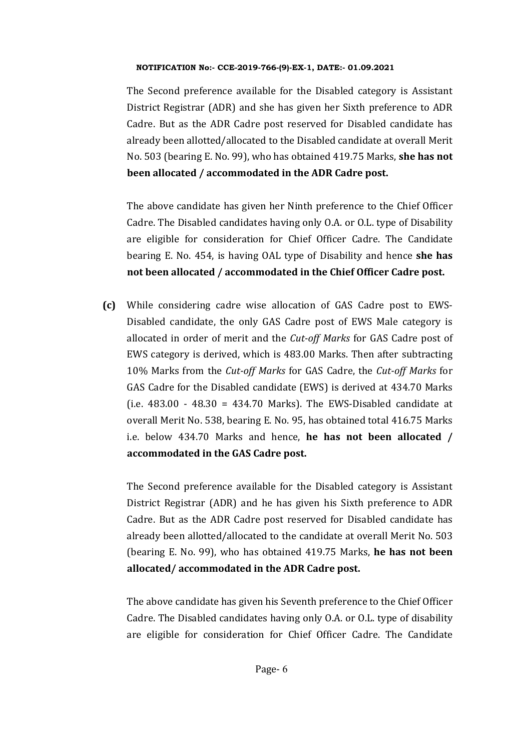The Second preference available for the Disabled category is Assistant District Registrar (ADR) and she has given her Sixth preference to ADR Cadre. But as the ADR Cadre post reserved for Disabled candidate has already been allotted/allocated to the Disabled candidate at overall Merit No. 503 (bearing E. No. 99), who has obtained 419.75 Marks, **she has not been allocated / accommodated in the ADR Cadre post.**

The above candidate has given her Ninth preference to the Chief Officer Cadre. The Disabled candidates having only O.A. or O.L. type of Disability are eligible for consideration for Chief Officer Cadre. The Candidate bearing E. No. 454, is having OAL type of Disability and hence **she has not been allocated / accommodated in the Chief Officer Cadre post.**

**(c)** While considering cadre wise allocation of GAS Cadre post to EWS-Disabled candidate, the only GAS Cadre post of EWS Male category is allocated in order of merit and the *Cut-off Marks* for GAS Cadre post of EWS category is derived, which is 483.00 Marks. Then after subtracting 10% Marks from the *Cut-off Marks* for GAS Cadre, the *Cut-off Marks* for GAS Cadre for the Disabled candidate (EWS) is derived at 434.70 Marks (i.e. 483.00 - 48.30 = 434.70 Marks). The EWS-Disabled candidate at overall Merit No. 538, bearing E. No. 95, has obtained total 416.75 Marks i.e. below 434.70 Marks and hence, **he has not been allocated / accommodated in the GAS Cadre post.**

The Second preference available for the Disabled category is Assistant District Registrar (ADR) and he has given his Sixth preference to ADR Cadre. But as the ADR Cadre post reserved for Disabled candidate has already been allotted/allocated to the candidate at overall Merit No. 503 (bearing E. No. 99), who has obtained 419.75 Marks, **he has not been allocated/ accommodated in the ADR Cadre post.**

The above candidate has given his Seventh preference to the Chief Officer Cadre. The Disabled candidates having only O.A. or O.L. type of disability are eligible for consideration for Chief Officer Cadre. The Candidate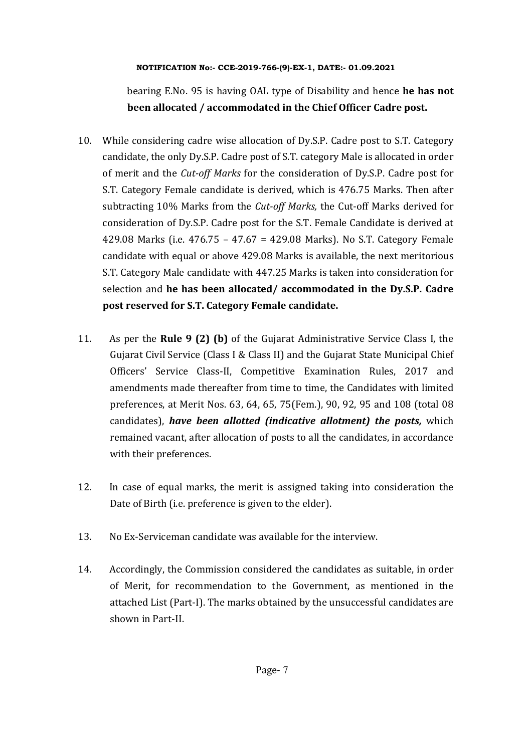bearing E.No. 95 is having OAL type of Disability and hence **he has not been allocated / accommodated in the Chief Officer Cadre post.**

10. While considering cadre wise allocation of Dy.S.P. Cadre post to S.T. Category candidate, the only Dy.S.P. Cadre post of S.T. category Male is allocated in order of merit and the *Cut-off Marks* for the consideration of Dy.S.P. Cadre post for S.T. Category Female candidate is derived, which is 476.75 Marks. Then after subtracting 10% Marks from the *Cut-off Marks,* the Cut-off Marks derived for consideration of Dy.S.P. Cadre post for the S.T. Female Candidate is derived at 429.08 Marks (i.e. 476.75 – 47.67 = 429.08 Marks). No S.T. Category Female candidate with equal or above 429.08 Marks is available, the next meritorious S.T. Category Male candidate with 447.25 Marks is taken into consideration for selection and **he has been allocated/ accommodated in the Dy.S.P. Cadre post reserved for S.T. Category Female candidate.**

11. As per the **Rule 9 (2) (b)** of the Gujarat Administrative Service Class I, the Gujarat Civil Service (Class I & Class II) and the Gujarat State Municipal Chief Officers' Service Class-II, Competitive Examination Rules, 2017 and amendments made thereafter from time to time, the Candidates with limited preferences, at Merit Nos. 63, 64, 65, 75(Fem.), 90, 92, 95 and 108 (total 08 candidates), ***have been allotted (indicative allotment) the posts,*** which remained vacant, after allocation of posts to all the candidates, in accordance with their preferences.

12. In case of equal marks, the merit is assigned taking into consideration the Date of Birth (i.e. preference is given to the elder).

13. No Ex-Serviceman candidate was available for the interview.

14. Accordingly, the Commission considered the candidates as suitable, in order of Merit, for recommendation to the Government, as mentioned in the attached List (Part-I). The marks obtained by the unsuccessful candidates are shown in Part-II.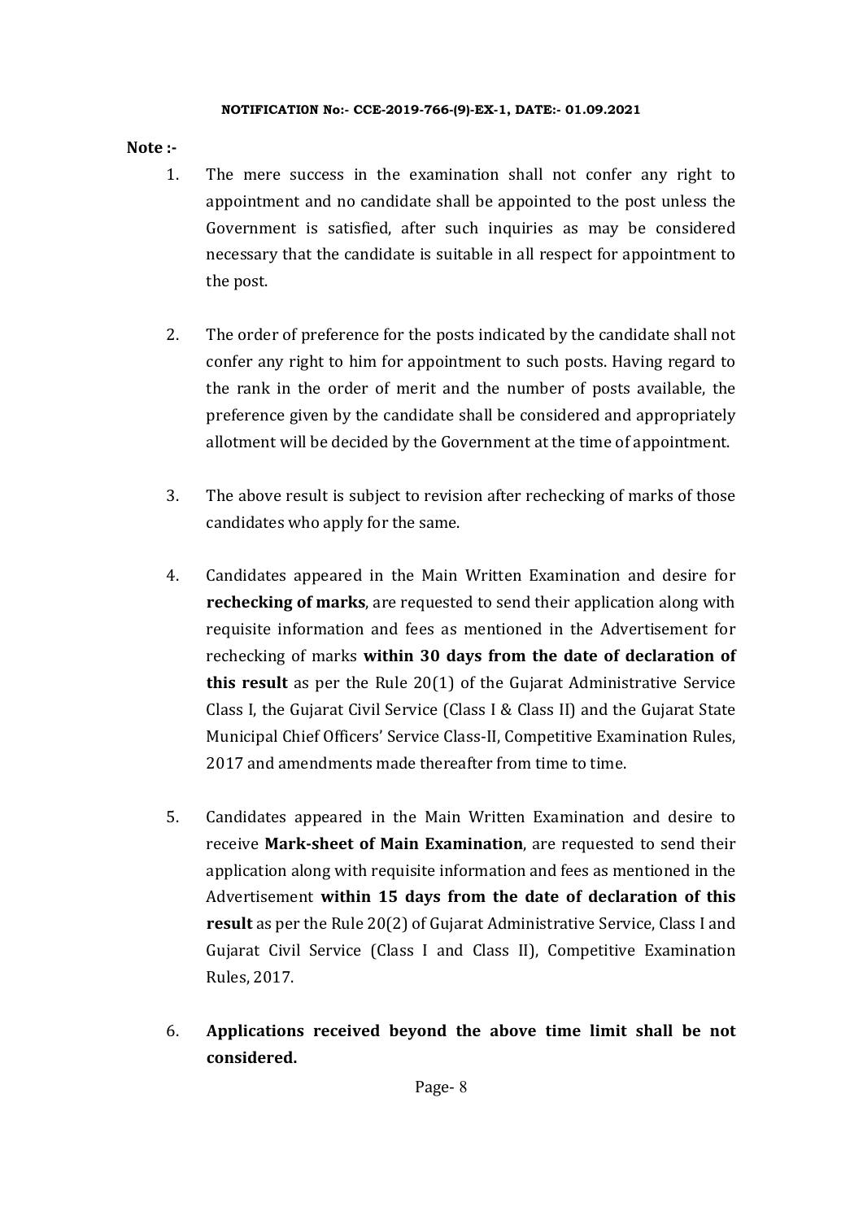**NOTIFICATION No:- CCE-2019-766-(9)-EX-1, DATE:- 01.09.2021**

**Note :-**

1. The mere success in the examination shall not confer any right to appointment and no candidate shall be appointed to the post unless the Government is satisfied, after such inquiries as may be considered necessary that the candidate is suitable in all respect for appointment to the post.

2. The order of preference for the posts indicated by the candidate shall not confer any right to him for appointment to such posts. Having regard to the rank in the order of merit and the number of posts available, the preference given by the candidate shall be considered and appropriately allotment will be decided by the Government at the time of appointment.

3. The above result is subject to revision after rechecking of marks of those candidates who apply for the same.

4. Candidates appeared in the Main Written Examination and desire for **rechecking of marks**, are requested to send their application along with requisite information and fees as mentioned in the Advertisement for rechecking of marks **within 30 days from the date of declaration of this result** as per the Rule 20(1) of the Gujarat Administrative Service Class I, the Gujarat Civil Service (Class I & Class II) and the Gujarat State Municipal Chief Officers' Service Class-II, Competitive Examination Rules, 2017 and amendments made thereafter from time to time.

5. Candidates appeared in the Main Written Examination and desire to receive **Mark-sheet of Main Examination**, are requested to send their application along with requisite information and fees as mentioned in the Advertisement **within 15 days from the date of declaration of this result** as per the Rule 20(2) of Gujarat Administrative Service, Class I and Gujarat Civil Service (Class I and Class II), Competitive Examination Rules, 2017.

6. **Applications received beyond the above time limit shall be not considered.**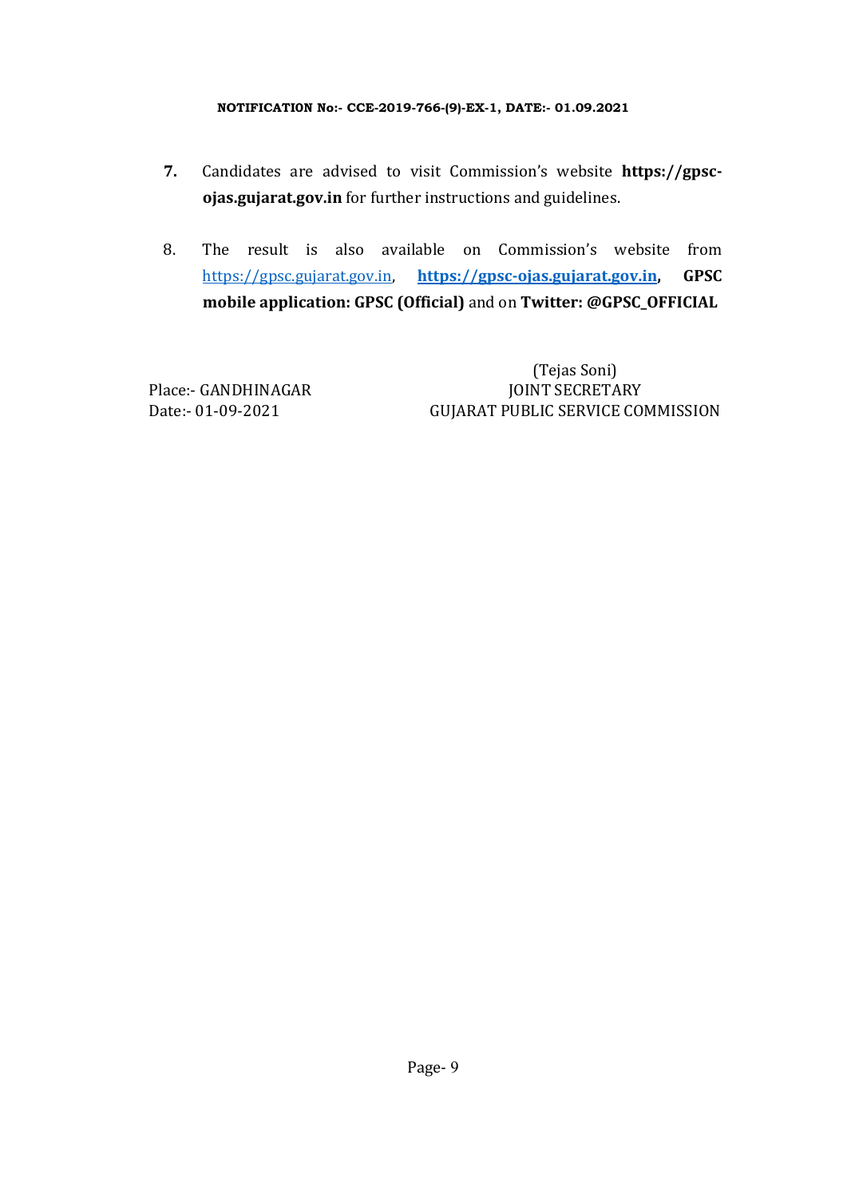7. Candidates are advised to visit Commission's website **https://gpsc-ojas.gujarat.gov.in** for further instructions and guidelines.

8. The result is also available on Commission's website from https://gpsc.gujarat.gov.in, **https://gpsc-ojas.gujarat.gov.in, GPSC mobile application: GPSC (Official)** and on **Twitter: @GPSC_OFFICIAL**

(Tejas Soni)
JOINT SECRETARY
GUJARAT PUBLIC SERVICE COMMISSION

Place:- GANDHINAGAR
Date:- 01-09-2021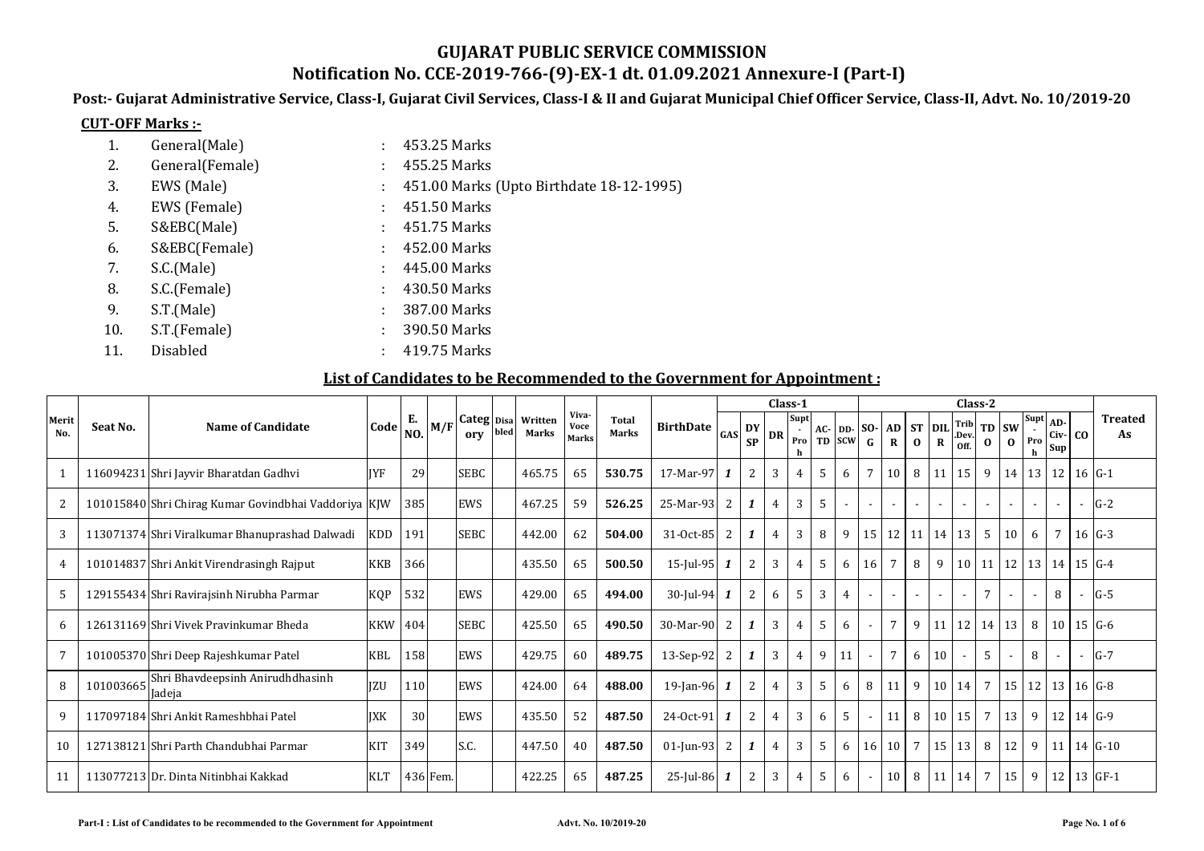# GUJARAT PUBLIC SERVICE COMMISSION

## Notification No. CCE-2019-766-(9)-EX-1 dt. 01.09.2021 Annexure-I (Part-I)

**Post:- Gujarat Administrative Service, Class-I, Gujarat Civil Services, Class-I & II and Gujarat Municipal Chief Officer Service, Class-II, Advt. No. 10/2019-20**

**CUT-OFF Marks :-**

1. General(Male) : 453.25 Marks
2. General(Female) : 455.25 Marks
3. EWS (Male) : 451.00 Marks (Upto Birthdate 18-12-1995)
4. EWS (Female) : 451.50 Marks
5. S&EBC(Male) : 451.75 Marks
6. S&EBC(Female) : 452.00 Marks
7. S.C.(Male) : 445.00 Marks
8. S.C.(Female) : 430.50 Marks
9. S.T.(Male) : 387.00 Marks
10. S.T.(Female) : 390.50 Marks
11. Disabled : 419.75 Marks

**List of Candidates to be Recommended to the Government for Appointment :**

| Merit No. | Seat No. | Name of Candidate | Code | E. NO. | M/F | Category | Disabled | Written Marks | Viva-Voce Marks | Total Marks | BirthDate | Class-1 | | | | | | Class-2 | | | | | | | | | | | Treated As |
|---|---|---|---|---|---|---|---|---|---|---|---|---|---|---|---|---|---|---|---|---|---|---|---|---|---|---|---|---|---|
| | | | | | | | | | | | | GAS | DY SP | DR | Supt-Proh | AC-TD | DD-SCW | SO-G | AD R | ST O | DIL R | Trib.Dev. Off. | TD O | SW O | Supt-Proh | AD-Civ-Sup | CO | |
| 1 | 116094231 | Shri Jayvir Bharatdan Gadhvi | JYF | 29 | | SEBC | | 465.75 | 65 | **530.75** | 17-Mar-97 | *1* | 2 | 3 | 4 | 5 | 6 | 7 | 10 | 8 | 11 | 15 | 9 | 14 | 13 | 12 | 16 | G-1 |
| 2 | 101015840 | Shri Chirag Kumar Govindbhai Vaddoriya | KJW | 385 | | EWS | | 467.25 | 59 | **526.25** | 25-Mar-93 | 2 | *1* | 4 | 3 | 5 | - | - | - | - | - | - | - | - | - | - | - | G-2 |
| 3 | 113071374 | Shri Viralkumar Bhanuprashad Dalwadi | KDD | 191 | | SEBC | | 442.00 | 62 | **504.00** | 31-Oct-85 | 2 | *1* | 4 | 3 | 8 | 9 | 15 | 12 | 11 | 14 | 13 | 5 | 10 | 6 | 7 | 16 | G-3 |
| 4 | 101014837 | Shri Ankit Virendrasingh Rajput | KKB | 366 | | | | 435.50 | 65 | **500.50** | 15-Jul-95 | *1* | 2 | 3 | 4 | 5 | 6 | 16 | 7 | 8 | 9 | 10 | 11 | 12 | 13 | 14 | 15 | G-4 |
| 5 | 129155434 | Shri Ravirajsinh Nirubha Parmar | KQP | 532 | | EWS | | 429.00 | 65 | **494.00** | 30-Jul-94 | *1* | 2 | 6 | 5 | 3 | 4 | - | - | - | - | - | 7 | - | - | 8 | - | G-5 |
| 6 | 126131169 | Shri Vivek Pravinkumar Bheda | KKW | 404 | | SEBC | | 425.50 | 65 | **490.50** | 30-Mar-90 | 2 | *1* | 3 | 4 | 5 | 6 | - | 7 | 9 | 11 | 12 | 14 | 13 | 8 | 10 | 15 | G-6 |
| 7 | 101005370 | Shri Deep Rajeshkumar Patel | KBL | 158 | | EWS | | 429.75 | 60 | **489.75** | 13-Sep-92 | 2 | *1* | 3 | 4 | 9 | 11 | - | 7 | 6 | 10 | - | 5 | - | 8 | - | - | G-7 |
| 8 | 101003665 | Shri Bhavdeepsinh Anirudhdhasinh Jadeja | JZU | 110 | | EWS | | 424.00 | 64 | **488.00** | 19-Jan-96 | *1* | 2 | 4 | 3 | 5 | 6 | 8 | 11 | 9 | 10 | 14 | 7 | 15 | 12 | 13 | 16 | G-8 |
| 9 | 117097184 | Shri Ankit Rameshbhai Patel | JXK | 30 | | EWS | | 435.50 | 52 | **487.50** | 24-Oct-91 | *1* | 2 | 4 | 3 | 6 | 5 | - | 11 | 8 | 10 | 15 | 7 | 13 | 9 | 12 | 14 | G-9 |
| 10 | 127138121 | Shri Parth Chandubhai Parmar | KIT | 349 | | S.C. | | 447.50 | 40 | **487.50** | 01-Jun-93 | 2 | *1* | 4 | 3 | 5 | 6 | 16 | 10 | 7 | 15 | 13 | 8 | 12 | 9 | 11 | 14 | G-10 |
| 11 | 113077213 | Dr. Dinta Nitinbhai Kakkad | KLT | 436 | Fem. | | | 422.25 | 65 | **487.25** | 25-Jul-86 | *1* | 2 | 3 | 4 | 5 | 6 | - | 10 | 8 | 11 | 14 | 7 | 15 | 9 | 12 | 13 | GF-1 |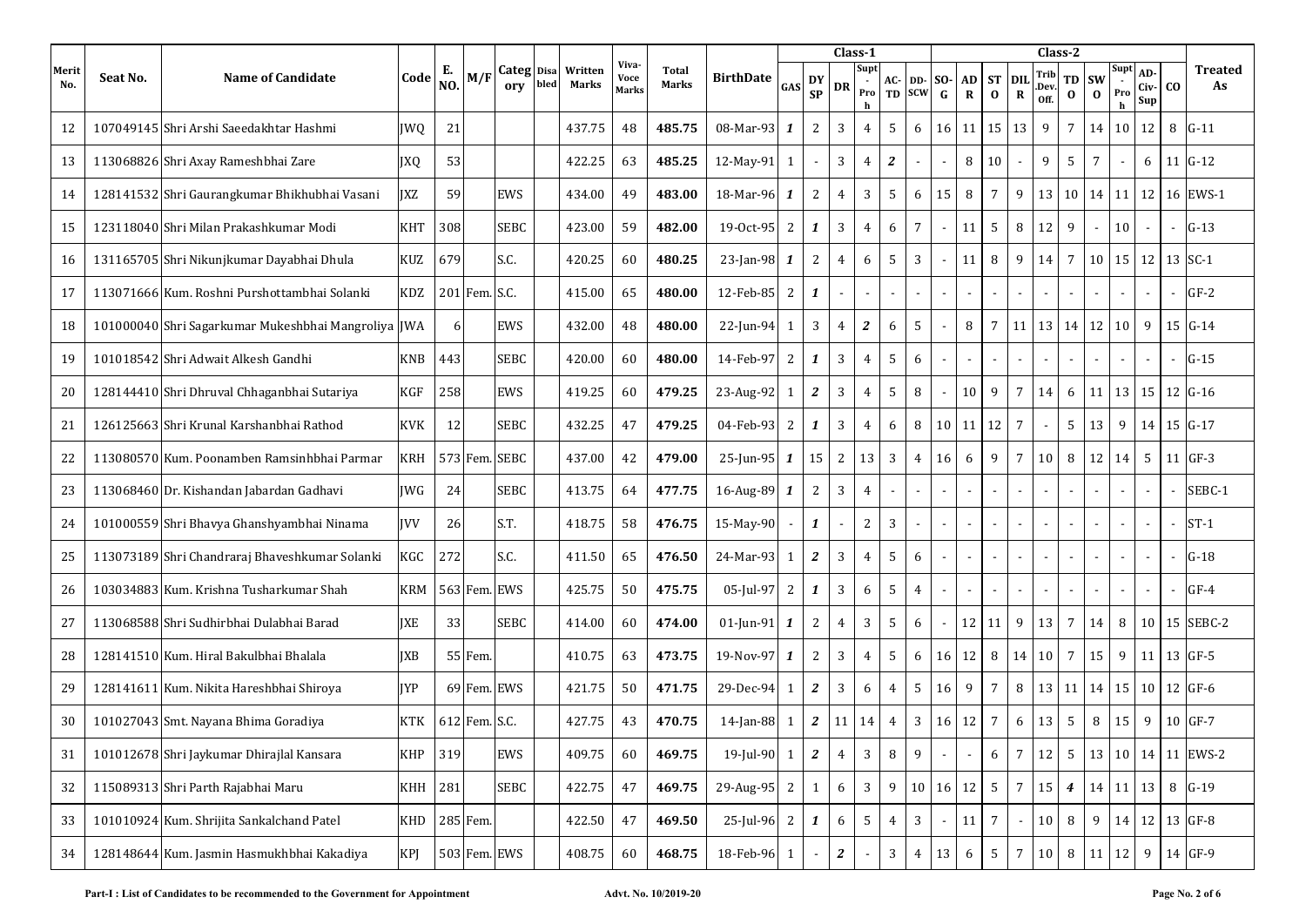| Merit No. | Seat No. | Name of Candidate | Code | E. NO. | M/F | Category | Disabled | Written Marks | Viva-Voce Marks | Total Marks | BirthDate | Class-1 | | | | | | Class-2 | | | | | | | | | | Treated As |
|---|---|---|---|---|---|---|---|---|---|---|---|---|---|---|---|---|---|---|---|---|---|---|---|---|---|---|---|---|
| | | | | | | | | | | | | GAS | DYSP | DR | Supt-Proh | AC-TD | DD-SCW | SO-G | ADR | STO | DILR | Trib.Dev.Off. | TDO | SWO | Supt-Proh | AD-Civ-Sup | CO | |
| 12 | 107049145 | Shri Arshi Saeedakhtar Hashmi | JWQ | 21 | | | | 437.75 | 48 | **485.75** | 08-Mar-93 | *1* | 2 | 3 | 4 | 5 | 6 | 16 | 11 | 15 | 13 | 9 | 7 | 14 | 10 | 12 | 8 | G-11 |
| 13 | 113068826 | Shri Axay Rameshbhai Zare | JXQ | 53 | | | | 422.25 | 63 | **485.25** | 12-May-91 | 1 | - | 3 | 4 | *2* | - | - | 8 | 10 | - | 9 | 5 | 7 | - | 6 | 11 | G-12 |
| 14 | 128141532 | Shri Gaurangkumar Bhikhubhai Vasani | JXZ | 59 | | EWS | | 434.00 | 49 | **483.00** | 18-Mar-96 | *1* | 2 | 4 | 3 | 5 | 6 | 15 | 8 | 7 | 9 | 13 | 10 | 14 | 11 | 12 | 16 | EWS-1 |
| 15 | 123118040 | Shri Milan Prakashkumar Modi | KHT | 308 | | SEBC | | 423.00 | 59 | **482.00** | 19-Oct-95 | 2 | *1* | 3 | 4 | 6 | 7 | - | 11 | 5 | 8 | 12 | 9 | - | 10 | - | - | G-13 |
| 16 | 131165705 | Shri Nikunjkumar Dayabhai Dhula | KUZ | 679 | | S.C. | | 420.25 | 60 | **480.25** | 23-Jan-98 | *1* | 2 | 4 | 6 | 5 | 3 | - | 11 | 8 | 9 | 14 | 7 | 10 | 15 | 12 | 13 | SC-1 |
| 17 | 113071666 | Kum. Roshni Purshottambhai Solanki | KDZ | 201 | Fem. | S.C. | | 415.00 | 65 | **480.00** | 12-Feb-85 | 2 | *1* | - | - | - | - | - | - | - | - | - | - | - | - | - | - | GF-2 |
| 18 | 101000040 | Shri Sagarkumar Mukeshbhai Mangroliya | JWA | 6 | | EWS | | 432.00 | 48 | **480.00** | 22-Jun-94 | 1 | 3 | 4 | *2* | 6 | 5 | - | 8 | 7 | 11 | 13 | 14 | 12 | 10 | 9 | 15 | G-14 |
| 19 | 101018542 | Shri Adwait Alkesh Gandhi | KNB | 443 | | SEBC | | 420.00 | 60 | **480.00** | 14-Feb-97 | 2 | *1* | 3 | 4 | 5 | 6 | - | - | - | - | - | - | - | - | - | - | G-15 |
| 20 | 128144410 | Shri Dhruval Chhaganbhai Sutariya | KGF | 258 | | EWS | | 419.25 | 60 | **479.25** | 23-Aug-92 | 1 | *2* | 3 | 4 | 5 | 8 | - | 10 | 9 | 7 | 14 | 6 | 11 | 13 | 15 | 12 | G-16 |
| 21 | 126125663 | Shri Krunal Karshanbhai Rathod | KVK | 12 | | SEBC | | 432.25 | 47 | **479.25** | 04-Feb-93 | 2 | *1* | 3 | 4 | 6 | 8 | 10 | 11 | 12 | 7 | - | 5 | 13 | 9 | 14 | 15 | G-17 |
| 22 | 113080570 | Kum. Poonamben Ramsinhbhai Parmar | KRH | 573 | Fem. | SEBC | | 437.00 | 42 | **479.00** | 25-Jun-95 | *1* | 15 | 2 | 13 | 3 | 4 | 16 | 6 | 9 | 7 | 10 | 8 | 12 | 14 | 5 | 11 | GF-3 |
| 23 | 113068460 | Dr. Kishandan Jabardan Gadhavi | JWG | 24 | | SEBC | | 413.75 | 64 | **477.75** | 16-Aug-89 | *1* | 2 | 3 | 4 | - | - | - | - | - | - | - | - | - | - | - | - | SEBC-1 |
| 24 | 101000559 | Shri Bhavya Ghanshyambhai Ninama | JVV | 26 | | S.T. | | 418.75 | 58 | **476.75** | 15-May-90 | - | *1* | - | 2 | 3 | - | - | - | - | - | - | - | - | - | - | - | ST-1 |
| 25 | 113073189 | Shri Chandraraj Bhaveshkumar Solanki | KGC | 272 | | S.C. | | 411.50 | 65 | **476.50** | 24-Mar-93 | 1 | *2* | 3 | 4 | 5 | 6 | - | - | - | - | - | - | - | - | - | - | G-18 |
| 26 | 103034883 | Kum. Krishna Tusharkumar Shah | KRM | 563 | Fem. | EWS | | 425.75 | 50 | **475.75** | 05-Jul-97 | 2 | *1* | 3 | 6 | 5 | 4 | - | - | - | - | - | - | - | - | - | - | GF-4 |
| 27 | 113068588 | Shri Sudhirbhai Dulabhai Barad | JXE | 33 | | SEBC | | 414.00 | 60 | **474.00** | 01-Jun-91 | *1* | 2 | 4 | 3 | 5 | 6 | - | 12 | 11 | 9 | 13 | 7 | 14 | 8 | 10 | 15 | SEBC-2 |
| 28 | 128141510 | Kum. Hiral Bakulbhai Bhalala | JXB | 55 | Fem. | | | 410.75 | 63 | **473.75** | 19-Nov-97 | *1* | 2 | 3 | 4 | 5 | 6 | 16 | 12 | 8 | 14 | 10 | 7 | 15 | 9 | 11 | 13 | GF-5 |
| 29 | 128141611 | Kum. Nikita Hareshbhai Shiroya | JYP | 69 | Fem. | EWS | | 421.75 | 50 | **471.75** | 29-Dec-94 | 1 | *2* | 3 | 6 | 4 | 5 | 16 | 9 | 7 | 8 | 13 | 11 | 14 | 15 | 10 | 12 | GF-6 |
| 30 | 101027043 | Smt. Nayana Bhima Goradiya | KTK | 612 | Fem. | S.C. | | 427.75 | 43 | **470.75** | 14-Jan-88 | 1 | *2* | 11 | 14 | 4 | 3 | 16 | 12 | 7 | 6 | 13 | 5 | 8 | 15 | 9 | 10 | GF-7 |
| 31 | 101012678 | Shri Jaykumar Dhirajlal Kansara | KHP | 319 | | EWS | | 409.75 | 60 | **469.75** | 19-Jul-90 | 1 | *2* | 4 | 3 | 8 | 9 | - | - | 6 | 7 | 12 | 5 | 13 | 10 | 14 | 11 | EWS-2 |
| 32 | 115089313 | Shri Parth Rajabhai Maru | KHH | 281 | | SEBC | | 422.75 | 47 | **469.75** | 29-Aug-95 | 2 | 1 | 6 | 3 | 9 | 10 | 16 | 12 | 5 | 7 | 15 | *4* | 14 | 11 | 13 | 8 | G-19 |
| 33 | 101010924 | Kum. Shrijita Sankalchand Patel | KHD | 285 | Fem. | | | 422.50 | 47 | **469.50** | 25-Jul-96 | 2 | *1* | 6 | 5 | 4 | 3 | - | 11 | 7 | - | 10 | 8 | 9 | 14 | 12 | 13 | GF-8 |
| 34 | 128148644 | Kum. Jasmin Hasmukhbhai Kakadiya | KPJ | 503 | Fem. | EWS | | 408.75 | 60 | **468.75** | 18-Feb-96 | 1 | - | *2* | - | 3 | 4 | 13 | 6 | 5 | 7 | 10 | 8 | 11 | 12 | 9 | 14 | GF-9 |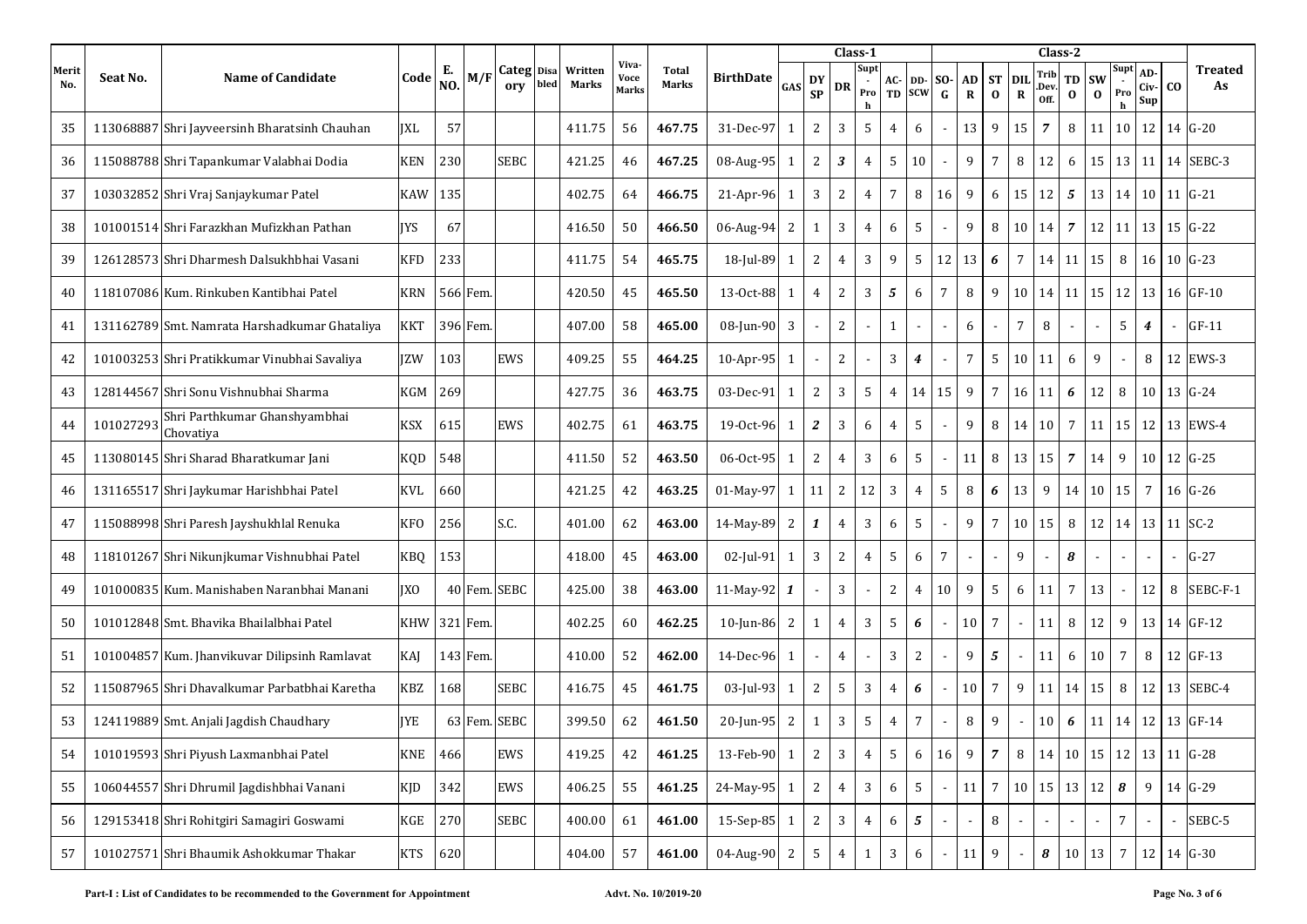| Merit No. | Seat No. | Name of Candidate | Code | E. NO. | M/F | Category | Disabled | Written Marks | Viva-Voce Marks | Total Marks | BirthDate | Class-1 | | | | | | Class-2 | | | | | | | | | | Treated As |
|---|---|---|---|---|---|---|---|---|---|---|---|---|---|---|---|---|---|---|---|---|---|---|---|---|---|---|---|---|
| | | | | | | | | | | | | GAS | DY SP | DR | Supt-Proh | AC-TD | DD-SCW | SO-G | AD R | ST O | DIL R | Trib.Dev. Off. | TD O | SW O | Supt-Proh | AD-Civ-Sup | CO | |
| 35 | 113068887 | Shri Jayveersinh Bharatsinh Chauhan | JXL | 57 | | | | 411.75 | 56 | 467.75 | 31-Dec-97 | 1 | 2 | 3 | 5 | 4 | 6 | - | 13 | 9 | 15 | 7 | 8 | 11 | 10 | 12 | 14 | G-20 |
| 36 | 115088788 | Shri Tapankumar Valabhai Dodia | KEN | 230 | | SEBC | | 421.25 | 46 | 467.25 | 08-Aug-95 | 1 | 2 | 3 | 4 | 5 | 10 | - | 9 | 7 | 8 | 12 | 6 | 15 | 13 | 11 | 14 | SEBC-3 |
| 37 | 103032852 | Shri Vraj Sanjaykumar Patel | KAW | 135 | | | | 402.75 | 64 | 466.75 | 21-Apr-96 | 1 | 3 | 2 | 4 | 7 | 8 | 16 | 9 | 6 | 15 | 12 | 5 | 13 | 14 | 10 | 11 | G-21 |
| 38 | 101001514 | Shri Farazkhan Mufizkhan Pathan | JYS | 67 | | | | 416.50 | 50 | 466.50 | 06-Aug-94 | 2 | 1 | 3 | 4 | 6 | 5 | - | 9 | 8 | 10 | 14 | 7 | 12 | 11 | 13 | 15 | G-22 |
| 39 | 126128573 | Shri Dharmesh Dalsukhbhai Vasani | KFD | 233 | | | | 411.75 | 54 | 465.75 | 18-Jul-89 | 1 | 2 | 4 | 3 | 9 | 5 | 12 | 13 | 6 | 7 | 14 | 11 | 15 | 8 | 16 | 10 | G-23 |
| 40 | 118107086 | Kum. Rinkuben Kantibhai Patel | KRN | 566 | Fem. | | | 420.50 | 45 | 465.50 | 13-Oct-88 | 1 | 4 | 2 | 3 | 5 | 6 | 7 | 8 | 9 | 10 | 14 | 11 | 15 | 12 | 13 | 16 | GF-10 |
| 41 | 131162789 | Smt. Namrata Harshadkumar Ghataliya | KKT | 396 | Fem. | | | 407.00 | 58 | 465.00 | 08-Jun-90 | 3 | - | 2 | - | 1 | - | - | 6 | - | 7 | 8 | - | - | 5 | 4 | - | GF-11 |
| 42 | 101003253 | Shri Pratikkumar Vinubhai Savaliya | JZW | 103 | | EWS | | 409.25 | 55 | 464.25 | 10-Apr-95 | 1 | - | 2 | - | 3 | 4 | - | 7 | 5 | 10 | 11 | 6 | 9 | - | 8 | 12 | EWS-3 |
| 43 | 128144567 | Shri Sonu Vishnubhai Sharma | KGM | 269 | | | | 427.75 | 36 | 463.75 | 03-Dec-91 | 1 | 2 | 3 | 5 | 4 | 14 | 15 | 9 | 7 | 16 | 11 | 6 | 12 | 8 | 10 | 13 | G-24 |
| 44 | 101027293 | Shri Parthkumar Ghanshyambhai Chovatiya | KSX | 615 | | EWS | | 402.75 | 61 | 463.75 | 19-Oct-96 | 1 | 2 | 3 | 6 | 4 | 5 | - | 9 | 8 | 14 | 10 | 7 | 11 | 15 | 12 | 13 | EWS-4 |
| 45 | 113080145 | Shri Sharad Bharatkumar Jani | KQD | 548 | | | | 411.50 | 52 | 463.50 | 06-Oct-95 | 1 | 2 | 4 | 3 | 6 | 5 | - | 11 | 8 | 13 | 15 | 7 | 14 | 9 | 10 | 12 | G-25 |
| 46 | 131165517 | Shri Jaykumar Harishbhai Patel | KVL | 660 | | | | 421.25 | 42 | 463.25 | 01-May-97 | 1 | 11 | 2 | 12 | 3 | 4 | 5 | 8 | 6 | 13 | 9 | 14 | 10 | 15 | 7 | 16 | G-26 |
| 47 | 115088998 | Shri Paresh Jayshukhlal Renuka | KFO | 256 | | S.C. | | 401.00 | 62 | 463.00 | 14-May-89 | 2 | 1 | 4 | 3 | 6 | 5 | - | 9 | 7 | 10 | 15 | 8 | 12 | 14 | 13 | 11 | SC-2 |
| 48 | 118101267 | Shri Nikunjkumar Vishnubhai Patel | KBQ | 153 | | | | 418.00 | 45 | 463.00 | 02-Jul-91 | 1 | 3 | 2 | 4 | 5 | 6 | 7 | - | - | 9 | - | 8 | - | - | - | - | G-27 |
| 49 | 101000835 | Kum. Manishaben Naranbhai Manani | JXO | 40 | Fem. | SEBC | | 425.00 | 38 | 463.00 | 11-May-92 | 1 | - | 3 | - | 2 | 4 | 10 | 9 | 5 | 6 | 11 | 7 | 13 | - | 12 | 8 | SEBC-F-1 |
| 50 | 101012848 | Smt. Bhavika Bhailalbhai Patel | KHW | 321 | Fem. | | | 402.25 | 60 | 462.25 | 10-Jun-86 | 2 | 1 | 4 | 3 | 5 | 6 | - | 10 | 7 | - | 11 | 8 | 12 | 9 | 13 | 14 | GF-12 |
| 51 | 101004857 | Kum. Jhanvikuvar Dilipsinh Ramlavat | KAJ | 143 | Fem. | | | 410.00 | 52 | 462.00 | 14-Dec-96 | 1 | - | 4 | - | 3 | 2 | - | 9 | 5 | - | 11 | 6 | 10 | 7 | 8 | 12 | GF-13 |
| 52 | 115087965 | Shri Dhavalkumar Parbatbhai Karetha | KBZ | 168 | | SEBC | | 416.75 | 45 | 461.75 | 03-Jul-93 | 1 | 2 | 5 | 3 | 4 | 6 | - | 10 | 7 | 9 | 11 | 14 | 15 | 8 | 12 | 13 | SEBC-4 |
| 53 | 124119889 | Smt. Anjali Jagdish Chaudhary | JYE | 63 | Fem. | SEBC | | 399.50 | 62 | 461.50 | 20-Jun-95 | 2 | 1 | 3 | 5 | 4 | 7 | - | 8 | 9 | - | 10 | 6 | 11 | 14 | 12 | 13 | GF-14 |
| 54 | 101019593 | Shri Piyush Laxmanbhai Patel | KNE | 466 | | EWS | | 419.25 | 42 | 461.25 | 13-Feb-90 | 1 | 2 | 3 | 4 | 5 | 6 | 16 | 9 | 7 | 8 | 14 | 10 | 15 | 12 | 13 | 11 | G-28 |
| 55 | 106044557 | Shri Dhrumil Jagdishbhai Vanani | KJD | 342 | | EWS | | 406.25 | 55 | 461.25 | 24-May-95 | 1 | 2 | 4 | 3 | 6 | 5 | - | 11 | 7 | 10 | 15 | 13 | 12 | 8 | 9 | 14 | G-29 |
| 56 | 129153418 | Shri Rohitgiri Samagiri Goswami | KGE | 270 | | SEBC | | 400.00 | 61 | 461.00 | 15-Sep-85 | 1 | 2 | 3 | 4 | 6 | 5 | - | - | 8 | - | - | - | - | 7 | - | - | SEBC-5 |
| 57 | 101027571 | Shri Bhaumik Ashokkumar Thakar | KTS | 620 | | | | 404.00 | 57 | 461.00 | 04-Aug-90 | 2 | 5 | 4 | 1 | 3 | 6 | - | 11 | 9 | - | 8 | 10 | 13 | 7 | 12 | 14 | G-30 |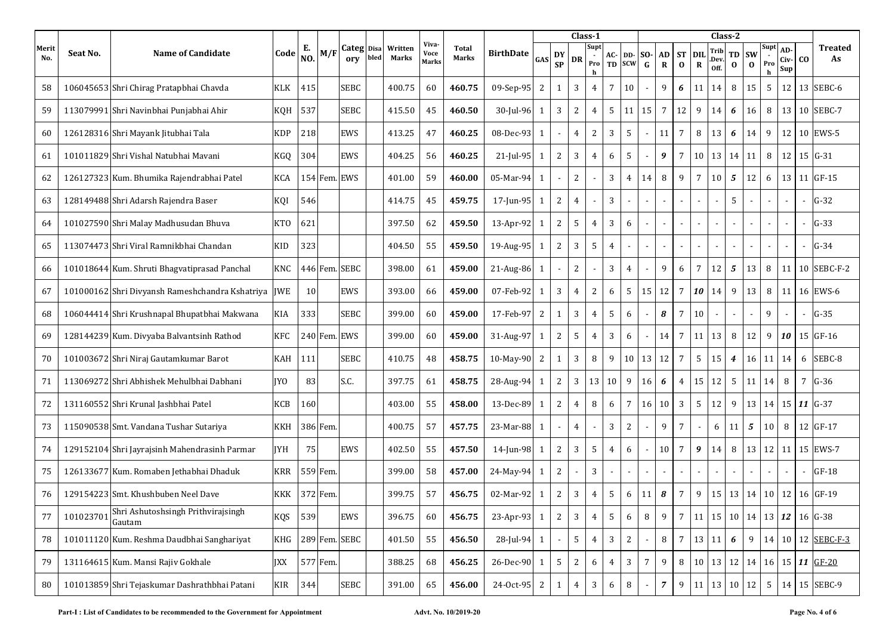| Merit No. | Seat No. | Name of Candidate | Code | E. NO. | M/F | Category | Disabled | Written Marks | Viva-Voce Marks | Total Marks | BirthDate | Class-1 | | | | | | Class-2 | | | | | | | | | | Treated As |
|---|---|---|---|---|---|---|---|---|---|---|---|---|---|---|---|---|---|---|---|---|---|---|---|---|---|---|---|---|
| | | | | | | | | | | | | GAS | DYSP | DR | Supt-Proh | AC-TD | DD-SCW | SO-G | ADR | STO | DILR | Trib.Dev.Off. | TDO | SWO | Supt-Proh | AD-Civ-Sup | CO | |
| 58 | 106045653 | Shri Chirag Pratapbhai Chavda | KLK | 415 | | SEBC | | 400.75 | 60 | **460.75** | 09-Sep-95 | 2 | 1 | 3 | 4 | 7 | 10 | - | 9 | *6* | 11 | 14 | 8 | 15 | 5 | 12 | 13 | SEBC-6 |
| 59 | 113079991 | Shri Navinbhai Punjabhai Ahir | KQH | 537 | | SEBC | | 415.50 | 45 | **460.50** | 30-Jul-96 | 1 | 3 | 2 | 4 | 5 | 11 | 15 | 7 | 12 | 9 | 14 | *6* | 16 | 8 | 13 | 10 | SEBC-7 |
| 60 | 126128316 | Shri Mayank Jitubhai Tala | KDP | 218 | | EWS | | 413.25 | 47 | **460.25** | 08-Dec-93 | 1 | - | 4 | 2 | 3 | 5 | - | 11 | 7 | 8 | 13 | *6* | 14 | 9 | 12 | 10 | EWS-5 |
| 61 | 101011829 | Shri Vishal Natubhai Mavani | KGQ | 304 | | EWS | | 404.25 | 56 | **460.25** | 21-Jul-95 | 1 | 2 | 3 | 4 | 6 | 5 | - | *9* | 7 | 10 | 13 | 14 | 11 | 8 | 12 | 15 | G-31 |
| 62 | 126127323 | Kum. Bhumika Rajendrabhai Patel | KCA | 154 | Fem. | EWS | | 401.00 | 59 | **460.00** | 05-Mar-94 | 1 | - | 2 | - | 3 | 4 | 14 | 8 | 9 | 7 | 10 | *5* | 12 | 6 | 13 | 11 | GF-15 |
| 63 | 128149488 | Shri Adarsh Rajendra Baser | KQI | 546 | | | | 414.75 | 45 | **459.75** | 17-Jun-95 | 1 | 2 | 4 | - | 3 | - | - | - | - | - | - | 5 | - | - | - | - | G-32 |
| 64 | 101027590 | Shri Malay Madhusudan Bhuva | KTO | 621 | | | | 397.50 | 62 | **459.50** | 13-Apr-92 | 1 | 2 | 5 | 4 | 3 | 6 | - | - | - | - | - | - | - | - | - | - | G-33 |
| 65 | 113074473 | Shri Viral Ramnikbhai Chandan | KID | 323 | | | | 404.50 | 55 | **459.50** | 19-Aug-95 | 1 | 2 | 3 | 5 | 4 | - | - | - | - | - | - | - | - | - | - | - | G-34 |
| 66 | 101018644 | Kum. Shruti Bhagvatiprasad Panchal | KNC | 446 | Fem. | SEBC | | 398.00 | 61 | **459.00** | 21-Aug-86 | 1 | - | 2 | - | 3 | 4 | - | 9 | 6 | 7 | 12 | *5* | 13 | 8 | 11 | 10 | SEBC-F-2 |
| 67 | 101000162 | Shri Divyansh Rameshchandra Kshatriya | JWE | 10 | | EWS | | 393.00 | 66 | **459.00** | 07-Feb-92 | 1 | 3 | 4 | 2 | 6 | 5 | 15 | 12 | 7 | *10* | 14 | 9 | 13 | 8 | 11 | 16 | EWS-6 |
| 68 | 106044414 | Shri Krushnapal Bhupatbhai Makwana | KIA | 333 | | SEBC | | 399.00 | 60 | **459.00** | 17-Feb-97 | 2 | 1 | 3 | 4 | 5 | 6 | - | *8* | 7 | 10 | - | - | - | 9 | - | - | G-35 |
| 69 | 128144239 | Kum. Divyaba Balvantsinh Rathod | KFC | 240 | Fem. | EWS | | 399.00 | 60 | **459.00** | 31-Aug-97 | 1 | 2 | 5 | 4 | 3 | 6 | - | 14 | 7 | 11 | 13 | 8 | 12 | 9 | *10* | 15 | GF-16 |
| 70 | 101003672 | Shri Niraj Gautamkumar Barot | KAH | 111 | | SEBC | | 410.75 | 48 | **458.75** | 10-May-90 | 2 | 1 | 3 | 8 | 9 | 10 | 13 | 12 | 7 | 5 | 15 | *4* | 16 | 11 | 14 | 6 | SEBC-8 |
| 71 | 113069272 | Shri Abhishek Mehulbhai Dabhani | JYO | 83 | | S.C. | | 397.75 | 61 | **458.75** | 28-Aug-94 | 1 | 2 | 3 | 13 | 10 | 9 | 16 | *6* | 4 | 15 | 12 | 5 | 11 | 14 | 8 | 7 | G-36 |
| 72 | 131160552 | Shri Krunal Jashbhai Patel | KCB | 160 | | | | 403.00 | 55 | **458.00** | 13-Dec-89 | 1 | 2 | 4 | 8 | 6 | 7 | 16 | 10 | 3 | 5 | 12 | 9 | 13 | 14 | 15 | *11* | G-37 |
| 73 | 115090538 | Smt. Vandana Tushar Sutariya | KKH | 386 | Fem. | | | 400.75 | 57 | **457.75** | 23-Mar-88 | 1 | - | 4 | - | 3 | 2 | - | 9 | 7 | - | 6 | 11 | *5* | 10 | 8 | 12 | GF-17 |
| 74 | 129152104 | Shri Jayrajsinh Mahendrasinh Parmar | JYH | 75 | | EWS | | 402.50 | 55 | **457.50** | 14-Jun-98 | 1 | 2 | 3 | 5 | 4 | 6 | - | 10 | 7 | *9* | 14 | 8 | 13 | 12 | 11 | 15 | EWS-7 |
| 75 | 126133677 | Kum. Romaben Jethabhai Dhaduk | KRR | 559 | Fem. | | | 399.00 | 58 | **457.00** | 24-May-94 | 1 | 2 | - | 3 | - | - | - | - | - | - | - | - | - | - | - | - | GF-18 |
| 76 | 129154223 | Smt. Khushbuben Neel Dave | KKK | 372 | Fem. | | | 399.75 | 57 | **456.75** | 02-Mar-92 | 1 | 2 | 3 | 4 | 5 | 6 | 11 | *8* | 7 | 9 | 15 | 13 | 14 | 10 | 12 | 16 | GF-19 |
| 77 | 101023701 | Shri Ashutoshsingh Prithvirajsingh Gautam | KQS | 539 | | EWS | | 396.75 | 60 | **456.75** | 23-Apr-93 | 1 | 2 | 3 | 4 | 5 | 6 | 8 | 9 | 7 | 11 | 15 | 10 | 14 | 13 | *12* | 16 | G-38 |
| 78 | 101011120 | Kum. Reshma Daudbhai Sanghariyat | KHG | 289 | Fem. | SEBC | | 401.50 | 55 | **456.50** | 28-Jul-94 | 1 | - | 5 | 4 | 3 | 2 | - | 8 | 7 | 13 | 11 | *6* | 9 | 14 | 10 | 12 | SEBC-F-3 |
| 79 | 131164615 | Kum. Mansi Rajiv Gokhale | JXX | 577 | Fem. | | | 388.25 | 68 | **456.25** | 26-Dec-90 | 1 | 5 | 2 | 6 | 4 | 3 | 7 | 9 | 8 | 10 | 13 | 12 | 14 | 16 | 15 | *11* | GF-20 |
| 80 | 101013859 | Shri Tejaskumar Dashrathbhai Patani | KIR | 344 | | SEBC | | 391.00 | 65 | **456.00** | 24-Oct-95 | 2 | 1 | 4 | 3 | 6 | 8 | - | *7* | 9 | 11 | 13 | 10 | 12 | 5 | 14 | 15 | SEBC-9 |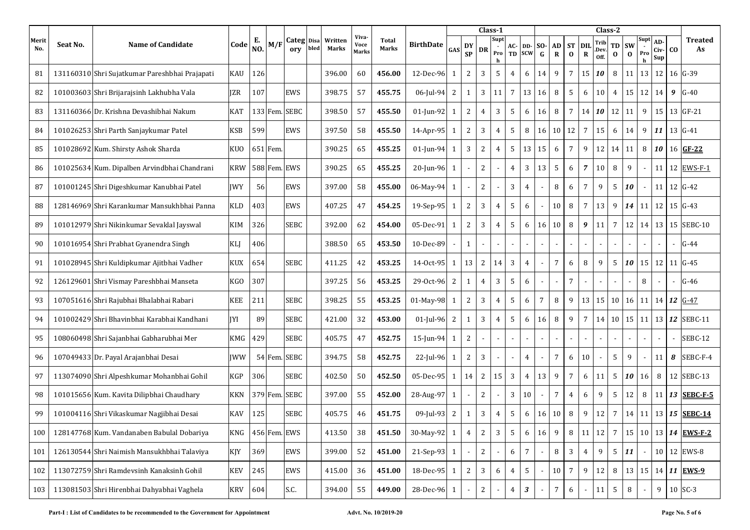| Merit No. | Seat No. | Name of Candidate | Code | E. NO. | M/F | Category | Disabled | Written Marks | Viva-Voce Marks | Total Marks | BirthDate | Class-1 | | | | | | Class-2 | | | | | | | | | | Treated As |
|---|---|---|---|---|---|---|---|---|---|---|---|---|---|---|---|---|---|---|---|---|---|---|---|---|---|---|---|---|
| | | | | | | | | | | | | GAS | DY SP | DR | Supt-Proh | AC-TD | DD-SCW | SO-G | AD R | ST O | DIL R | Trib. Dev. Off. | TD O | SW O | Supt-Proh | AD-Civ-Sup | CO | |
| 81 | 131160310 | Shri Sujatkumar Pareshbhai Prajapati | KAU | 126 | | | | 396.00 | 60 | **456.00** | 12-Dec-96 | 1 | 2 | 3 | 5 | 4 | 6 | 14 | 9 | 7 | 15 | ***10*** | 8 | 11 | 13 | 12 | 16 | G-39 |
| 82 | 101003603 | Shri Brijarajsinh Lakhubha Vala | JZR | 107 | | EWS | | 398.75 | 57 | **455.75** | 06-Jul-94 | 2 | 1 | 3 | 11 | 7 | 13 | 16 | 8 | 5 | 6 | 10 | 4 | 15 | 12 | 14 | ***9*** | G-40 |
| 83 | 131160366 | Dr. Krishna Devashibhai Nakum | KAT | 133 | Fem. | SEBC | | 398.50 | 57 | **455.50** | 01-Jun-92 | 1 | 2 | 4 | 3 | 5 | 6 | 16 | 8 | 7 | 14 | ***10*** | 12 | 11 | 9 | 15 | 13 | GF-21 |
| 84 | 101026253 | Shri Parth Sanjaykumar Patel | KSB | 599 | | EWS | | 397.50 | 58 | **455.50** | 14-Apr-95 | 1 | 2 | 3 | 4 | 5 | 8 | 16 | 10 | 12 | 7 | 15 | 6 | 14 | 9 | ***11*** | 13 | G-41 |
| 85 | 101028692 | Kum. Shirsty Ashok Sharda | KUO | 651 | Fem. | | | 390.25 | 65 | **455.25** | 01-Jun-94 | 1 | 3 | 2 | 4 | 5 | 13 | 15 | 6 | 7 | 9 | 12 | 14 | 11 | 8 | ***10*** | 16 | **GF-22** |
| 86 | 101025634 | Kum. Dipalben Arvindbhai Chandrani | KRW | 588 | Fem. | EWS | | 390.25 | 65 | **455.25** | 20-Jun-96 | 1 | - | 2 | - | 4 | 3 | 13 | 5 | 6 | ***7*** | 10 | 8 | 9 | - | 11 | 12 | EWS-F-1 |
| 87 | 101001245 | Shri Digeshkumar Kanubhai Patel | JWY | 56 | | EWS | | 397.00 | 58 | **455.00** | 06-May-94 | 1 | - | 2 | - | 3 | 4 | - | 8 | 6 | 7 | 9 | 5 | ***10*** | - | 11 | 12 | G-42 |
| 88 | 128146969 | Shri Karankumar Mansukhbhai Panna | KLD | 403 | | EWS | | 407.25 | 47 | **454.25** | 19-Sep-95 | 1 | 2 | 3 | 4 | 5 | 6 | - | 10 | 8 | 7 | 13 | 9 | ***14*** | 11 | 12 | 15 | G-43 |
| 89 | 101012979 | Shri Nikinkumar Sevaklal Jayswal | KIM | 326 | | SEBC | | 392.00 | 62 | **454.00** | 05-Dec-91 | 1 | 2 | 3 | 4 | 5 | 6 | 16 | 10 | 8 | ***9*** | 11 | 7 | 12 | 14 | 13 | 15 | SEBC-10 |
| 90 | 101016954 | Shri Prabhat Gyanendra Singh | KLJ | 406 | | | | 388.50 | 65 | **453.50** | 10-Dec-89 | - | 1 | - | - | - | - | - | - | - | - | - | - | - | - | - | - | G-44 |
| 91 | 101028945 | Shri Kuldipkumar Ajitbhai Vadher | KUX | 654 | | SEBC | | 411.25 | 42 | **453.25** | 14-Oct-95 | 1 | 13 | 2 | 14 | 3 | 4 | - | 7 | 6 | 8 | 9 | 5 | ***10*** | 15 | 12 | 11 | G-45 |
| 92 | 126129601 | Shri Vismay Pareshbhai Manseta | KGO | 307 | | | | 397.25 | 56 | **453.25** | 29-Oct-96 | 2 | 1 | 4 | 3 | 5 | 6 | - | - | 7 | - | - | - | - | 8 | - | - | G-46 |
| 93 | 107051616 | Shri Rajubhai Bhalabhai Rabari | KEE | 211 | | SEBC | | 398.25 | 55 | **453.25** | 01-May-98 | 1 | 2 | 3 | 4 | 5 | 6 | 7 | 8 | 9 | 13 | 15 | 10 | 16 | 11 | 14 | ***12*** | G-47 |
| 94 | 101002429 | Shri Bhavinbhai Karabhai Kandhani | JYI | 89 | | SEBC | | 421.00 | 32 | **453.00** | 01-Jul-96 | 2 | 1 | 3 | 4 | 5 | 6 | 16 | 8 | 9 | 7 | 14 | 10 | 15 | 11 | 13 | ***12*** | SEBC-11 |
| 95 | 108060498 | Shri Sajanbhai Gabharubhai Mer | KMG | 429 | | SEBC | | 405.75 | 47 | **452.75** | 15-Jun-94 | 1 | 2 | - | - | - | - | - | - | - | - | - | - | - | - | - | - | SEBC-12 |
| 96 | 107049433 | Dr. Payal Arajanbhai Desai | JWW | 54 | Fem. | SEBC | | 394.75 | 58 | **452.75** | 22-Jul-96 | 1 | 2 | 3 | - | - | 4 | - | 7 | 6 | 10 | - | 5 | 9 | - | 11 | ***8*** | SEBC-F-4 |
| 97 | 113074090 | Shri Alpeshkumar Mohanbhai Gohil | KGP | 306 | | SEBC | | 402.50 | 50 | **452.50** | 05-Dec-95 | 1 | 14 | 2 | 15 | 3 | 4 | 13 | 9 | 7 | 6 | 11 | 5 | ***10*** | 16 | 8 | 12 | SEBC-13 |
| 98 | 101015656 | Kum. Kavita Dilipbhai Chaudhary | KKN | 379 | Fem. | SEBC | | 397.00 | 55 | **452.00** | 28-Aug-97 | 1 | - | 2 | - | 3 | 10 | - | 7 | 4 | 6 | 9 | 5 | 12 | 8 | 11 | ***13*** | **SEBC-F-5** |
| 99 | 101004116 | Shri Vikaskumar Nagjibhai Desai | KAV | 125 | | SEBC | | 405.75 | 46 | **451.75** | 09-Jul-93 | 2 | 1 | 3 | 4 | 5 | 6 | 16 | 10 | 8 | 9 | 12 | 7 | 14 | 11 | 13 | ***15*** | **SEBC-14** |
| 100 | 128147768 | Kum. Vandanaben Babulal Dobariya | KNG | 456 | Fem. | EWS | | 413.50 | 38 | **451.50** | 30-May-92 | 1 | 4 | 2 | 3 | 5 | 6 | 16 | 9 | 8 | 11 | 12 | 7 | 15 | 10 | 13 | ***14*** | **EWS-F-2** |
| 101 | 126130544 | Shri Naimish Mansukhbhai Talaviya | KJY | 369 | | EWS | | 399.00 | 52 | **451.00** | 21-Sep-93 | 1 | - | 2 | - | 6 | 7 | - | 8 | 3 | 4 | 9 | 5 | ***11*** | - | 10 | 12 | EWS-8 |
| 102 | 113072759 | Shri Ramdevsinh Kanaksinh Gohil | KEV | 245 | | EWS | | 415.00 | 36 | **451.00** | 18-Dec-95 | 1 | 2 | 3 | 6 | 4 | 5 | - | 10 | 7 | 9 | 12 | 8 | 13 | 15 | 14 | ***11*** | **EWS-9** |
| 103 | 113081503 | Shri Hirenbhai Dahyabhai Vaghela | KRV | 604 | | S.C. | | 394.00 | 55 | **449.00** | 28-Dec-96 | 1 | - | 2 | - | 4 | ***3*** | - | 7 | 6 | - | 11 | 5 | 8 | - | 9 | 10 | SC-3 |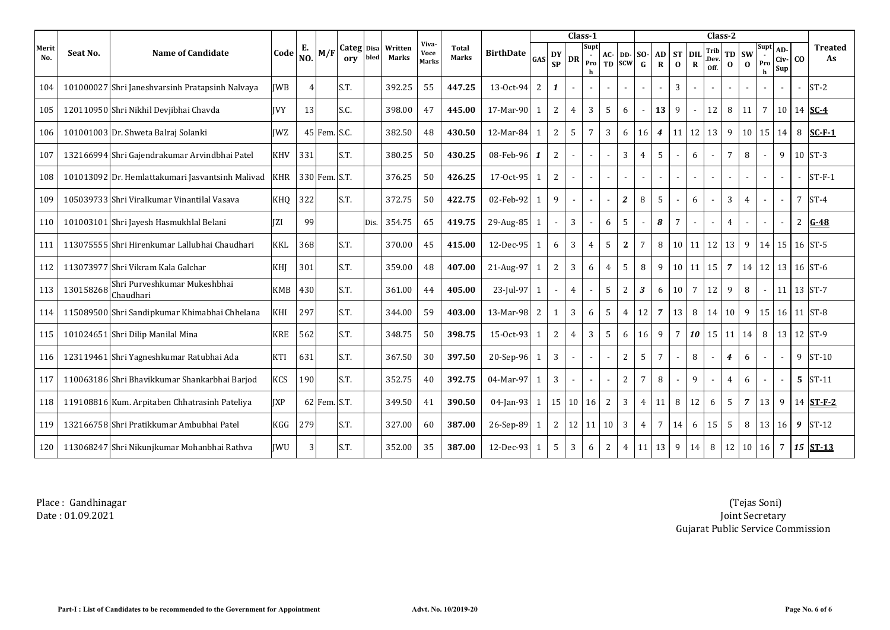| Merit No. | Seat No. | Name of Candidate | Code | E. NO. | M/F | Category | Disabled | Written Marks | Viva-Voce Marks | Total Marks | BirthDate | Class-1 | | | | | | Class-2 | | | | | | | | | | Treated As |
|---|---|---|---|---|---|---|---|---|---|---|---|---|---|---|---|---|---|---|---|---|---|---|---|---|---|---|---|---|
| | | | | | | | | | | | | GAS | DYSP | DR | Supt-Proh | AC-TD | DD-SCW | SO-G | ADR | STO | DILR | Trib.Dev.Off. | TDO | SWO | Supt-Proh | AD-Civ-Sup | CO | |
| 104 | 101000027 | Shri Janeshvarsinh Pratapsinh Nalvaya | JWB | 4 | | S.T. | | 392.25 | 55 | **447.25** | 13-Oct-94 | 2 | *1* | - | - | - | - | - | - | 3 | - | - | - | - | - | - | - | ST-2 |
| 105 | 120110950 | Shri Nikhil Devjibhai Chavda | JVY | 13 | | S.C. | | 398.00 | 47 | **445.00** | 17-Mar-90 | 1 | 2 | 4 | 3 | 5 | 6 | - | **13** | 9 | - | 12 | 8 | 11 | 7 | 10 | 14 | **SC-4** |
| 106 | 101001003 | Dr. Shweta Balraj Solanki | JWZ | 45 | Fem. | S.C. | | 382.50 | 48 | **430.50** | 12-Mar-84 | 1 | 2 | 5 | 7 | 3 | 6 | 16 | *4* | 11 | 12 | 13 | 9 | 10 | 15 | 14 | 8 | **SC-F-1** |
| 107 | 132166994 | Shri Gajendrakumar Arvindbhai Patel | KHV | 331 | | S.T. | | 380.25 | 50 | **430.25** | 08-Feb-96 | *1* | 2 | - | - | - | 3 | 4 | 5 | - | 6 | - | 7 | 8 | - | 9 | 10 | ST-3 |
| 108 | 101013092 | Dr. Hemlattakumari Jasvantsinh Malivad | KHR | 330 | Fem. | S.T. | | 376.25 | 50 | **426.25** | 17-Oct-95 | 1 | 2 | - | - | - | - | - | - | - | - | - | - | - | - | - | - | ST-F-1 |
| 109 | 105039733 | Shri Viralkumar Vinantilal Vasava | KHQ | 322 | | S.T. | | 372.75 | 50 | **422.75** | 02-Feb-92 | 1 | 9 | - | - | - | *2* | 8 | 5 | - | 6 | - | 3 | 4 | - | - | 7 | ST-4 |
| 110 | 101003101 | Shri Jayesh Hasmukhlal Belani | JZI | 99 | | | Dis. | 354.75 | 65 | **419.75** | 29-Aug-85 | 1 | - | 3 | - | 6 | 5 | - | *8* | 7 | - | - | 4 | - | - | - | 2 | **G-48** |
| 111 | 113075555 | Shri Hirenkumar Lallubhai Chaudhari | KKL | 368 | | S.T. | | 370.00 | 45 | **415.00** | 12-Dec-95 | 1 | 6 | 3 | 4 | 5 | **2** | 7 | 8 | 10 | 11 | 12 | 13 | 9 | 14 | 15 | 16 | ST-5 |
| 112 | 113073977 | Shri Vikram Kala Galchar | KHJ | 301 | | S.T. | | 359.00 | 48 | **407.00** | 21-Aug-97 | 1 | 2 | 3 | 6 | 4 | 5 | 8 | 9 | 10 | 11 | 15 | *7* | 14 | 12 | 13 | 16 | ST-6 |
| 113 | 130158268 | Shri Purveshkumar Mukeshbhai Chaudhari | KMB | 430 | | S.T. | | 361.00 | 44 | **405.00** | 23-Jul-97 | 1 | - | 4 | - | 5 | 2 | *3* | 6 | 10 | 7 | 12 | 9 | 8 | - | 11 | 13 | ST-7 |
| 114 | 115089500 | Shri Sandipkumar Khimabhai Chhelana | KHI | 297 | | S.T. | | 344.00 | 59 | **403.00** | 13-Mar-98 | 2 | 1 | 3 | 6 | 5 | 4 | 12 | *7* | 13 | 8 | 14 | 10 | 9 | 15 | 16 | 11 | ST-8 |
| 115 | 101024651 | Shri Dilip Manilal Mina | KRE | 562 | | S.T. | | 348.75 | 50 | **398.75** | 15-Oct-93 | 1 | 2 | 4 | 3 | 5 | 6 | 16 | 9 | 7 | *10* | 15 | 11 | 14 | 8 | 13 | 12 | ST-9 |
| 116 | 123119461 | Shri Yagneshkumar Ratubhai Ada | KTI | 631 | | S.T. | | 367.50 | 30 | **397.50** | 20-Sep-96 | 1 | 3 | - | - | - | 2 | 5 | 7 | - | 8 | - | *4* | 6 | - | - | 9 | ST-10 |
| 117 | 110063186 | Shri Bhavikkumar Shankarbhai Barjod | KCS | 190 | | S.T. | | 352.75 | 40 | **392.75** | 04-Mar-97 | 1 | 3 | - | - | - | 2 | 7 | 8 | - | 9 | - | 4 | 6 | - | - | **5** | ST-11 |
| 118 | 119108816 | Kum. Arpitaben Chhatrasinh Pateliya | JXP | 62 | Fem. | S.T. | | 349.50 | 41 | **390.50** | 04-Jan-93 | 1 | 15 | 10 | 16 | 2 | 3 | 4 | 11 | 8 | 12 | 6 | 5 | *7* | 13 | 9 | 14 | **ST-F-2** |
| 119 | 132166758 | Shri Pratikkumar Ambubhai Patel | KGG | 279 | | S.T. | | 327.00 | 60 | **387.00** | 26-Sep-89 | 1 | 2 | 12 | 11 | 10 | 3 | 4 | 7 | 14 | 6 | 15 | 5 | 8 | 13 | 16 | *9* | ST-12 |
| 120 | 113068247 | Shri Nikunjkumar Mohanbhai Rathva | JWU | 3 | | S.T. | | 352.00 | 35 | **387.00** | 12-Dec-93 | 1 | 5 | 3 | 6 | 2 | 4 | 11 | 13 | 9 | 14 | 8 | 12 | 10 | 16 | 7 | *15* | **ST-13** |

Place : Gandhinagar
Date : 01.09.2021

(Tejas Soni)
Joint Secretary
Gujarat Public Service Commission

Part-I : List of Candidates to be recommended to the Government for Appointment — Advt. No. 10/2019-20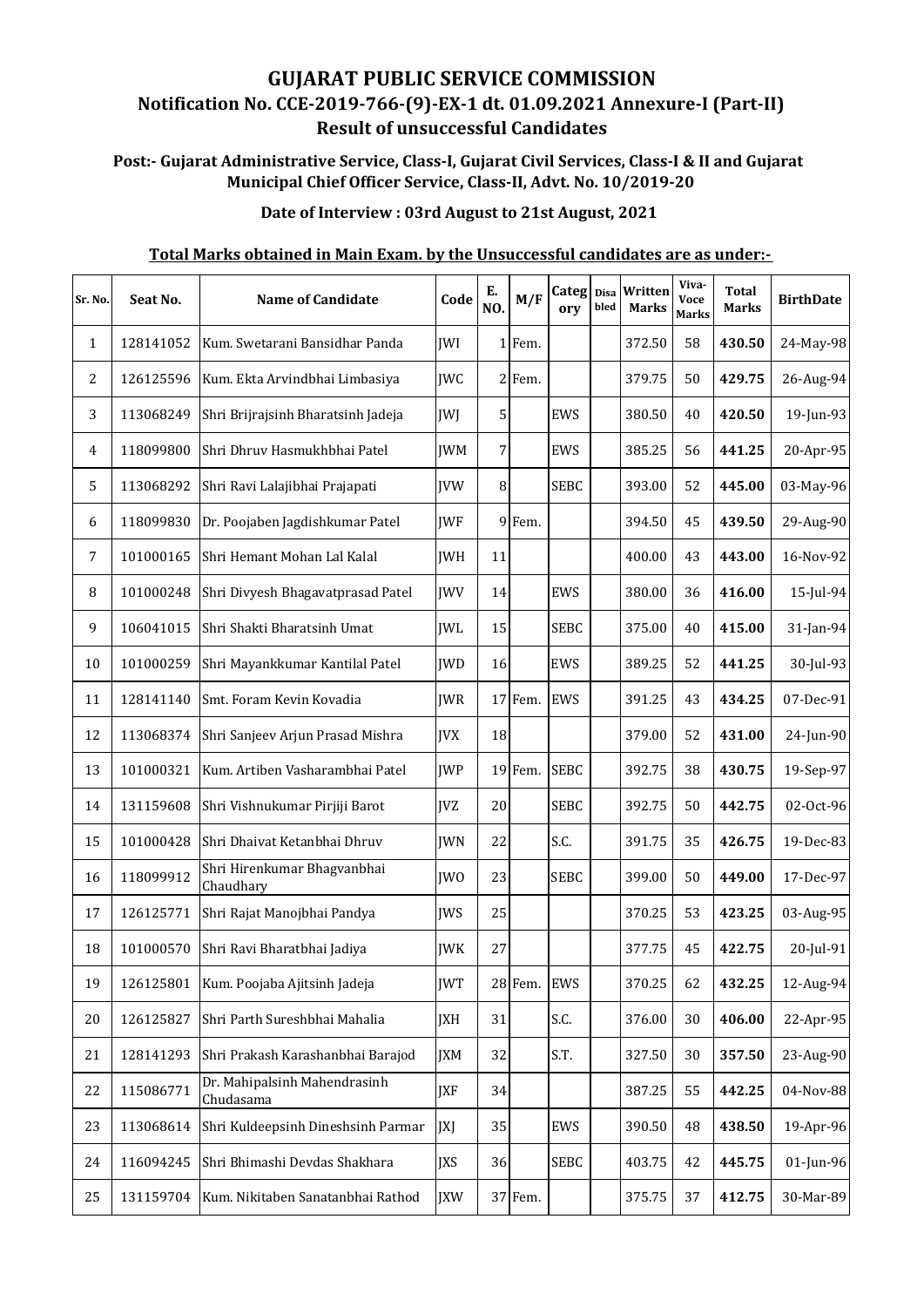# GUJARAT PUBLIC SERVICE COMMISSION

## Notification No. CCE-2019-766-(9)-EX-1 dt. 01.09.2021 Annexure-I (Part-II)

## Result of unsuccessful Candidates

### Post:- Gujarat Administrative Service, Class-I, Gujarat Civil Services, Class-I & II and Gujarat Municipal Chief Officer Service, Class-II, Advt. No. 10/2019-20

**Date of Interview : 03rd August to 21st August, 2021**

**Total Marks obtained in Main Exam. by the Unsuccessful candidates are as under:-**

| Sr. No. | Seat No. | Name of Candidate | Code | E. NO. | M/F | Category | Disabled | Written Marks | Viva-Voce Marks | Total Marks | BirthDate |
|---|---|---|---|---|---|---|---|---|---|---|---|
| 1 | 128141052 | Kum. Swetarani Bansidhar Panda | JWI | 1 | Fem. | | | 372.50 | 58 | **430.50** | 24-May-98 |
| 2 | 126125596 | Kum. Ekta Arvindbhai Limbasiya | JWC | 2 | Fem. | | | 379.75 | 50 | **429.75** | 26-Aug-94 |
| 3 | 113068249 | Shri Brijrajsinh Bharatsinh Jadeja | JWJ | 5 | | EWS | | 380.50 | 40 | **420.50** | 19-Jun-93 |
| 4 | 118099800 | Shri Dhruv Hasmukhbhai Patel | JWM | 7 | | EWS | | 385.25 | 56 | **441.25** | 20-Apr-95 |
| 5 | 113068292 | Shri Ravi Lalajibhai Prajapati | JVW | 8 | | SEBC | | 393.00 | 52 | **445.00** | 03-May-96 |
| 6 | 118099830 | Dr. Poojaben Jagdishkumar Patel | JWF | 9 | Fem. | | | 394.50 | 45 | **439.50** | 29-Aug-90 |
| 7 | 101000165 | Shri Hemant Mohan Lal Kalal | JWH | 11 | | | | 400.00 | 43 | **443.00** | 16-Nov-92 |
| 8 | 101000248 | Shri Divyesh Bhagavatprasad Patel | JWV | 14 | | EWS | | 380.00 | 36 | **416.00** | 15-Jul-94 |
| 9 | 106041015 | Shri Shakti Bharatsinh Umat | JWL | 15 | | SEBC | | 375.00 | 40 | **415.00** | 31-Jan-94 |
| 10 | 101000259 | Shri Mayankkumar Kantilal Patel | JWD | 16 | | EWS | | 389.25 | 52 | **441.25** | 30-Jul-93 |
| 11 | 128141140 | Smt. Foram Kevin Kovadia | JWR | 17 | Fem. | EWS | | 391.25 | 43 | **434.25** | 07-Dec-91 |
| 12 | 113068374 | Shri Sanjeev Arjun Prasad Mishra | JVX | 18 | | | | 379.00 | 52 | **431.00** | 24-Jun-90 |
| 13 | 101000321 | Kum. Artiben Vasharambhai Patel | JWP | 19 | Fem. | SEBC | | 392.75 | 38 | **430.75** | 19-Sep-97 |
| 14 | 131159608 | Shri Vishnukumar Pirjiji Barot | JVZ | 20 | | SEBC | | 392.75 | 50 | **442.75** | 02-Oct-96 |
| 15 | 101000428 | Shri Dhaivat Ketanbhai Dhruv | JWN | 22 | | S.C. | | 391.75 | 35 | **426.75** | 19-Dec-83 |
| 16 | 118099912 | Shri Hirenkumar Bhagvanbhai Chaudhary | JWO | 23 | | SEBC | | 399.00 | 50 | **449.00** | 17-Dec-97 |
| 17 | 126125771 | Shri Rajat Manojbhai Pandya | JWS | 25 | | | | 370.25 | 53 | **423.25** | 03-Aug-95 |
| 18 | 101000570 | Shri Ravi Bharatbhai Jadiya | JWK | 27 | | | | 377.75 | 45 | **422.75** | 20-Jul-91 |
| 19 | 126125801 | Kum. Poojaba Ajitsinh Jadeja | JWT | 28 | Fem. | EWS | | 370.25 | 62 | **432.25** | 12-Aug-94 |
| 20 | 126125827 | Shri Parth Sureshbhai Mahalia | JXH | 31 | | S.C. | | 376.00 | 30 | **406.00** | 22-Apr-95 |
| 21 | 128141293 | Shri Prakash Karashanbhai Barajod | JXM | 32 | | S.T. | | 327.50 | 30 | **357.50** | 23-Aug-90 |
| 22 | 115086771 | Dr. Mahipalsinh Mahendrasinh Chudasama | JXF | 34 | | | | 387.25 | 55 | **442.25** | 04-Nov-88 |
| 23 | 113068614 | Shri Kuldeepsinh Dineshsinh Parmar | JXJ | 35 | | EWS | | 390.50 | 48 | **438.50** | 19-Apr-96 |
| 24 | 116094245 | Shri Bhimashi Devdas Shakhara | JXS | 36 | | SEBC | | 403.75 | 42 | **445.75** | 01-Jun-96 |
| 25 | 131159704 | Kum. Nikitaben Sanatanbhai Rathod | JXW | 37 | Fem. | | | 375.75 | 37 | **412.75** | 30-Mar-89 |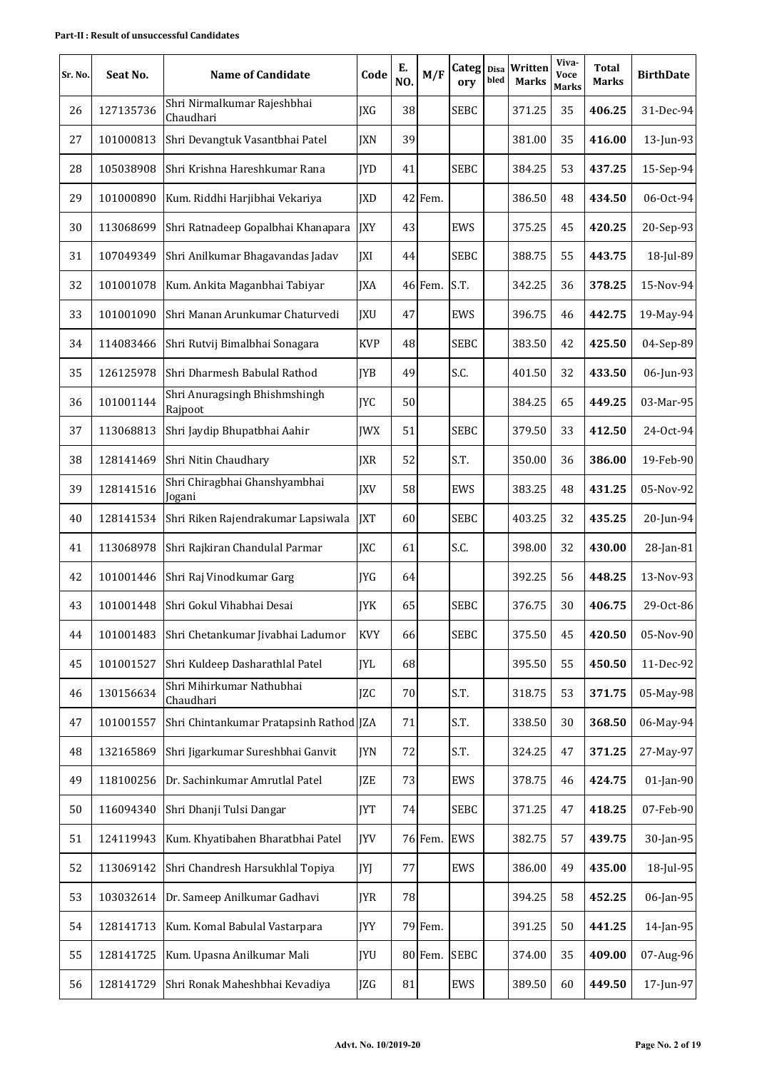**Part-II : Result of unsuccessful Candidates**

| Sr. No. | Seat No. | Name of Candidate | Code | E. NO. | M/F | Category | Disabled | Written Marks | Viva-Voce Marks | Total Marks | BirthDate |
|---|---|---|---|---|---|---|---|---|---|---|---|
| 26 | 127135736 | Shri Nirmalkumar Rajeshbhai Chaudhari | JXG | 38 | | SEBC | | 371.25 | 35 | **406.25** | 31-Dec-94 |
| 27 | 101000813 | Shri Devangtuk Vasantbhai Patel | JXN | 39 | | | | 381.00 | 35 | **416.00** | 13-Jun-93 |
| 28 | 105038908 | Shri Krishna Hareshkumar Rana | JYD | 41 | | SEBC | | 384.25 | 53 | **437.25** | 15-Sep-94 |
| 29 | 101000890 | Kum. Riddhi Harjibhai Vekariya | JXD | 42 | Fem. | | | 386.50 | 48 | **434.50** | 06-Oct-94 |
| 30 | 113068699 | Shri Ratnadeep Gopalbhai Khanapara | JXY | 43 | | EWS | | 375.25 | 45 | **420.25** | 20-Sep-93 |
| 31 | 107049349 | Shri Anilkumar Bhagavandas Jadav | JXI | 44 | | SEBC | | 388.75 | 55 | **443.75** | 18-Jul-89 |
| 32 | 101001078 | Kum. Ankita Maganbhai Tabiyar | JXA | 46 | Fem. | S.T. | | 342.25 | 36 | **378.25** | 15-Nov-94 |
| 33 | 101001090 | Shri Manan Arunkumar Chaturvedi | JXU | 47 | | EWS | | 396.75 | 46 | **442.75** | 19-May-94 |
| 34 | 114083466 | Shri Rutvij Bimalbhai Sonagara | KVP | 48 | | SEBC | | 383.50 | 42 | **425.50** | 04-Sep-89 |
| 35 | 126125978 | Shri Dharmesh Babulal Rathod | JYB | 49 | | S.C. | | 401.50 | 32 | **433.50** | 06-Jun-93 |
| 36 | 101001144 | Shri Anuragsingh Bhishmshingh Rajpoot | JYC | 50 | | | | 384.25 | 65 | **449.25** | 03-Mar-95 |
| 37 | 113068813 | Shri Jaydip Bhupatbhai Aahir | JWX | 51 | | SEBC | | 379.50 | 33 | **412.50** | 24-Oct-94 |
| 38 | 128141469 | Shri Nitin Chaudhary | JXR | 52 | | S.T. | | 350.00 | 36 | **386.00** | 19-Feb-90 |
| 39 | 128141516 | Shri Chiragbhai Ghanshyambhai Jogani | JXV | 58 | | EWS | | 383.25 | 48 | **431.25** | 05-Nov-92 |
| 40 | 128141534 | Shri Riken Rajendrakumar Lapsiwala | JXT | 60 | | SEBC | | 403.25 | 32 | **435.25** | 20-Jun-94 |
| 41 | 113068978 | Shri Rajkiran Chandulal Parmar | JXC | 61 | | S.C. | | 398.00 | 32 | **430.00** | 28-Jan-81 |
| 42 | 101001446 | Shri Raj Vinodkumar Garg | JYG | 64 | | | | 392.25 | 56 | **448.25** | 13-Nov-93 |
| 43 | 101001448 | Shri Gokul Vihabhai Desai | JYK | 65 | | SEBC | | 376.75 | 30 | **406.75** | 29-Oct-86 |
| 44 | 101001483 | Shri Chetankumar Jivabhai Ladumor | KVY | 66 | | SEBC | | 375.50 | 45 | **420.50** | 05-Nov-90 |
| 45 | 101001527 | Shri Kuldeep Dasharathlal Patel | JYL | 68 | | | | 395.50 | 55 | **450.50** | 11-Dec-92 |
| 46 | 130156634 | Shri Mihirkumar Nathubhai Chaudhari | JZC | 70 | | S.T. | | 318.75 | 53 | **371.75** | 05-May-98 |
| 47 | 101001557 | Shri Chintankumar Pratapsinh Rathod | JZA | 71 | | S.T. | | 338.50 | 30 | **368.50** | 06-May-94 |
| 48 | 132165869 | Shri Jigarkumar Sureshbhai Ganvit | JYN | 72 | | S.T. | | 324.25 | 47 | **371.25** | 27-May-97 |
| 49 | 118100256 | Dr. Sachinkumar Amrutlal Patel | JZE | 73 | | EWS | | 378.75 | 46 | **424.75** | 01-Jan-90 |
| 50 | 116094340 | Shri Dhanji Tulsi Dangar | JYT | 74 | | SEBC | | 371.25 | 47 | **418.25** | 07-Feb-90 |
| 51 | 124119943 | Kum. Khyatibahen Bharatbhai Patel | JYV | 76 | Fem. | EWS | | 382.75 | 57 | **439.75** | 30-Jan-95 |
| 52 | 113069142 | Shri Chandresh Harsukhlal Topiya | JYJ | 77 | | EWS | | 386.00 | 49 | **435.00** | 18-Jul-95 |
| 53 | 103032614 | Dr. Sameep Anilkumar Gadhavi | JYR | 78 | | | | 394.25 | 58 | **452.25** | 06-Jan-95 |
| 54 | 128141713 | Kum. Komal Babulal Vastarpara | JYY | 79 | Fem. | | | 391.25 | 50 | **441.25** | 14-Jan-95 |
| 55 | 128141725 | Kum. Upasna Anilkumar Mali | JYU | 80 | Fem. | SEBC | | 374.00 | 35 | **409.00** | 07-Aug-96 |
| 56 | 128141729 | Shri Ronak Maheshbhai Kevadiya | JZG | 81 | | EWS | | 389.50 | 60 | **449.50** | 17-Jun-97 |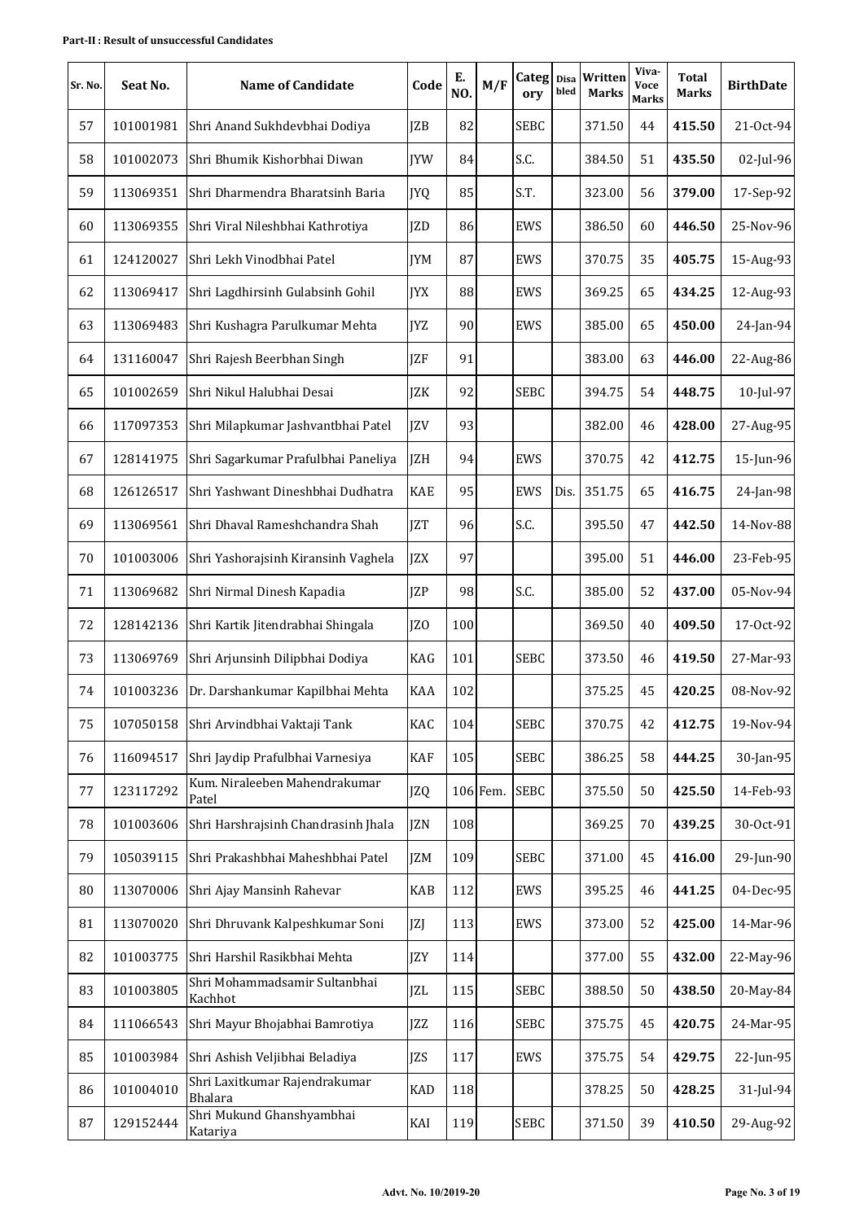**Part-II : Result of unsuccessful Candidates**

| Sr. No. | Seat No. | Name of Candidate | Code | E. NO. | M/F | Category | Disabled | Written Marks | Viva-Voce Marks | Total Marks | BirthDate |
|---|---|---|---|---|---|---|---|---|---|---|---|
| 57 | 101001981 | Shri Anand Sukhdevbhai Dodiya | JZB | 82 | | SEBC | | 371.50 | 44 | **415.50** | 21-Oct-94 |
| 58 | 101002073 | Shri Bhumik Kishorbhai Diwan | JYW | 84 | | S.C. | | 384.50 | 51 | **435.50** | 02-Jul-96 |
| 59 | 113069351 | Shri Dharmendra Bharatsinh Baria | JYQ | 85 | | S.T. | | 323.00 | 56 | **379.00** | 17-Sep-92 |
| 60 | 113069355 | Shri Viral Nileshbhai Kathrotiya | JZD | 86 | | EWS | | 386.50 | 60 | **446.50** | 25-Nov-96 |
| 61 | 124120027 | Shri Lekh Vinodbhai Patel | JYM | 87 | | EWS | | 370.75 | 35 | **405.75** | 15-Aug-93 |
| 62 | 113069417 | Shri Lagdhirsinh Gulabsinh Gohil | JYX | 88 | | EWS | | 369.25 | 65 | **434.25** | 12-Aug-93 |
| 63 | 113069483 | Shri Kushagra Parulkumar Mehta | JYZ | 90 | | EWS | | 385.00 | 65 | **450.00** | 24-Jan-94 |
| 64 | 131160047 | Shri Rajesh Beerbhan Singh | JZF | 91 | | | | 383.00 | 63 | **446.00** | 22-Aug-86 |
| 65 | 101002659 | Shri Nikul Halubhai Desai | JZK | 92 | | SEBC | | 394.75 | 54 | **448.75** | 10-Jul-97 |
| 66 | 117097353 | Shri Milapkumar Jashvantbhai Patel | JZV | 93 | | | | 382.00 | 46 | **428.00** | 27-Aug-95 |
| 67 | 128141975 | Shri Sagarkumar Prafulbhai Paneliya | JZH | 94 | | EWS | | 370.75 | 42 | **412.75** | 15-Jun-96 |
| 68 | 126126517 | Shri Yashwant Dineshbhai Dudhatra | KAE | 95 | | EWS | Dis. | 351.75 | 65 | **416.75** | 24-Jan-98 |
| 69 | 113069561 | Shri Dhaval Rameshchandra Shah | JZT | 96 | | S.C. | | 395.50 | 47 | **442.50** | 14-Nov-88 |
| 70 | 101003006 | Shri Yashorajsinh Kiransinh Vaghela | JZX | 97 | | | | 395.00 | 51 | **446.00** | 23-Feb-95 |
| 71 | 113069682 | Shri Nirmal Dinesh Kapadia | JZP | 98 | | S.C. | | 385.00 | 52 | **437.00** | 05-Nov-94 |
| 72 | 128142136 | Shri Kartik Jitendrabhai Shingala | JZO | 100 | | | | 369.50 | 40 | **409.50** | 17-Oct-92 |
| 73 | 113069769 | Shri Arjunsinh Dilipbhai Dodiya | KAG | 101 | | SEBC | | 373.50 | 46 | **419.50** | 27-Mar-93 |
| 74 | 101003236 | Dr. Darshankumar Kapilbhai Mehta | KAA | 102 | | | | 375.25 | 45 | **420.25** | 08-Nov-92 |
| 75 | 107050158 | Shri Arvindbhai Vaktaji Tank | KAC | 104 | | SEBC | | 370.75 | 42 | **412.75** | 19-Nov-94 |
| 76 | 116094517 | Shri Jaydip Prafulbhai Varnesiya | KAF | 105 | | SEBC | | 386.25 | 58 | **444.25** | 30-Jan-95 |
| 77 | 123117292 | Kum. Niraleeben Mahendrakumar Patel | JZQ | 106 | Fem. | SEBC | | 375.50 | 50 | **425.50** | 14-Feb-93 |
| 78 | 101003606 | Shri Harshrajsinh Chandrasinh Jhala | JZN | 108 | | | | 369.25 | 70 | **439.25** | 30-Oct-91 |
| 79 | 105039115 | Shri Prakashbhai Maheshbhai Patel | JZM | 109 | | SEBC | | 371.00 | 45 | **416.00** | 29-Jun-90 |
| 80 | 113070006 | Shri Ajay Mansinh Rahevar | KAB | 112 | | EWS | | 395.25 | 46 | **441.25** | 04-Dec-95 |
| 81 | 113070020 | Shri Dhruvank Kalpeshkumar Soni | JZJ | 113 | | EWS | | 373.00 | 52 | **425.00** | 14-Mar-96 |
| 82 | 101003775 | Shri Harshil Rasikbhai Mehta | JZY | 114 | | | | 377.00 | 55 | **432.00** | 22-May-96 |
| 83 | 101003805 | Shri Mohammadsamir Sultanbhai Kachhot | JZL | 115 | | SEBC | | 388.50 | 50 | **438.50** | 20-May-84 |
| 84 | 111066543 | Shri Mayur Bhojabhai Bamrotiya | JZZ | 116 | | SEBC | | 375.75 | 45 | **420.75** | 24-Mar-95 |
| 85 | 101003984 | Shri Ashish Veljibhai Beladiya | JZS | 117 | | EWS | | 375.75 | 54 | **429.75** | 22-Jun-95 |
| 86 | 101004010 | Shri Laxitkumar Rajendrakumar Bhalara | KAD | 118 | | | | 378.25 | 50 | **428.25** | 31-Jul-94 |
| 87 | 129152444 | Shri Mukund Ghanshyambhai Katariya | KAI | 119 | | SEBC | | 371.50 | 39 | **410.50** | 29-Aug-92 |

Advt. No. 10/2019-20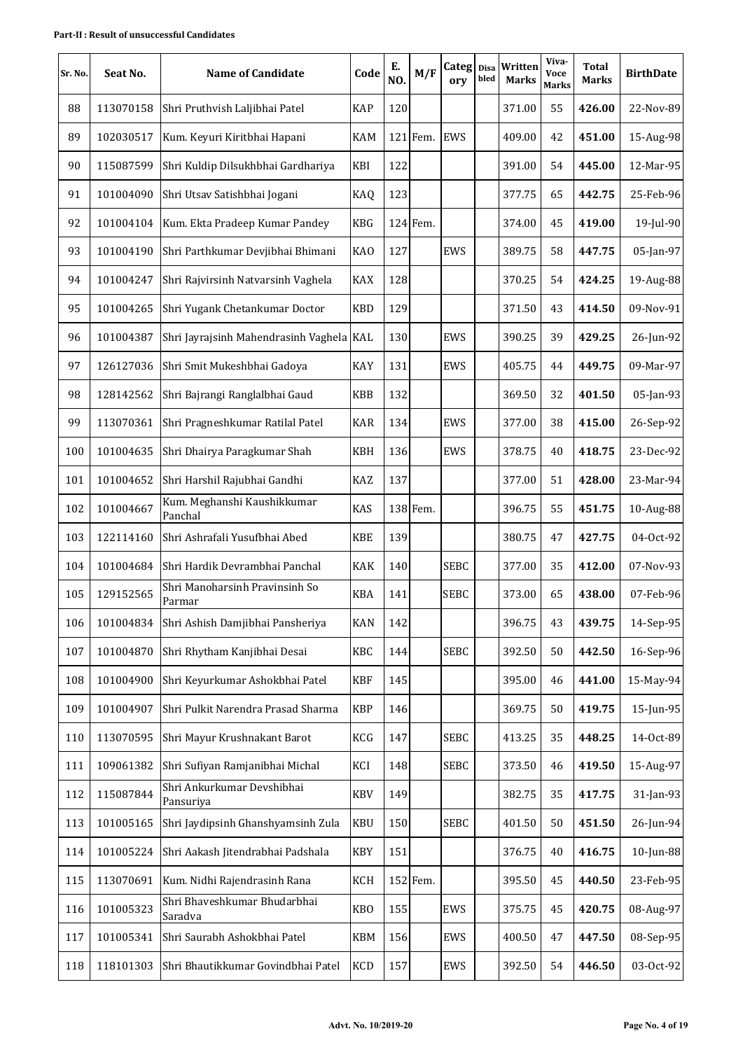**Part-II : Result of unsuccessful Candidates**

| Sr. No. | Seat No. | Name of Candidate | Code | E. NO. | M/F | Category | Disabled | Written Marks | Viva-Voce Marks | Total Marks | BirthDate |
|---|---|---|---|---|---|---|---|---|---|---|---|
| 88 | 113070158 | Shri Pruthvish Laljibhai Patel | KAP | 120 | | | | 371.00 | 55 | **426.00** | 22-Nov-89 |
| 89 | 102030517 | Kum. Keyuri Kiritbhai Hapani | KAM | 121 | Fem. | EWS | | 409.00 | 42 | **451.00** | 15-Aug-98 |
| 90 | 115087599 | Shri Kuldip Dilsukhbhai Gardhariya | KBI | 122 | | | | 391.00 | 54 | **445.00** | 12-Mar-95 |
| 91 | 101004090 | Shri Utsav Satishbhai Jogani | KAQ | 123 | | | | 377.75 | 65 | **442.75** | 25-Feb-96 |
| 92 | 101004104 | Kum. Ekta Pradeep Kumar Pandey | KBG | 124 | Fem. | | | 374.00 | 45 | **419.00** | 19-Jul-90 |
| 93 | 101004190 | Shri Parthkumar Devjibhai Bhimani | KAO | 127 | | EWS | | 389.75 | 58 | **447.75** | 05-Jan-97 |
| 94 | 101004247 | Shri Rajvirsinh Natvarsinh Vaghela | KAX | 128 | | | | 370.25 | 54 | **424.25** | 19-Aug-88 |
| 95 | 101004265 | Shri Yugank Chetankumar Doctor | KBD | 129 | | | | 371.50 | 43 | **414.50** | 09-Nov-91 |
| 96 | 101004387 | Shri Jayrajsinh Mahendrasinh Vaghela | KAL | 130 | | EWS | | 390.25 | 39 | **429.25** | 26-Jun-92 |
| 97 | 126127036 | Shri Smit Mukeshbhai Gadoya | KAY | 131 | | EWS | | 405.75 | 44 | **449.75** | 09-Mar-97 |
| 98 | 128142562 | Shri Bajrangi Ranglalbhai Gaud | KBB | 132 | | | | 369.50 | 32 | **401.50** | 05-Jan-93 |
| 99 | 113070361 | Shri Pragneshkumar Ratilal Patel | KAR | 134 | | EWS | | 377.00 | 38 | **415.00** | 26-Sep-92 |
| 100 | 101004635 | Shri Dhairya Paragkumar Shah | KBH | 136 | | EWS | | 378.75 | 40 | **418.75** | 23-Dec-92 |
| 101 | 101004652 | Shri Harshil Rajubhai Gandhi | KAZ | 137 | | | | 377.00 | 51 | **428.00** | 23-Mar-94 |
| 102 | 101004667 | Kum. Meghanshi Kaushikkumar Panchal | KAS | 138 | Fem. | | | 396.75 | 55 | **451.75** | 10-Aug-88 |
| 103 | 122114160 | Shri Ashrafali Yusufbhai Abed | KBE | 139 | | | | 380.75 | 47 | **427.75** | 04-Oct-92 |
| 104 | 101004684 | Shri Hardik Devrambhai Panchal | KAK | 140 | | SEBC | | 377.00 | 35 | **412.00** | 07-Nov-93 |
| 105 | 129152565 | Shri Manoharsinh Pravinsinh So Parmar | KBA | 141 | | SEBC | | 373.00 | 65 | **438.00** | 07-Feb-96 |
| 106 | 101004834 | Shri Ashish Damjibhai Pansheriya | KAN | 142 | | | | 396.75 | 43 | **439.75** | 14-Sep-95 |
| 107 | 101004870 | Shri Rhytham Kanjibhai Desai | KBC | 144 | | SEBC | | 392.50 | 50 | **442.50** | 16-Sep-96 |
| 108 | 101004900 | Shri Keyurkumar Ashokbhai Patel | KBF | 145 | | | | 395.00 | 46 | **441.00** | 15-May-94 |
| 109 | 101004907 | Shri Pulkit Narendra Prasad Sharma | KBP | 146 | | | | 369.75 | 50 | **419.75** | 15-Jun-95 |
| 110 | 113070595 | Shri Mayur Krushnakant Barot | KCG | 147 | | SEBC | | 413.25 | 35 | **448.25** | 14-Oct-89 |
| 111 | 109061382 | Shri Sufiyan Ramjanibhai Michal | KCI | 148 | | SEBC | | 373.50 | 46 | **419.50** | 15-Aug-97 |
| 112 | 115087844 | Shri Ankurkumar Devshibhai Pansuriya | KBV | 149 | | | | 382.75 | 35 | **417.75** | 31-Jan-93 |
| 113 | 101005165 | Shri Jaydipsinh Ghanshyamsinh Zula | KBU | 150 | | SEBC | | 401.50 | 50 | **451.50** | 26-Jun-94 |
| 114 | 101005224 | Shri Aakash Jitendrabhai Padshala | KBY | 151 | | | | 376.75 | 40 | **416.75** | 10-Jun-88 |
| 115 | 113070691 | Kum. Nidhi Rajendrasinh Rana | KCH | 152 | Fem. | | | 395.50 | 45 | **440.50** | 23-Feb-95 |
| 116 | 101005323 | Shri Bhaveshkumar Bhudarbhai Saradva | KBO | 155 | | EWS | | 375.75 | 45 | **420.75** | 08-Aug-97 |
| 117 | 101005341 | Shri Saurabh Ashokbhai Patel | KBM | 156 | | EWS | | 400.50 | 47 | **447.50** | 08-Sep-95 |
| 118 | 118101303 | Shri Bhautikkumar Govindbhai Patel | KCD | 157 | | EWS | | 392.50 | 54 | **446.50** | 03-Oct-92 |

**Advt. No. 10/2019-20**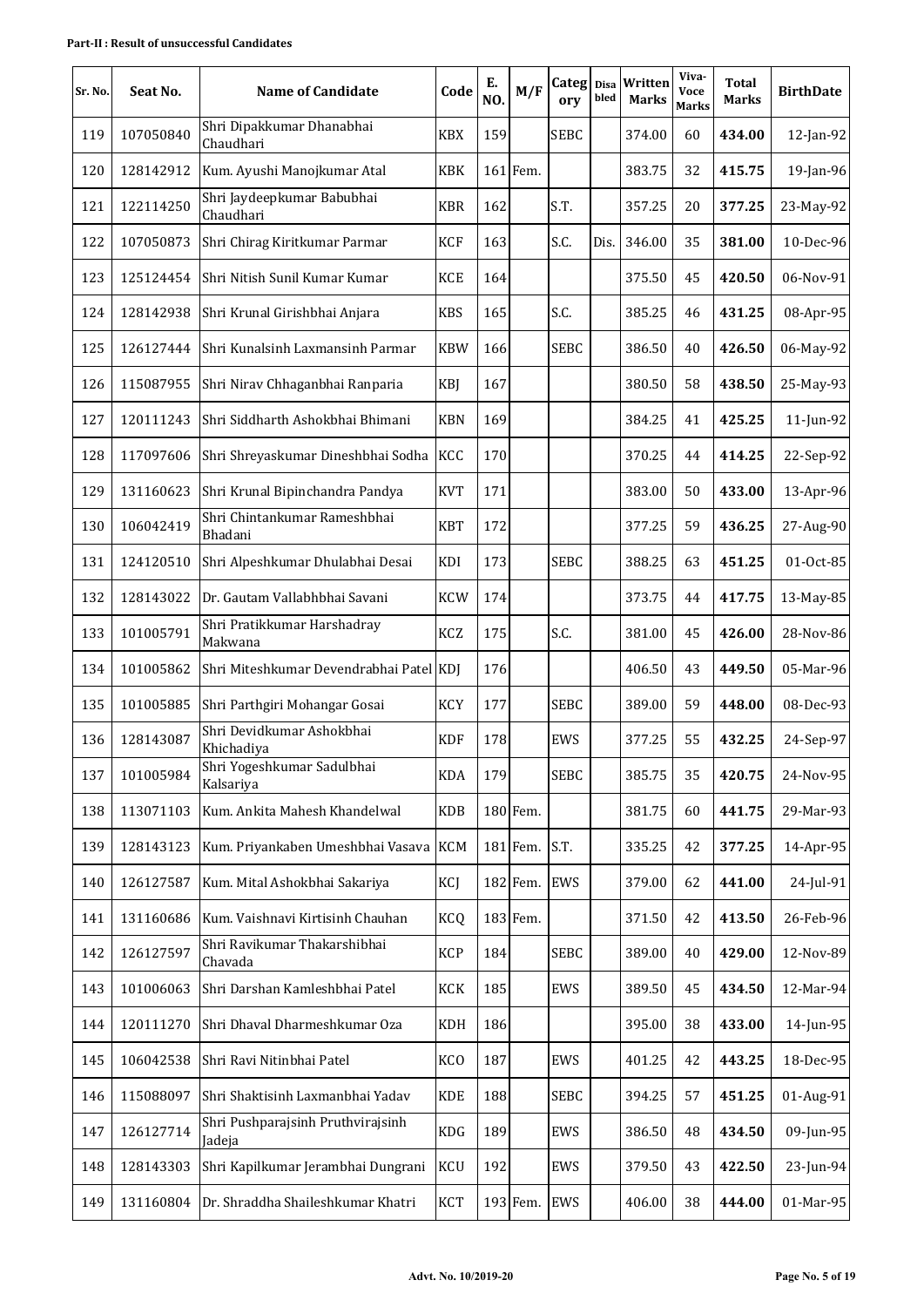**Part-II : Result of unsuccessful Candidates**

| Sr. No. | Seat No. | Name of Candidate | Code | E. NO. | M/F | Category | Disabled | Written Marks | Viva-Voce Marks | Total Marks | BirthDate |
|---|---|---|---|---|---|---|---|---|---|---|---|
| 119 | 107050840 | Shri Dipakkumar Dhanabhai Chaudhari | KBX | 159 | | SEBC | | 374.00 | 60 | **434.00** | 12-Jan-92 |
| 120 | 128142912 | Kum. Ayushi Manojkumar Atal | KBK | 161 | Fem. | | | 383.75 | 32 | **415.75** | 19-Jan-96 |
| 121 | 122114250 | Shri Jaydeepkumar Babubhai Chaudhari | KBR | 162 | | S.T. | | 357.25 | 20 | **377.25** | 23-May-92 |
| 122 | 107050873 | Shri Chirag Kiritkumar Parmar | KCF | 163 | | S.C. | Dis. | 346.00 | 35 | **381.00** | 10-Dec-96 |
| 123 | 125124454 | Shri Nitish Sunil Kumar Kumar | KCE | 164 | | | | 375.50 | 45 | **420.50** | 06-Nov-91 |
| 124 | 128142938 | Shri Krunal Girishbhai Anjara | KBS | 165 | | S.C. | | 385.25 | 46 | **431.25** | 08-Apr-95 |
| 125 | 126127444 | Shri Kunalsinh Laxmansinh Parmar | KBW | 166 | | SEBC | | 386.50 | 40 | **426.50** | 06-May-92 |
| 126 | 115087955 | Shri Nirav Chhaganbhai Ranparia | KBJ | 167 | | | | 380.50 | 58 | **438.50** | 25-May-93 |
| 127 | 120111243 | Shri Siddharth Ashokbhai Bhimani | KBN | 169 | | | | 384.25 | 41 | **425.25** | 11-Jun-92 |
| 128 | 117097606 | Shri Shreyaskumar Dineshbhai Sodha | KCC | 170 | | | | 370.25 | 44 | **414.25** | 22-Sep-92 |
| 129 | 131160623 | Shri Krunal Bipinchandra Pandya | KVT | 171 | | | | 383.00 | 50 | **433.00** | 13-Apr-96 |
| 130 | 106042419 | Shri Chintankumar Rameshbhai Bhadani | KBT | 172 | | | | 377.25 | 59 | **436.25** | 27-Aug-90 |
| 131 | 124120510 | Shri Alpeshkumar Dhulabhai Desai | KDI | 173 | | SEBC | | 388.25 | 63 | **451.25** | 01-Oct-85 |
| 132 | 128143022 | Dr. Gautam Vallabhbhai Savani | KCW | 174 | | | | 373.75 | 44 | **417.75** | 13-May-85 |
| 133 | 101005791 | Shri Pratikkumar Harshadray Makwana | KCZ | 175 | | S.C. | | 381.00 | 45 | **426.00** | 28-Nov-86 |
| 134 | 101005862 | Shri Miteshkumar Devendrabhai Patel | KDJ | 176 | | | | 406.50 | 43 | **449.50** | 05-Mar-96 |
| 135 | 101005885 | Shri Parthgiri Mohangar Gosai | KCY | 177 | | SEBC | | 389.00 | 59 | **448.00** | 08-Dec-93 |
| 136 | 128143087 | Shri Devidkumar Ashokbhai Khichadiya | KDF | 178 | | EWS | | 377.25 | 55 | **432.25** | 24-Sep-97 |
| 137 | 101005984 | Shri Yogeshkumar Sadulbhai Kalsariya | KDA | 179 | | SEBC | | 385.75 | 35 | **420.75** | 24-Nov-95 |
| 138 | 113071103 | Kum. Ankita Mahesh Khandelwal | KDB | 180 | Fem. | | | 381.75 | 60 | **441.75** | 29-Mar-93 |
| 139 | 128143123 | Kum. Priyankaben Umeshbhai Vasava | KCM | 181 | Fem. | S.T. | | 335.25 | 42 | **377.25** | 14-Apr-95 |
| 140 | 126127587 | Kum. Mital Ashokbhai Sakariya | KCJ | 182 | Fem. | EWS | | 379.00 | 62 | **441.00** | 24-Jul-91 |
| 141 | 131160686 | Kum. Vaishnavi Kirtisinh Chauhan | KCQ | 183 | Fem. | | | 371.50 | 42 | **413.50** | 26-Feb-96 |
| 142 | 126127597 | Shri Ravikumar Thakarshibhai Chavada | KCP | 184 | | SEBC | | 389.00 | 40 | **429.00** | 12-Nov-89 |
| 143 | 101006063 | Shri Darshan Kamleshbhai Patel | KCK | 185 | | EWS | | 389.50 | 45 | **434.50** | 12-Mar-94 |
| 144 | 120111270 | Shri Dhaval Dharmeshkumar Oza | KDH | 186 | | | | 395.00 | 38 | **433.00** | 14-Jun-95 |
| 145 | 106042538 | Shri Ravi Nitinbhai Patel | KCO | 187 | | EWS | | 401.25 | 42 | **443.25** | 18-Dec-95 |
| 146 | 115088097 | Shri Shaktisinh Laxmanbhai Yadav | KDE | 188 | | SEBC | | 394.25 | 57 | **451.25** | 01-Aug-91 |
| 147 | 126127714 | Shri Pushparajsinh Pruthvirajsinh Jadeja | KDG | 189 | | EWS | | 386.50 | 48 | **434.50** | 09-Jun-95 |
| 148 | 128143303 | Shri Kapilkumar Jerambhai Dungrani | KCU | 192 | | EWS | | 379.50 | 43 | **422.50** | 23-Jun-94 |
| 149 | 131160804 | Dr. Shraddha Shaileshkumar Khatri | KCT | 193 | Fem. | EWS | | 406.00 | 38 | **444.00** | 01-Mar-95 |

Advt. No. 10/2019-20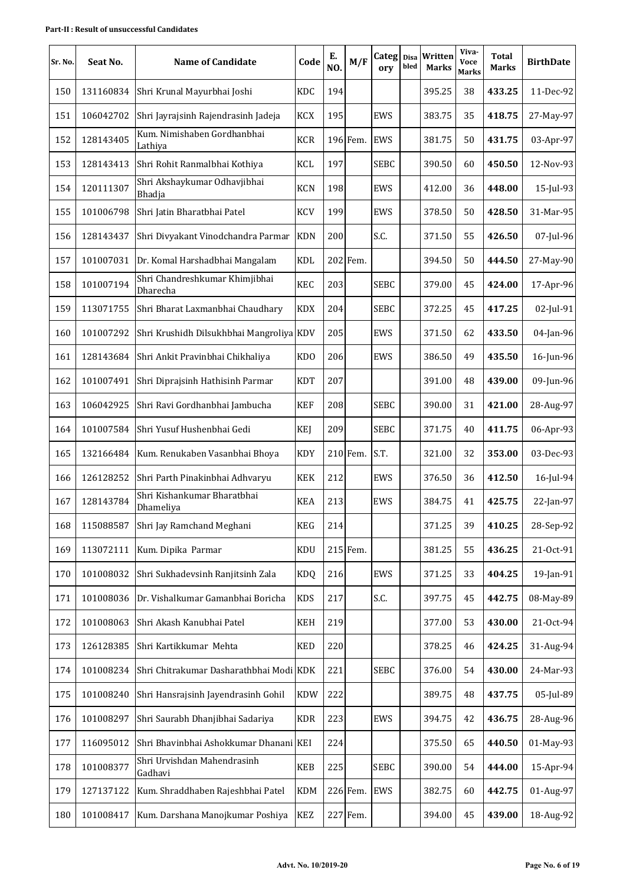**Part-II : Result of unsuccessful Candidates**

| Sr. No. | Seat No. | Name of Candidate | Code | E. NO. | M/F | Category | Disabled | Written Marks | Viva-Voce Marks | Total Marks | BirthDate |
|---|---|---|---|---|---|---|---|---|---|---|---|
| 150 | 131160834 | Shri Krunal Mayurbhai Joshi | KDC | 194 | | | | 395.25 | 38 | **433.25** | 11-Dec-92 |
| 151 | 106042702 | Shri Jayrajsinh Rajendrasinh Jadeja | KCX | 195 | | EWS | | 383.75 | 35 | **418.75** | 27-May-97 |
| 152 | 128143405 | Kum. Nimishaben Gordhanbhai Lathiya | KCR | 196 | Fem. | EWS | | 381.75 | 50 | **431.75** | 03-Apr-97 |
| 153 | 128143413 | Shri Rohit Ranmalbhai Kothiya | KCL | 197 | | SEBC | | 390.50 | 60 | **450.50** | 12-Nov-93 |
| 154 | 120111307 | Shri Akshaykumar Odhavjibhai Bhadja | KCN | 198 | | EWS | | 412.00 | 36 | **448.00** | 15-Jul-93 |
| 155 | 101006798 | Shri Jatin Bharatbhai Patel | KCV | 199 | | EWS | | 378.50 | 50 | **428.50** | 31-Mar-95 |
| 156 | 128143437 | Shri Divyakant Vinodchandra Parmar | KDN | 200 | | S.C. | | 371.50 | 55 | **426.50** | 07-Jul-96 |
| 157 | 101007031 | Dr. Komal Harshadbhai Mangalam | KDL | 202 | Fem. | | | 394.50 | 50 | **444.50** | 27-May-90 |
| 158 | 101007194 | Shri Chandreshkumar Khimjibhai Dharecha | KEC | 203 | | SEBC | | 379.00 | 45 | **424.00** | 17-Apr-96 |
| 159 | 113071755 | Shri Bharat Laxmanbhai Chaudhary | KDX | 204 | | SEBC | | 372.25 | 45 | **417.25** | 02-Jul-91 |
| 160 | 101007292 | Shri Krushidh Dilsukhbhai Mangroliya | KDV | 205 | | EWS | | 371.50 | 62 | **433.50** | 04-Jan-96 |
| 161 | 128143684 | Shri Ankit Pravinbhai Chikhaliya | KDO | 206 | | EWS | | 386.50 | 49 | **435.50** | 16-Jun-96 |
| 162 | 101007491 | Shri Diprajsinh Hathisinh Parmar | KDT | 207 | | | | 391.00 | 48 | **439.00** | 09-Jun-96 |
| 163 | 106042925 | Shri Ravi Gordhanbhai Jambucha | KEF | 208 | | SEBC | | 390.00 | 31 | **421.00** | 28-Aug-97 |
| 164 | 101007584 | Shri Yusuf Hushenbhai Gedi | KEJ | 209 | | SEBC | | 371.75 | 40 | **411.75** | 06-Apr-93 |
| 165 | 132166484 | Kum. Renukaben Vasanbhai Bhoya | KDY | 210 | Fem. | S.T. | | 321.00 | 32 | **353.00** | 03-Dec-93 |
| 166 | 126128252 | Shri Parth Pinakinbhai Adhvaryu | KEK | 212 | | EWS | | 376.50 | 36 | **412.50** | 16-Jul-94 |
| 167 | 128143784 | Shri Kishankumar Bharatbhai Dhameliya | KEA | 213 | | EWS | | 384.75 | 41 | **425.75** | 22-Jan-97 |
| 168 | 115088587 | Shri Jay Ramchand Meghani | KEG | 214 | | | | 371.25 | 39 | **410.25** | 28-Sep-92 |
| 169 | 113072111 | Kum. Dipika Parmar | KDU | 215 | Fem. | | | 381.25 | 55 | **436.25** | 21-Oct-91 |
| 170 | 101008032 | Shri Sukhadevsinh Ranjitsinh Zala | KDQ | 216 | | EWS | | 371.25 | 33 | **404.25** | 19-Jan-91 |
| 171 | 101008036 | Dr. Vishalkumar Gamanbhai Boricha | KDS | 217 | | S.C. | | 397.75 | 45 | **442.75** | 08-May-89 |
| 172 | 101008063 | Shri Akash Kanubhai Patel | KEH | 219 | | | | 377.00 | 53 | **430.00** | 21-Oct-94 |
| 173 | 126128385 | Shri Kartikkumar Mehta | KED | 220 | | | | 378.25 | 46 | **424.25** | 31-Aug-94 |
| 174 | 101008234 | Shri Chitrakumar Dasharathbhai Modi | KDK | 221 | | SEBC | | 376.00 | 54 | **430.00** | 24-Mar-93 |
| 175 | 101008240 | Shri Hansrajsinh Jayendrasinh Gohil | KDW | 222 | | | | 389.75 | 48 | **437.75** | 05-Jul-89 |
| 176 | 101008297 | Shri Saurabh Dhanjibhai Sadariya | KDR | 223 | | EWS | | 394.75 | 42 | **436.75** | 28-Aug-96 |
| 177 | 116095012 | Shri Bhavinbhai Ashokkumar Dhanani | KEI | 224 | | | | 375.50 | 65 | **440.50** | 01-May-93 |
| 178 | 101008377 | Shri Urvishdan Mahendrasinh Gadhavi | KEB | 225 | | SEBC | | 390.00 | 54 | **444.00** | 15-Apr-94 |
| 179 | 127137122 | Kum. Shraddhaben Rajeshbhai Patel | KDM | 226 | Fem. | EWS | | 382.75 | 60 | **442.75** | 01-Aug-97 |
| 180 | 101008417 | Kum. Darshana Manojkumar Poshiya | KEZ | 227 | Fem. | | | 394.00 | 45 | **439.00** | 18-Aug-92 |

**Advt. No. 10/2019-20**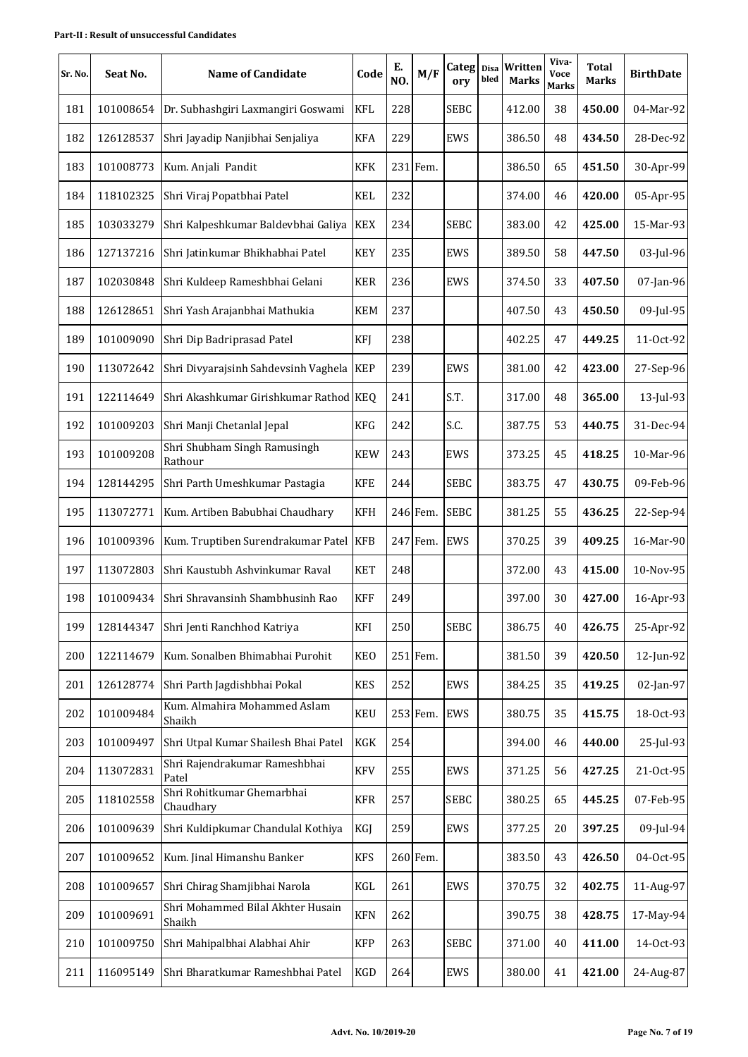**Part-II : Result of unsuccessful Candidates**

| Sr. No. | Seat No. | Name of Candidate | Code | E. NO. | M/F | Category | Disabled | Written Marks | Viva-Voce Marks | Total Marks | BirthDate |
|---|---|---|---|---|---|---|---|---|---|---|---|
| 181 | 101008654 | Dr. Subhashgiri Laxmangiri Goswami | KFL | 228 | | SEBC | | 412.00 | 38 | **450.00** | 04-Mar-92 |
| 182 | 126128537 | Shri Jayadip Nanjibhai Senjaliya | KFA | 229 | | EWS | | 386.50 | 48 | **434.50** | 28-Dec-92 |
| 183 | 101008773 | Kum. Anjali Pandit | KFK | 231 | Fem. | | | 386.50 | 65 | **451.50** | 30-Apr-99 |
| 184 | 118102325 | Shri Viraj Popatbhai Patel | KEL | 232 | | | | 374.00 | 46 | **420.00** | 05-Apr-95 |
| 185 | 103033279 | Shri Kalpeshkumar Baldevbhai Galiya | KEX | 234 | | SEBC | | 383.00 | 42 | **425.00** | 15-Mar-93 |
| 186 | 127137216 | Shri Jatinkumar Bhikhabhai Patel | KEY | 235 | | EWS | | 389.50 | 58 | **447.50** | 03-Jul-96 |
| 187 | 102030848 | Shri Kuldeep Rameshbhai Gelani | KER | 236 | | EWS | | 374.50 | 33 | **407.50** | 07-Jan-96 |
| 188 | 126128651 | Shri Yash Arajanbhai Mathukia | KEM | 237 | | | | 407.50 | 43 | **450.50** | 09-Jul-95 |
| 189 | 101009090 | Shri Dip Badriprasad Patel | KFJ | 238 | | | | 402.25 | 47 | **449.25** | 11-Oct-92 |
| 190 | 113072642 | Shri Divyarajsinh Sahdevsinh Vaghela | KEP | 239 | | EWS | | 381.00 | 42 | **423.00** | 27-Sep-96 |
| 191 | 122114649 | Shri Akashkumar Girishkumar Rathod | KEQ | 241 | | S.T. | | 317.00 | 48 | **365.00** | 13-Jul-93 |
| 192 | 101009203 | Shri Manji Chetanlal Jepal | KFG | 242 | | S.C. | | 387.75 | 53 | **440.75** | 31-Dec-94 |
| 193 | 101009208 | Shri Shubham Singh Ramusingh Rathour | KEW | 243 | | EWS | | 373.25 | 45 | **418.25** | 10-Mar-96 |
| 194 | 128144295 | Shri Parth Umeshkumar Pastagia | KFE | 244 | | SEBC | | 383.75 | 47 | **430.75** | 09-Feb-96 |
| 195 | 113072771 | Kum. Artiben Babubhai Chaudhary | KFH | 246 | Fem. | SEBC | | 381.25 | 55 | **436.25** | 22-Sep-94 |
| 196 | 101009396 | Kum. Truptiben Surendrakumar Patel | KFB | 247 | Fem. | EWS | | 370.25 | 39 | **409.25** | 16-Mar-90 |
| 197 | 113072803 | Shri Kaustubh Ashvinkumar Raval | KET | 248 | | | | 372.00 | 43 | **415.00** | 10-Nov-95 |
| 198 | 101009434 | Shri Shravansinh Shambhusinh Rao | KFF | 249 | | | | 397.00 | 30 | **427.00** | 16-Apr-93 |
| 199 | 128144347 | Shri Jenti Ranchhod Katriya | KFI | 250 | | SEBC | | 386.75 | 40 | **426.75** | 25-Apr-92 |
| 200 | 122114679 | Kum. Sonalben Bhimabhai Purohit | KEO | 251 | Fem. | | | 381.50 | 39 | **420.50** | 12-Jun-92 |
| 201 | 126128774 | Shri Parth Jagdishbhai Pokal | KES | 252 | | EWS | | 384.25 | 35 | **419.25** | 02-Jan-97 |
| 202 | 101009484 | Kum. Almahira Mohammed Aslam Shaikh | KEU | 253 | Fem. | EWS | | 380.75 | 35 | **415.75** | 18-Oct-93 |
| 203 | 101009497 | Shri Utpal Kumar Shailesh Bhai Patel | KGK | 254 | | | | 394.00 | 46 | **440.00** | 25-Jul-93 |
| 204 | 113072831 | Shri Rajendrakumar Rameshbhai Patel | KFV | 255 | | EWS | | 371.25 | 56 | **427.25** | 21-Oct-95 |
| 205 | 118102558 | Shri Rohitkumar Ghemarbhai Chaudhary | KFR | 257 | | SEBC | | 380.25 | 65 | **445.25** | 07-Feb-95 |
| 206 | 101009639 | Shri Kuldipkumar Chandulal Kothiya | KGJ | 259 | | EWS | | 377.25 | 20 | **397.25** | 09-Jul-94 |
| 207 | 101009652 | Kum. Jinal Himanshu Banker | KFS | 260 | Fem. | | | 383.50 | 43 | **426.50** | 04-Oct-95 |
| 208 | 101009657 | Shri Chirag Shamjibhai Narola | KGL | 261 | | EWS | | 370.75 | 32 | **402.75** | 11-Aug-97 |
| 209 | 101009691 | Shri Mohammed Bilal Akhter Husain Shaikh | KFN | 262 | | | | 390.75 | 38 | **428.75** | 17-May-94 |
| 210 | 101009750 | Shri Mahipalbhai Alabhai Ahir | KFP | 263 | | SEBC | | 371.00 | 40 | **411.00** | 14-Oct-93 |
| 211 | 116095149 | Shri Bharatkumar Rameshbhai Patel | KGD | 264 | | EWS | | 380.00 | 41 | **421.00** | 24-Aug-87 |

Advt. No. 10/2019-20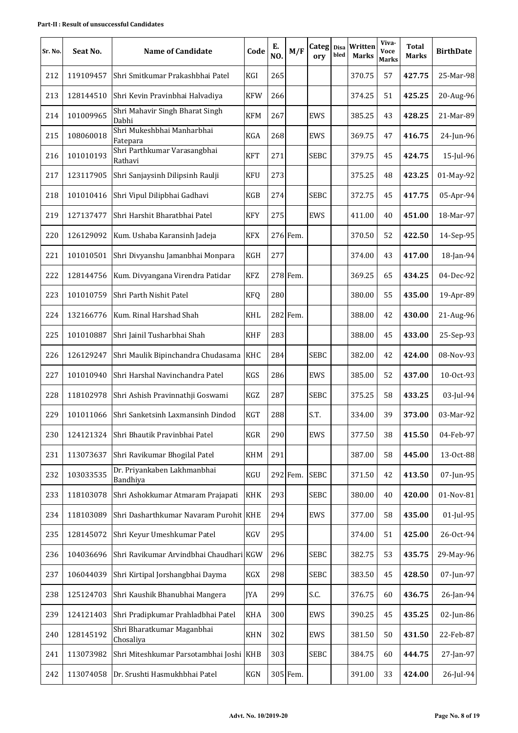**Part-II : Result of unsuccessful Candidates**

| Sr. No. | Seat No. | Name of Candidate | Code | E. NO. | M/F | Category | Disabled | Written Marks | Viva-Voce Marks | Total Marks | BirthDate |
|---|---|---|---|---|---|---|---|---|---|---|---|
| 212 | 119109457 | Shri Smitkumar Prakashbhai Patel | KGI | 265 | | | | 370.75 | 57 | **427.75** | 25-Mar-98 |
| 213 | 128144510 | Shri Kevin Pravinbhai Halvadiya | KFW | 266 | | | | 374.25 | 51 | **425.25** | 20-Aug-96 |
| 214 | 101009965 | Shri Mahavir Singh Bharat Singh Dabhi | KFM | 267 | | EWS | | 385.25 | 43 | **428.25** | 21-Mar-89 |
| 215 | 108060018 | Shri Mukeshbhai Manharbhai Fatepara | KGA | 268 | | EWS | | 369.75 | 47 | **416.75** | 24-Jun-96 |
| 216 | 101010193 | Shri Parthkumar Varasangbhai Rathavi | KFT | 271 | | SEBC | | 379.75 | 45 | **424.75** | 15-Jul-96 |
| 217 | 123117905 | Shri Sanjaysinh Dilipsinh Raulji | KFU | 273 | | | | 375.25 | 48 | **423.25** | 01-May-92 |
| 218 | 101010416 | Shri Vipul Dilipbhai Gadhavi | KGB | 274 | | SEBC | | 372.75 | 45 | **417.75** | 05-Apr-94 |
| 219 | 127137477 | Shri Harshit Bharatbhai Patel | KFY | 275 | | EWS | | 411.00 | 40 | **451.00** | 18-Mar-97 |
| 220 | 126129092 | Kum. Ushaba Karansinh Jadeja | KFX | 276 | Fem. | | | 370.50 | 52 | **422.50** | 14-Sep-95 |
| 221 | 101010501 | Shri Divyanshu Jamanbhai Monpara | KGH | 277 | | | | 374.00 | 43 | **417.00** | 18-Jan-94 |
| 222 | 128144756 | Kum. Divyangana Virendra Patidar | KFZ | 278 | Fem. | | | 369.25 | 65 | **434.25** | 04-Dec-92 |
| 223 | 101010759 | Shri Parth Nishit Patel | KFQ | 280 | | | | 380.00 | 55 | **435.00** | 19-Apr-89 |
| 224 | 132166776 | Kum. Rinal Harshad Shah | KHL | 282 | Fem. | | | 388.00 | 42 | **430.00** | 21-Aug-96 |
| 225 | 101010887 | Shri Jainil Tusharbhai Shah | KHF | 283 | | | | 388.00 | 45 | **433.00** | 25-Sep-93 |
| 226 | 126129247 | Shri Maulik Bipinchandra Chudasama | KHC | 284 | | SEBC | | 382.00 | 42 | **424.00** | 08-Nov-93 |
| 227 | 101010940 | Shri Harshal Navinchandra Patel | KGS | 286 | | EWS | | 385.00 | 52 | **437.00** | 10-Oct-93 |
| 228 | 118102978 | Shri Ashish Pravinnathji Goswami | KGZ | 287 | | SEBC | | 375.25 | 58 | **433.25** | 03-Jul-94 |
| 229 | 101011066 | Shri Sanketsinh Laxmansinh Dindod | KGT | 288 | | S.T. | | 334.00 | 39 | **373.00** | 03-Mar-92 |
| 230 | 124121324 | Shri Bhautik Pravinbhai Patel | KGR | 290 | | EWS | | 377.50 | 38 | **415.50** | 04-Feb-97 |
| 231 | 113073637 | Shri Ravikumar Bhogilal Patel | KHM | 291 | | | | 387.00 | 58 | **445.00** | 13-Oct-88 |
| 232 | 103033535 | Dr. Priyankaben Lakhmanbhai Bandhiya | KGU | 292 | Fem. | SEBC | | 371.50 | 42 | **413.50** | 07-Jun-95 |
| 233 | 118103078 | Shri Ashokkumar Atmaram Prajapati | KHK | 293 | | SEBC | | 380.00 | 40 | **420.00** | 01-Nov-81 |
| 234 | 118103089 | Shri Dasharthkumar Navaram Purohit | KHE | 294 | | EWS | | 377.00 | 58 | **435.00** | 01-Jul-95 |
| 235 | 128145072 | Shri Keyur Umeshkumar Patel | KGV | 295 | | | | 374.00 | 51 | **425.00** | 26-Oct-94 |
| 236 | 104036696 | Shri Ravikumar Arvindbhai Chaudhari | KGW | 296 | | SEBC | | 382.75 | 53 | **435.75** | 29-May-96 |
| 237 | 106044039 | Shri Kirtipal Jorshangbhai Dayma | KGX | 298 | | SEBC | | 383.50 | 45 | **428.50** | 07-Jun-97 |
| 238 | 125124703 | Shri Kaushik Bhanubhai Mangera | JYA | 299 | | S.C. | | 376.75 | 60 | **436.75** | 26-Jan-94 |
| 239 | 124121403 | Shri Pradipkumar Prahladbhai Patel | KHA | 300 | | EWS | | 390.25 | 45 | **435.25** | 02-Jun-86 |
| 240 | 128145192 | Shri Bharatkumar Maganbhai Chosaliya | KHN | 302 | | EWS | | 381.50 | 50 | **431.50** | 22-Feb-87 |
| 241 | 113073982 | Shri Miteshkumar Parsotambhai Joshi | KHB | 303 | | SEBC | | 384.75 | 60 | **444.75** | 27-Jan-97 |
| 242 | 113074058 | Dr. Srushti Hasmukhbhai Patel | KGN | 305 | Fem. | | | 391.00 | 33 | **424.00** | 26-Jul-94 |

**Advt. No. 10/2019-20**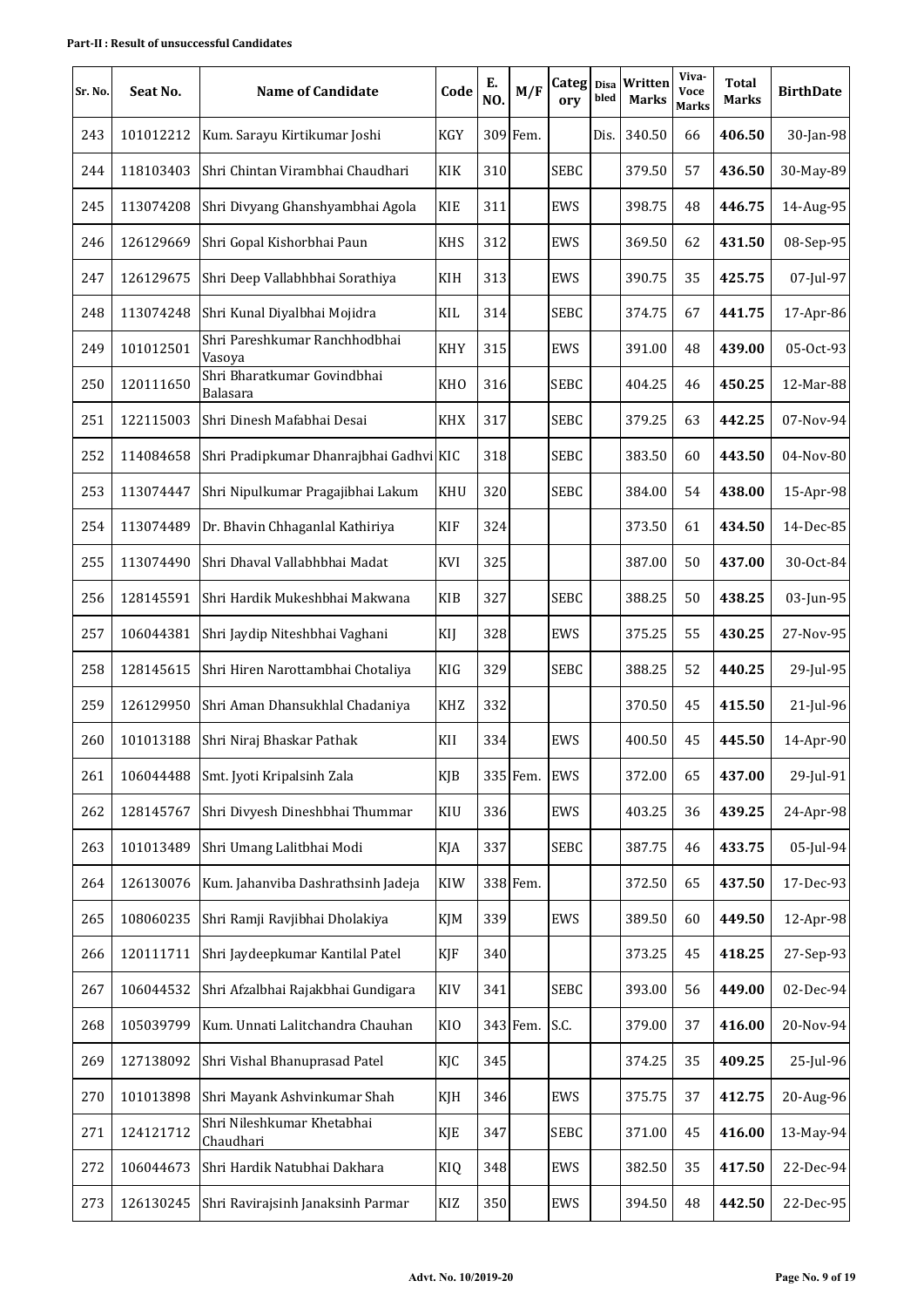**Part-II : Result of unsuccessful Candidates**

| Sr. No. | Seat No. | Name of Candidate | Code | E. NO. | M/F | Category | Disabled | Written Marks | Viva-Voce Marks | Total Marks | BirthDate |
|---|---|---|---|---|---|---|---|---|---|---|---|
| 243 | 101012212 | Kum. Sarayu Kirtikumar Joshi | KGY | 309 | Fem. | | Dis. | 340.50 | 66 | **406.50** | 30-Jan-98 |
| 244 | 118103403 | Shri Chintan Virambhai Chaudhari | KIK | 310 | | SEBC | | 379.50 | 57 | **436.50** | 30-May-89 |
| 245 | 113074208 | Shri Divyang Ghanshyambhai Agola | KIE | 311 | | EWS | | 398.75 | 48 | **446.75** | 14-Aug-95 |
| 246 | 126129669 | Shri Gopal Kishorbhai Paun | KHS | 312 | | EWS | | 369.50 | 62 | **431.50** | 08-Sep-95 |
| 247 | 126129675 | Shri Deep Vallabhbhai Sorathiya | KIH | 313 | | EWS | | 390.75 | 35 | **425.75** | 07-Jul-97 |
| 248 | 113074248 | Shri Kunal Diyalbhai Mojidra | KIL | 314 | | SEBC | | 374.75 | 67 | **441.75** | 17-Apr-86 |
| 249 | 101012501 | Shri Pareshkumar Ranchhodbhai Vasoya | KHY | 315 | | EWS | | 391.00 | 48 | **439.00** | 05-Oct-93 |
| 250 | 120111650 | Shri Bharatkumar Govindbhai Balasara | KHO | 316 | | SEBC | | 404.25 | 46 | **450.25** | 12-Mar-88 |
| 251 | 122115003 | Shri Dinesh Mafabhai Desai | KHX | 317 | | SEBC | | 379.25 | 63 | **442.25** | 07-Nov-94 |
| 252 | 114084658 | Shri Pradipkumar Dhanrajbhai Gadhvi | KIC | 318 | | SEBC | | 383.50 | 60 | **443.50** | 04-Nov-80 |
| 253 | 113074447 | Shri Nipulkumar Pragajibhai Lakum | KHU | 320 | | SEBC | | 384.00 | 54 | **438.00** | 15-Apr-98 |
| 254 | 113074489 | Dr. Bhavin Chhaganlal Kathiriya | KIF | 324 | | | | 373.50 | 61 | **434.50** | 14-Dec-85 |
| 255 | 113074490 | Shri Dhaval Vallabhbhai Madat | KVI | 325 | | | | 387.00 | 50 | **437.00** | 30-Oct-84 |
| 256 | 128145591 | Shri Hardik Mukeshbhai Makwana | KIB | 327 | | SEBC | | 388.25 | 50 | **438.25** | 03-Jun-95 |
| 257 | 106044381 | Shri Jaydip Niteshbhai Vaghani | KIJ | 328 | | EWS | | 375.25 | 55 | **430.25** | 27-Nov-95 |
| 258 | 128145615 | Shri Hiren Narottambhai Chotaliya | KIG | 329 | | SEBC | | 388.25 | 52 | **440.25** | 29-Jul-95 |
| 259 | 126129950 | Shri Aman Dhansukhlal Chadaniya | KHZ | 332 | | | | 370.50 | 45 | **415.50** | 21-Jul-96 |
| 260 | 101013188 | Shri Niraj Bhaskar Pathak | KII | 334 | | EWS | | 400.50 | 45 | **445.50** | 14-Apr-90 |
| 261 | 106044488 | Smt. Jyoti Kripalsinh Zala | KJB | 335 | Fem. | EWS | | 372.00 | 65 | **437.00** | 29-Jul-91 |
| 262 | 128145767 | Shri Divyesh Dineshbhai Thummar | KIU | 336 | | EWS | | 403.25 | 36 | **439.25** | 24-Apr-98 |
| 263 | 101013489 | Shri Umang Lalitbhai Modi | KJA | 337 | | SEBC | | 387.75 | 46 | **433.75** | 05-Jul-94 |
| 264 | 126130076 | Kum. Jahanviba Dashrathsinh Jadeja | KIW | 338 | Fem. | | | 372.50 | 65 | **437.50** | 17-Dec-93 |
| 265 | 108060235 | Shri Ramji Ravjibhai Dholakiya | KJM | 339 | | EWS | | 389.50 | 60 | **449.50** | 12-Apr-98 |
| 266 | 120111711 | Shri Jaydeepkumar Kantilal Patel | KJF | 340 | | | | 373.25 | 45 | **418.25** | 27-Sep-93 |
| 267 | 106044532 | Shri Afzalbhai Rajakbhai Gundigara | KIV | 341 | | SEBC | | 393.00 | 56 | **449.00** | 02-Dec-94 |
| 268 | 105039799 | Kum. Unnati Lalitchandra Chauhan | KIO | 343 | Fem. | S.C. | | 379.00 | 37 | **416.00** | 20-Nov-94 |
| 269 | 127138092 | Shri Vishal Bhanuprasad Patel | KJC | 345 | | | | 374.25 | 35 | **409.25** | 25-Jul-96 |
| 270 | 101013898 | Shri Mayank Ashvinkumar Shah | KJH | 346 | | EWS | | 375.75 | 37 | **412.75** | 20-Aug-96 |
| 271 | 124121712 | Shri Nileshkumar Khetabhai Chaudhari | KJE | 347 | | SEBC | | 371.00 | 45 | **416.00** | 13-May-94 |
| 272 | 106044673 | Shri Hardik Natubhai Dakhara | KIQ | 348 | | EWS | | 382.50 | 35 | **417.50** | 22-Dec-94 |
| 273 | 126130245 | Shri Ravirajsinh Janaksinh Parmar | KIZ | 350 | | EWS | | 394.50 | 48 | **442.50** | 22-Dec-95 |

**Advt. No. 10/2019-20**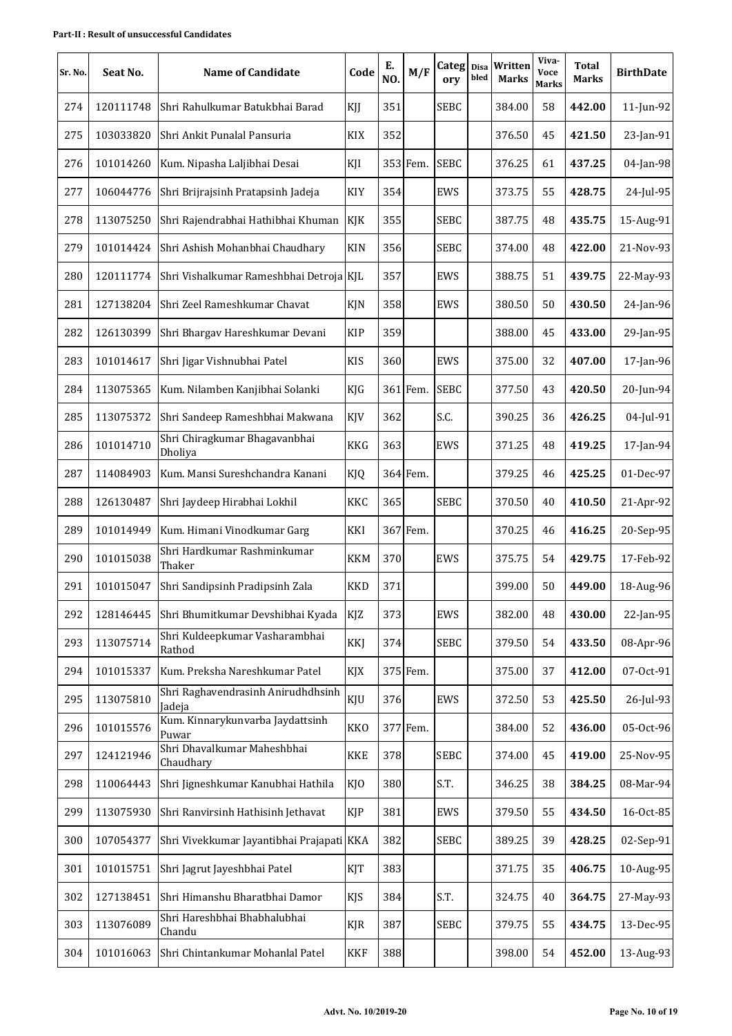**Part-II : Result of unsuccessful Candidates**

| Sr. No. | Seat No. | Name of Candidate | Code | E. NO. | M/F | Category | Disabled | Written Marks | Viva-Voce Marks | Total Marks | BirthDate |
|---|---|---|---|---|---|---|---|---|---|---|---|
| 274 | 120111748 | Shri Rahulkumar Batukbhai Barad | KJJ | 351 | | SEBC | | 384.00 | 58 | **442.00** | 11-Jun-92 |
| 275 | 103033820 | Shri Ankit Punalal Pansuria | KIX | 352 | | | | 376.50 | 45 | **421.50** | 23-Jan-91 |
| 276 | 101014260 | Kum. Nipasha Laljibhai Desai | KJI | 353 | Fem. | SEBC | | 376.25 | 61 | **437.25** | 04-Jan-98 |
| 277 | 106044776 | Shri Brijrajsinh Pratapsinh Jadeja | KIY | 354 | | EWS | | 373.75 | 55 | **428.75** | 24-Jul-95 |
| 278 | 113075250 | Shri Rajendrabhai Hathibhai Khuman | KJK | 355 | | SEBC | | 387.75 | 48 | **435.75** | 15-Aug-91 |
| 279 | 101014424 | Shri Ashish Mohanbhai Chaudhary | KIN | 356 | | SEBC | | 374.00 | 48 | **422.00** | 21-Nov-93 |
| 280 | 120111774 | Shri Vishalkumar Rameshbhai Detroja | KJL | 357 | | EWS | | 388.75 | 51 | **439.75** | 22-May-93 |
| 281 | 127138204 | Shri Zeel Rameshkumar Chavat | KJN | 358 | | EWS | | 380.50 | 50 | **430.50** | 24-Jan-96 |
| 282 | 126130399 | Shri Bhargav Hareshkumar Devani | KIP | 359 | | | | 388.00 | 45 | **433.00** | 29-Jan-95 |
| 283 | 101014617 | Shri Jigar Vishnubhai Patel | KIS | 360 | | EWS | | 375.00 | 32 | **407.00** | 17-Jan-96 |
| 284 | 113075365 | Kum. Nilamben Kanjibhai Solanki | KJG | 361 | Fem. | SEBC | | 377.50 | 43 | **420.50** | 20-Jun-94 |
| 285 | 113075372 | Shri Sandeep Rameshbhai Makwana | KJV | 362 | | S.C. | | 390.25 | 36 | **426.25** | 04-Jul-91 |
| 286 | 101014710 | Shri Chiragkumar Bhagavanbhai Dholiya | KKG | 363 | | EWS | | 371.25 | 48 | **419.25** | 17-Jan-94 |
| 287 | 114084903 | Kum. Mansi Sureshchandra Kanani | KJQ | 364 | Fem. | | | 379.25 | 46 | **425.25** | 01-Dec-97 |
| 288 | 126130487 | Shri Jaydeep Hirabhai Lokhil | KKC | 365 | | SEBC | | 370.50 | 40 | **410.50** | 21-Apr-92 |
| 289 | 101014949 | Kum. Himani Vinodkumar Garg | KKI | 367 | Fem. | | | 370.25 | 46 | **416.25** | 20-Sep-95 |
| 290 | 101015038 | Shri Hardkumar Rashminkumar Thaker | KKM | 370 | | EWS | | 375.75 | 54 | **429.75** | 17-Feb-92 |
| 291 | 101015047 | Shri Sandipsinh Pradipsinh Zala | KKD | 371 | | | | 399.00 | 50 | **449.00** | 18-Aug-96 |
| 292 | 128146445 | Shri Bhumitkumar Devshibhai Kyada | KJZ | 373 | | EWS | | 382.00 | 48 | **430.00** | 22-Jan-95 |
| 293 | 113075714 | Shri Kuldeepkumar Vasharambhai Rathod | KKJ | 374 | | SEBC | | 379.50 | 54 | **433.50** | 08-Apr-96 |
| 294 | 101015337 | Kum. Preksha Nareshkumar Patel | KJX | 375 | Fem. | | | 375.00 | 37 | **412.00** | 07-Oct-91 |
| 295 | 113075810 | Shri Raghavendrasinh Anirudhdhsinh Jadeja | KJU | 376 | | EWS | | 372.50 | 53 | **425.50** | 26-Jul-93 |
| 296 | 101015576 | Kum. Kinnarykunvarba Jaydattsinh Puwar | KKO | 377 | Fem. | | | 384.00 | 52 | **436.00** | 05-Oct-96 |
| 297 | 124121946 | Shri Dhavalkumar Maheshbhai Chaudhary | KKE | 378 | | SEBC | | 374.00 | 45 | **419.00** | 25-Nov-95 |
| 298 | 110064443 | Shri Jigneshkumar Kanubhai Hathila | KJO | 380 | | S.T. | | 346.25 | 38 | **384.25** | 08-Mar-94 |
| 299 | 113075930 | Shri Ranvirsinh Hathisinh Jethavat | KJP | 381 | | EWS | | 379.50 | 55 | **434.50** | 16-Oct-85 |
| 300 | 107054377 | Shri Vivekkumar Jayantibhai Prajapati | KKA | 382 | | SEBC | | 389.25 | 39 | **428.25** | 02-Sep-91 |
| 301 | 101015751 | Shri Jagrut Jayeshbhai Patel | KJT | 383 | | | | 371.75 | 35 | **406.75** | 10-Aug-95 |
| 302 | 127138451 | Shri Himanshu Bharatbhai Damor | KJS | 384 | | S.T. | | 324.75 | 40 | **364.75** | 27-May-93 |
| 303 | 113076089 | Shri Hareshbhai Bhabhalubhai Chandu | KJR | 387 | | SEBC | | 379.75 | 55 | **434.75** | 13-Dec-95 |
| 304 | 101016063 | Shri Chintankumar Mohanlal Patel | KKF | 388 | | | | 398.00 | 54 | **452.00** | 13-Aug-93 |

Advt. No. 10/2019-20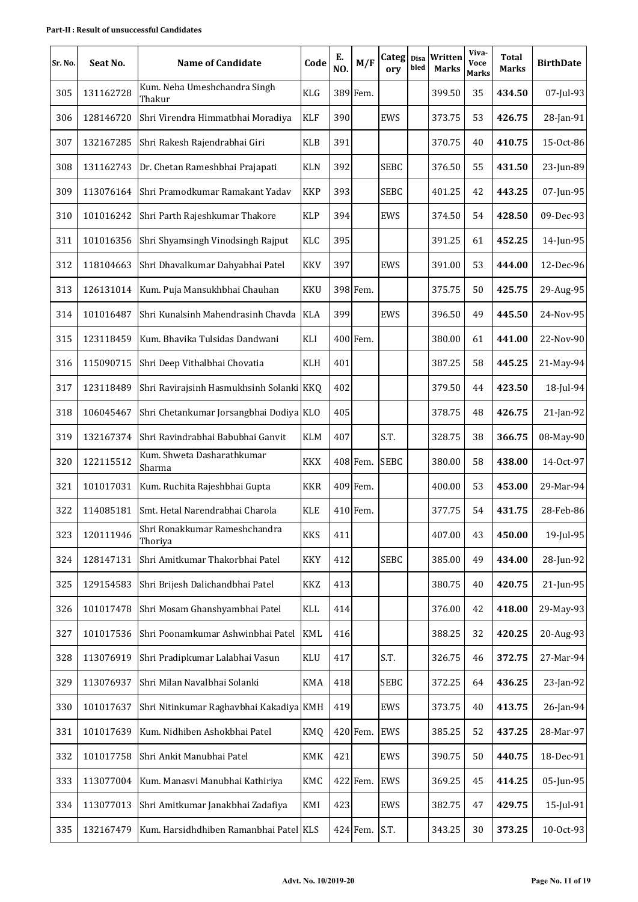**Part-II : Result of unsuccessful Candidates**

| Sr. No. | Seat No. | Name of Candidate | Code | E. NO. | M/F | Category | Disabled | Written Marks | Viva-Voce Marks | Total Marks | BirthDate |
|---|---|---|---|---|---|---|---|---|---|---|---|
| 305 | 131162728 | Kum. Neha Umeshchandra Singh Thakur | KLG | 389 | Fem. | | | 399.50 | 35 | **434.50** | 07-Jul-93 |
| 306 | 128146720 | Shri Virendra Himmatbhai Moradiya | KLF | 390 | | EWS | | 373.75 | 53 | **426.75** | 28-Jan-91 |
| 307 | 132167285 | Shri Rakesh Rajendrabhai Giri | KLB | 391 | | | | 370.75 | 40 | **410.75** | 15-Oct-86 |
| 308 | 131162743 | Dr. Chetan Rameshbhai Prajapati | KLN | 392 | | SEBC | | 376.50 | 55 | **431.50** | 23-Jun-89 |
| 309 | 113076164 | Shri Pramodkumar Ramakant Yadav | KKP | 393 | | SEBC | | 401.25 | 42 | **443.25** | 07-Jun-95 |
| 310 | 101016242 | Shri Parth Rajeshkumar Thakore | KLP | 394 | | EWS | | 374.50 | 54 | **428.50** | 09-Dec-93 |
| 311 | 101016356 | Shri Shyamsingh Vinodsingh Rajput | KLC | 395 | | | | 391.25 | 61 | **452.25** | 14-Jun-95 |
| 312 | 118104663 | Shri Dhavalkumar Dahyabhai Patel | KKV | 397 | | EWS | | 391.00 | 53 | **444.00** | 12-Dec-96 |
| 313 | 126131014 | Kum. Puja Mansukhbhai Chauhan | KKU | 398 | Fem. | | | 375.75 | 50 | **425.75** | 29-Aug-95 |
| 314 | 101016487 | Shri Kunalsinh Mahendrasinh Chavda | KLA | 399 | | EWS | | 396.50 | 49 | **445.50** | 24-Nov-95 |
| 315 | 123118459 | Kum. Bhavika Tulsidas Dandwani | KLI | 400 | Fem. | | | 380.00 | 61 | **441.00** | 22-Nov-90 |
| 316 | 115090715 | Shri Deep Vithalbhai Chovatia | KLH | 401 | | | | 387.25 | 58 | **445.25** | 21-May-94 |
| 317 | 123118489 | Shri Ravirajsinh Hasmukhsinh Solanki | KKQ | 402 | | | | 379.50 | 44 | **423.50** | 18-Jul-94 |
| 318 | 106045467 | Shri Chetankumar Jorsangbhai Dodiya | KLO | 405 | | | | 378.75 | 48 | **426.75** | 21-Jan-92 |
| 319 | 132167374 | Shri Ravindrabhai Babubhai Ganvit | KLM | 407 | | S.T. | | 328.75 | 38 | **366.75** | 08-May-90 |
| 320 | 122115512 | Kum. Shweta Dasharathkumar Sharma | KKX | 408 | Fem. | SEBC | | 380.00 | 58 | **438.00** | 14-Oct-97 |
| 321 | 101017031 | Kum. Ruchita Rajeshbhai Gupta | KKR | 409 | Fem. | | | 400.00 | 53 | **453.00** | 29-Mar-94 |
| 322 | 114085181 | Smt. Hetal Narendrabhai Charola | KLE | 410 | Fem. | | | 377.75 | 54 | **431.75** | 28-Feb-86 |
| 323 | 120111946 | Shri Ronakkumar Rameshchandra Thoriya | KKS | 411 | | | | 407.00 | 43 | **450.00** | 19-Jul-95 |
| 324 | 128147131 | Shri Amitkumar Thakorbhai Patel | KKY | 412 | | SEBC | | 385.00 | 49 | **434.00** | 28-Jun-92 |
| 325 | 129154583 | Shri Brijesh Dalichandbhai Patel | KKZ | 413 | | | | 380.75 | 40 | **420.75** | 21-Jun-95 |
| 326 | 101017478 | Shri Mosam Ghanshyambhai Patel | KLL | 414 | | | | 376.00 | 42 | **418.00** | 29-May-93 |
| 327 | 101017536 | Shri Poonamkumar Ashwinbhai Patel | KML | 416 | | | | 388.25 | 32 | **420.25** | 20-Aug-93 |
| 328 | 113076919 | Shri Pradipkumar Lalabhai Vasun | KLU | 417 | | S.T. | | 326.75 | 46 | **372.75** | 27-Mar-94 |
| 329 | 113076937 | Shri Milan Navalbhai Solanki | KMA | 418 | | SEBC | | 372.25 | 64 | **436.25** | 23-Jan-92 |
| 330 | 101017637 | Shri Nitinkumar Raghavbhai Kakadiya | KMH | 419 | | EWS | | 373.75 | 40 | **413.75** | 26-Jan-94 |
| 331 | 101017639 | Kum. Nidhiben Ashokbhai Patel | KMQ | 420 | Fem. | EWS | | 385.25 | 52 | **437.25** | 28-Mar-97 |
| 332 | 101017758 | Shri Ankit Manubhai Patel | KMK | 421 | | EWS | | 390.75 | 50 | **440.75** | 18-Dec-91 |
| 333 | 113077004 | Kum. Manasvi Manubhai Kathiriya | KMC | 422 | Fem. | EWS | | 369.25 | 45 | **414.25** | 05-Jun-95 |
| 334 | 113077013 | Shri Amitkumar Janakbhai Zadafiya | KMI | 423 | | EWS | | 382.75 | 47 | **429.75** | 15-Jul-91 |
| 335 | 132167479 | Kum. Harsidhdhiben Ramanbhai Patel | KLS | 424 | Fem. | S.T. | | 343.25 | 30 | **373.25** | 10-Oct-93 |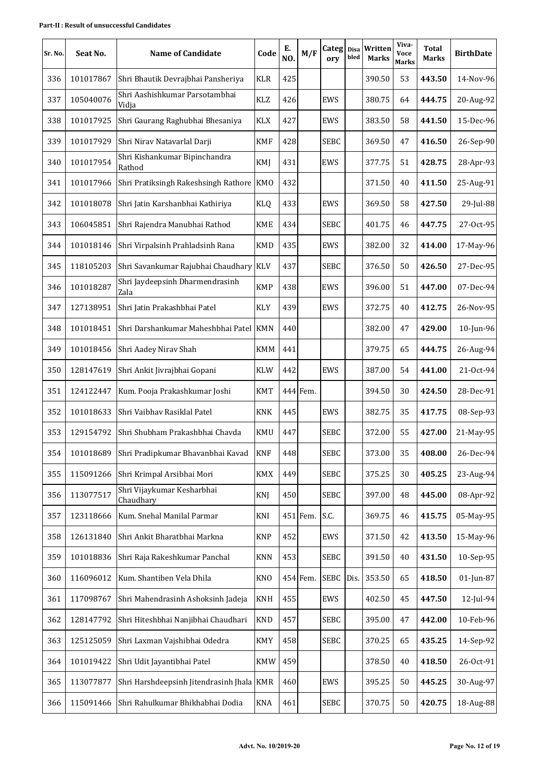**Part-II : Result of unsuccessful Candidates**

| Sr. No. | Seat No. | Name of Candidate | Code | E. NO. | M/F | Category | Disabled | Written Marks | Viva-Voce Marks | Total Marks | BirthDate |
|---|---|---|---|---|---|---|---|---|---|---|---|
| 336 | 101017867 | Shri Bhautik Devrajbhai Pansheriya | KLR | 425 | | | | 390.50 | 53 | **443.50** | 14-Nov-96 |
| 337 | 105040076 | Shri Aashishkumar Parsotambhai Vidja | KLZ | 426 | | EWS | | 380.75 | 64 | **444.75** | 20-Aug-92 |
| 338 | 101017925 | Shri Gaurang Raghubhai Bhesaniya | KLX | 427 | | EWS | | 383.50 | 58 | **441.50** | 15-Dec-96 |
| 339 | 101017929 | Shri Nirav Natavarlal Darji | KMF | 428 | | SEBC | | 369.50 | 47 | **416.50** | 26-Sep-90 |
| 340 | 101017954 | Shri Kishankumar Bipinchandra Rathod | KMJ | 431 | | EWS | | 377.75 | 51 | **428.75** | 28-Apr-93 |
| 341 | 101017966 | Shri Pratiksingh Rakeshsingh Rathore | KMO | 432 | | | | 371.50 | 40 | **411.50** | 25-Aug-91 |
| 342 | 101018078 | Shri Jatin Karshanbhai Kathiriya | KLQ | 433 | | EWS | | 369.50 | 58 | **427.50** | 29-Jul-88 |
| 343 | 106045851 | Shri Rajendra Manubhai Rathod | KME | 434 | | SEBC | | 401.75 | 46 | **447.75** | 27-Oct-95 |
| 344 | 101018146 | Shri Virpalsinh Prahladsinh Rana | KMD | 435 | | EWS | | 382.00 | 32 | **414.00** | 17-May-96 |
| 345 | 118105203 | Shri Savankumar Rajubhai Chaudhary | KLV | 437 | | SEBC | | 376.50 | 50 | **426.50** | 27-Dec-95 |
| 346 | 101018287 | Shri Jaydeepsinh Dharmendrasinh Zala | KMP | 438 | | EWS | | 396.00 | 51 | **447.00** | 07-Dec-94 |
| 347 | 127138951 | Shri Jatin Prakashbhai Patel | KLY | 439 | | EWS | | 372.75 | 40 | **412.75** | 26-Nov-95 |
| 348 | 101018451 | Shri Darshankumar Maheshbhai Patel | KMN | 440 | | | | 382.00 | 47 | **429.00** | 10-Jun-96 |
| 349 | 101018456 | Shri Aadey Nirav Shah | KMM | 441 | | | | 379.75 | 65 | **444.75** | 26-Aug-94 |
| 350 | 128147619 | Shri Ankit Jivrajbhai Gopani | KLW | 442 | | EWS | | 387.00 | 54 | **441.00** | 21-Oct-94 |
| 351 | 124122447 | Kum. Pooja Prakashkumar Joshi | KMT | 444 | Fem. | | | 394.50 | 30 | **424.50** | 28-Dec-91 |
| 352 | 101018633 | Shri Vaibhav Rasiklal Patel | KNK | 445 | | EWS | | 382.75 | 35 | **417.75** | 08-Sep-93 |
| 353 | 129154792 | Shri Shubham Prakashbhai Chavda | KMU | 447 | | SEBC | | 372.00 | 55 | **427.00** | 21-May-95 |
| 354 | 101018689 | Shri Pradipkumar Bhavanbhai Kavad | KNF | 448 | | SEBC | | 373.00 | 35 | **408.00** | 26-Dec-94 |
| 355 | 115091266 | Shri Krimpal Arsibhai Mori | KMX | 449 | | SEBC | | 375.25 | 30 | **405.25** | 23-Aug-94 |
| 356 | 113077517 | Shri Vijaykumar Kesharbhai Chaudhary | KNJ | 450 | | SEBC | | 397.00 | 48 | **445.00** | 08-Apr-92 |
| 357 | 123118666 | Kum. Snehal Manilal Parmar | KNI | 451 | Fem. | S.C. | | 369.75 | 46 | **415.75** | 05-May-95 |
| 358 | 126131840 | Shri Ankit Bharatbhai Markna | KNP | 452 | | EWS | | 371.50 | 42 | **413.50** | 15-May-96 |
| 359 | 101018836 | Shri Raja Rakeshkumar Panchal | KNN | 453 | | SEBC | | 391.50 | 40 | **431.50** | 10-Sep-95 |
| 360 | 116096012 | Kum. Shantiben Vela Dhila | KNO | 454 | Fem. | SEBC | Dis. | 353.50 | 65 | **418.50** | 01-Jun-87 |
| 361 | 117098767 | Shri Mahendrasinh Ashoksinh Jadeja | KNH | 455 | | EWS | | 402.50 | 45 | **447.50** | 12-Jul-94 |
| 362 | 128147792 | Shri Hiteshbhai Nanjibhai Chaudhari | KND | 457 | | SEBC | | 395.00 | 47 | **442.00** | 10-Feb-96 |
| 363 | 125125059 | Shri Laxman Vajshibhai Odedra | KMY | 458 | | SEBC | | 370.25 | 65 | **435.25** | 14-Sep-92 |
| 364 | 101019422 | Shri Udit Jayantibhai Patel | KMW | 459 | | | | 378.50 | 40 | **418.50** | 26-Oct-91 |
| 365 | 113077877 | Shri Harshdeepsinh Jitendrasinh Jhala | KMR | 460 | | EWS | | 395.25 | 50 | **445.25** | 30-Aug-97 |
| 366 | 115091466 | Shri Rahulkumar Bhikhabhai Dodia | KNA | 461 | | SEBC | | 370.75 | 50 | **420.75** | 18-Aug-88 |

Advt. No. 10/2019-20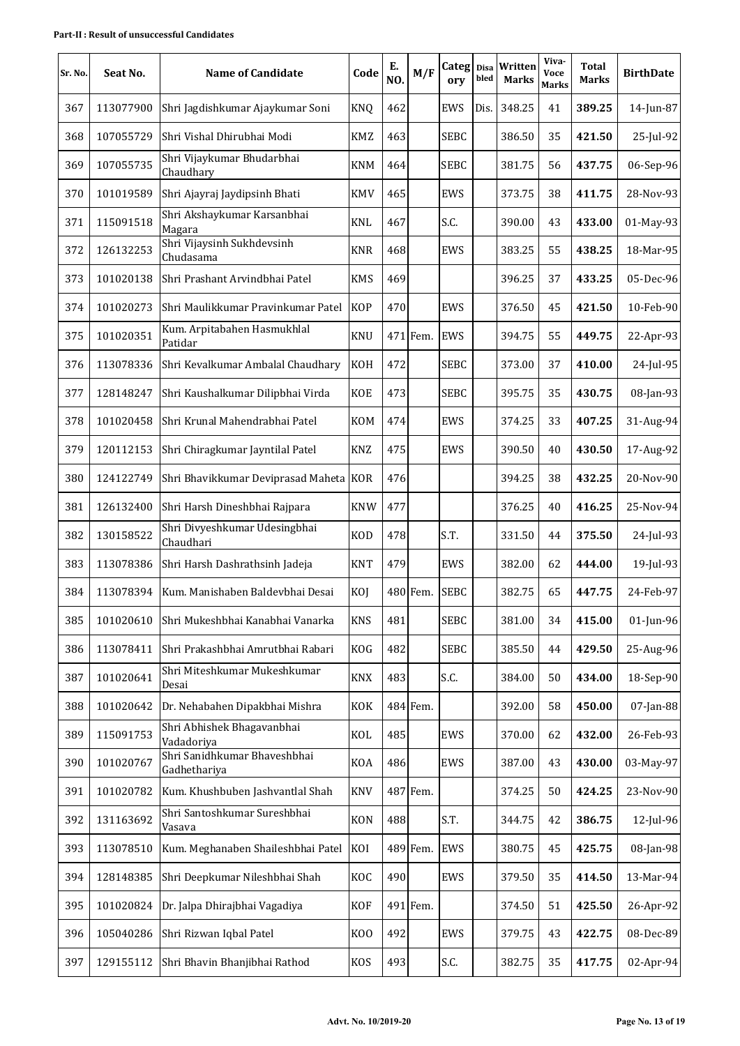**Part-II : Result of unsuccessful Candidates**

| Sr. No. | Seat No. | Name of Candidate | Code | E. NO. | M/F | Category | Disabled | Written Marks | Viva-Voce Marks | Total Marks | BirthDate |
|---|---|---|---|---|---|---|---|---|---|---|---|
| 367 | 113077900 | Shri Jagdishkumar Ajaykumar Soni | KNQ | 462 | | EWS | Dis. | 348.25 | 41 | **389.25** | 14-Jun-87 |
| 368 | 107055729 | Shri Vishal Dhirubhai Modi | KMZ | 463 | | SEBC | | 386.50 | 35 | **421.50** | 25-Jul-92 |
| 369 | 107055735 | Shri Vijaykumar Bhudarbhai Chaudhary | KNM | 464 | | SEBC | | 381.75 | 56 | **437.75** | 06-Sep-96 |
| 370 | 101019589 | Shri Ajayraj Jaydipsinh Bhati | KMV | 465 | | EWS | | 373.75 | 38 | **411.75** | 28-Nov-93 |
| 371 | 115091518 | Shri Akshaykumar Karsanbhai Magara | KNL | 467 | | S.C. | | 390.00 | 43 | **433.00** | 01-May-93 |
| 372 | 126132253 | Shri Vijaysinh Sukhdevsinh Chudasama | KNR | 468 | | EWS | | 383.25 | 55 | **438.25** | 18-Mar-95 |
| 373 | 101020138 | Shri Prashant Arvindbhai Patel | KMS | 469 | | | | 396.25 | 37 | **433.25** | 05-Dec-96 |
| 374 | 101020273 | Shri Maulikkumar Pravinkumar Patel | KOP | 470 | | EWS | | 376.50 | 45 | **421.50** | 10-Feb-90 |
| 375 | 101020351 | Kum. Arpitabahen Hasmukhlal Patidar | KNU | 471 | Fem. | EWS | | 394.75 | 55 | **449.75** | 22-Apr-93 |
| 376 | 113078336 | Shri Kevalkumar Ambalal Chaudhary | KOH | 472 | | SEBC | | 373.00 | 37 | **410.00** | 24-Jul-95 |
| 377 | 128148247 | Shri Kaushalkumar Dilipbhai Virda | KOE | 473 | | SEBC | | 395.75 | 35 | **430.75** | 08-Jan-93 |
| 378 | 101020458 | Shri Krunal Mahendrabhai Patel | KOM | 474 | | EWS | | 374.25 | 33 | **407.25** | 31-Aug-94 |
| 379 | 120112153 | Shri Chiragkumar Jayntilal Patel | KNZ | 475 | | EWS | | 390.50 | 40 | **430.50** | 17-Aug-92 |
| 380 | 124122749 | Shri Bhavikkumar Deviprasad Maheta | KOR | 476 | | | | 394.25 | 38 | **432.25** | 20-Nov-90 |
| 381 | 126132400 | Shri Harsh Dineshbhai Rajpara | KNW | 477 | | | | 376.25 | 40 | **416.25** | 25-Nov-94 |
| 382 | 130158522 | Shri Divyeshkumar Udesingbhai Chaudhari | KOD | 478 | | S.T. | | 331.50 | 44 | **375.50** | 24-Jul-93 |
| 383 | 113078386 | Shri Harsh Dashrathsinh Jadeja | KNT | 479 | | EWS | | 382.00 | 62 | **444.00** | 19-Jul-93 |
| 384 | 113078394 | Kum. Manishaben Baldevbhai Desai | KOJ | 480 | Fem. | SEBC | | 382.75 | 65 | **447.75** | 24-Feb-97 |
| 385 | 101020610 | Shri Mukeshbhai Kanabhai Vanarka | KNS | 481 | | SEBC | | 381.00 | 34 | **415.00** | 01-Jun-96 |
| 386 | 113078411 | Shri Prakashbhai Amrutbhai Rabari | KOG | 482 | | SEBC | | 385.50 | 44 | **429.50** | 25-Aug-96 |
| 387 | 101020641 | Shri Miteshkumar Mukeshkumar Desai | KNX | 483 | | S.C. | | 384.00 | 50 | **434.00** | 18-Sep-90 |
| 388 | 101020642 | Dr. Nehabahen Dipakbhai Mishra | KOK | 484 | Fem. | | | 392.00 | 58 | **450.00** | 07-Jan-88 |
| 389 | 115091753 | Shri Abhishek Bhagavanbhai Vadadoriya | KOL | 485 | | EWS | | 370.00 | 62 | **432.00** | 26-Feb-93 |
| 390 | 101020767 | Shri Sanidhkumar Bhaveshbhai Gadhethariya | KOA | 486 | | EWS | | 387.00 | 43 | **430.00** | 03-May-97 |
| 391 | 101020782 | Kum. Khushbuben Jashvantlal Shah | KNV | 487 | Fem. | | | 374.25 | 50 | **424.25** | 23-Nov-90 |
| 392 | 131163692 | Shri Santoshkumar Sureshbhai Vasava | KON | 488 | | S.T. | | 344.75 | 42 | **386.75** | 12-Jul-96 |
| 393 | 113078510 | Kum. Meghanaben Shaileshbhai Patel | KOI | 489 | Fem. | EWS | | 380.75 | 45 | **425.75** | 08-Jan-98 |
| 394 | 128148385 | Shri Deepkumar Nileshbhai Shah | KOC | 490 | | EWS | | 379.50 | 35 | **414.50** | 13-Mar-94 |
| 395 | 101020824 | Dr. Jalpa Dhirajbhai Vagadiya | KOF | 491 | Fem. | | | 374.50 | 51 | **425.50** | 26-Apr-92 |
| 396 | 105040286 | Shri Rizwan Iqbal Patel | KOO | 492 | | EWS | | 379.75 | 43 | **422.75** | 08-Dec-89 |
| 397 | 129155112 | Shri Bhavin Bhanjibhai Rathod | KOS | 493 | | S.C. | | 382.75 | 35 | **417.75** | 02-Apr-94 |

Advt. No. 10/2019-20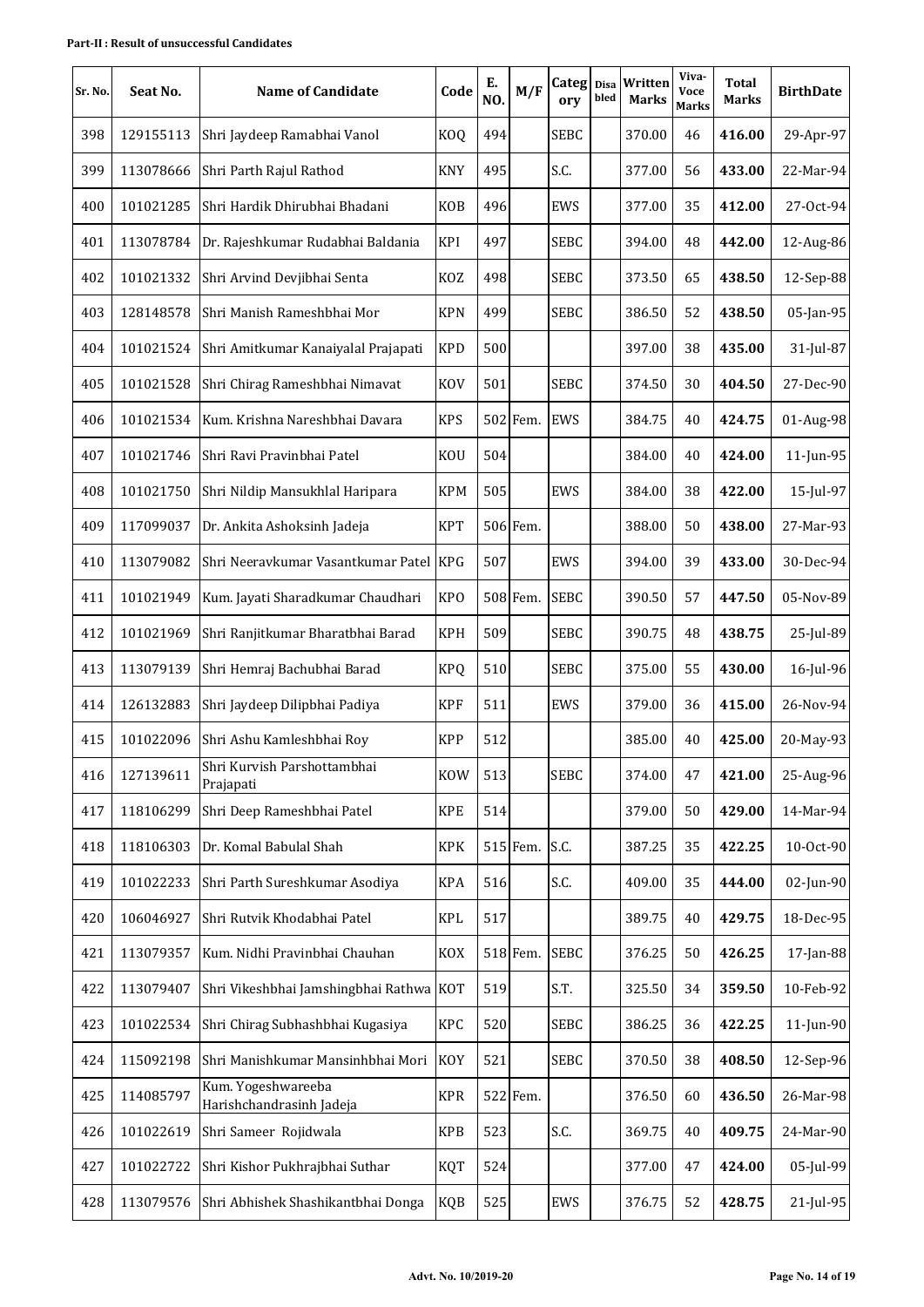**Part-II : Result of unsuccessful Candidates**

| Sr. No. | Seat No. | Name of Candidate | Code | E. NO. | M/F | Category | Disabled | Written Marks | Viva-Voce Marks | Total Marks | BirthDate |
|---|---|---|---|---|---|---|---|---|---|---|---|
| 398 | 129155113 | Shri Jaydeep Ramabhai Vanol | KOQ | 494 | | SEBC | | 370.00 | 46 | **416.00** | 29-Apr-97 |
| 399 | 113078666 | Shri Parth Rajul Rathod | KNY | 495 | | S.C. | | 377.00 | 56 | **433.00** | 22-Mar-94 |
| 400 | 101021285 | Shri Hardik Dhirubhai Bhadani | KOB | 496 | | EWS | | 377.00 | 35 | **412.00** | 27-Oct-94 |
| 401 | 113078784 | Dr. Rajeshkumar Rudabhai Baldania | KPI | 497 | | SEBC | | 394.00 | 48 | **442.00** | 12-Aug-86 |
| 402 | 101021332 | Shri Arvind Devjibhai Senta | KOZ | 498 | | SEBC | | 373.50 | 65 | **438.50** | 12-Sep-88 |
| 403 | 128148578 | Shri Manish Rameshbhai Mor | KPN | 499 | | SEBC | | 386.50 | 52 | **438.50** | 05-Jan-95 |
| 404 | 101021524 | Shri Amitkumar Kanaiyalal Prajapati | KPD | 500 | | | | 397.00 | 38 | **435.00** | 31-Jul-87 |
| 405 | 101021528 | Shri Chirag Rameshbhai Nimavat | KOV | 501 | | SEBC | | 374.50 | 30 | **404.50** | 27-Dec-90 |
| 406 | 101021534 | Kum. Krishna Nareshbhai Davara | KPS | 502 | Fem. | EWS | | 384.75 | 40 | **424.75** | 01-Aug-98 |
| 407 | 101021746 | Shri Ravi Pravinbhai Patel | KOU | 504 | | | | 384.00 | 40 | **424.00** | 11-Jun-95 |
| 408 | 101021750 | Shri Nildip Mansukhlal Haripara | KPM | 505 | | EWS | | 384.00 | 38 | **422.00** | 15-Jul-97 |
| 409 | 117099037 | Dr. Ankita Ashoksinh Jadeja | KPT | 506 | Fem. | | | 388.00 | 50 | **438.00** | 27-Mar-93 |
| 410 | 113079082 | Shri Neeravkumar Vasantkumar Patel | KPG | 507 | | EWS | | 394.00 | 39 | **433.00** | 30-Dec-94 |
| 411 | 101021949 | Kum. Jayati Sharadkumar Chaudhari | KPO | 508 | Fem. | SEBC | | 390.50 | 57 | **447.50** | 05-Nov-89 |
| 412 | 101021969 | Shri Ranjitkumar Bharatbhai Barad | KPH | 509 | | SEBC | | 390.75 | 48 | **438.75** | 25-Jul-89 |
| 413 | 113079139 | Shri Hemraj Bachubhai Barad | KPQ | 510 | | SEBC | | 375.00 | 55 | **430.00** | 16-Jul-96 |
| 414 | 126132883 | Shri Jaydeep Dilipbhai Padiya | KPF | 511 | | EWS | | 379.00 | 36 | **415.00** | 26-Nov-94 |
| 415 | 101022096 | Shri Ashu Kamleshbhai Roy | KPP | 512 | | | | 385.00 | 40 | **425.00** | 20-May-93 |
| 416 | 127139611 | Shri Kurvish Parshottambhai Prajapati | KOW | 513 | | SEBC | | 374.00 | 47 | **421.00** | 25-Aug-96 |
| 417 | 118106299 | Shri Deep Rameshbhai Patel | KPE | 514 | | | | 379.00 | 50 | **429.00** | 14-Mar-94 |
| 418 | 118106303 | Dr. Komal Babulal Shah | KPK | 515 | Fem. | S.C. | | 387.25 | 35 | **422.25** | 10-Oct-90 |
| 419 | 101022233 | Shri Parth Sureshkumar Asodiya | KPA | 516 | | S.C. | | 409.00 | 35 | **444.00** | 02-Jun-90 |
| 420 | 106046927 | Shri Rutvik Khodabhai Patel | KPL | 517 | | | | 389.75 | 40 | **429.75** | 18-Dec-95 |
| 421 | 113079357 | Kum. Nidhi Pravinbhai Chauhan | KOX | 518 | Fem. | SEBC | | 376.25 | 50 | **426.25** | 17-Jan-88 |
| 422 | 113079407 | Shri Vikeshbhai Jamshingbhai Rathwa | KOT | 519 | | S.T. | | 325.50 | 34 | **359.50** | 10-Feb-92 |
| 423 | 101022534 | Shri Chirag Subhashbhai Kugasiya | KPC | 520 | | SEBC | | 386.25 | 36 | **422.25** | 11-Jun-90 |
| 424 | 115092198 | Shri Manishkumar Mansinhbhai Mori | KOY | 521 | | SEBC | | 370.50 | 38 | **408.50** | 12-Sep-96 |
| 425 | 114085797 | Kum. Yogeshwareeba Harishchandrasinh Jadeja | KPR | 522 | Fem. | | | 376.50 | 60 | **436.50** | 26-Mar-98 |
| 426 | 101022619 | Shri Sameer Rojidwala | KPB | 523 | | S.C. | | 369.75 | 40 | **409.75** | 24-Mar-90 |
| 427 | 101022722 | Shri Kishor Pukhrajbhai Suthar | KQT | 524 | | | | 377.00 | 47 | **424.00** | 05-Jul-99 |
| 428 | 113079576 | Shri Abhishek Shashikantbhai Donga | KQB | 525 | | EWS | | 376.75 | 52 | **428.75** | 21-Jul-95 |

**Advt. No. 10/2019-20**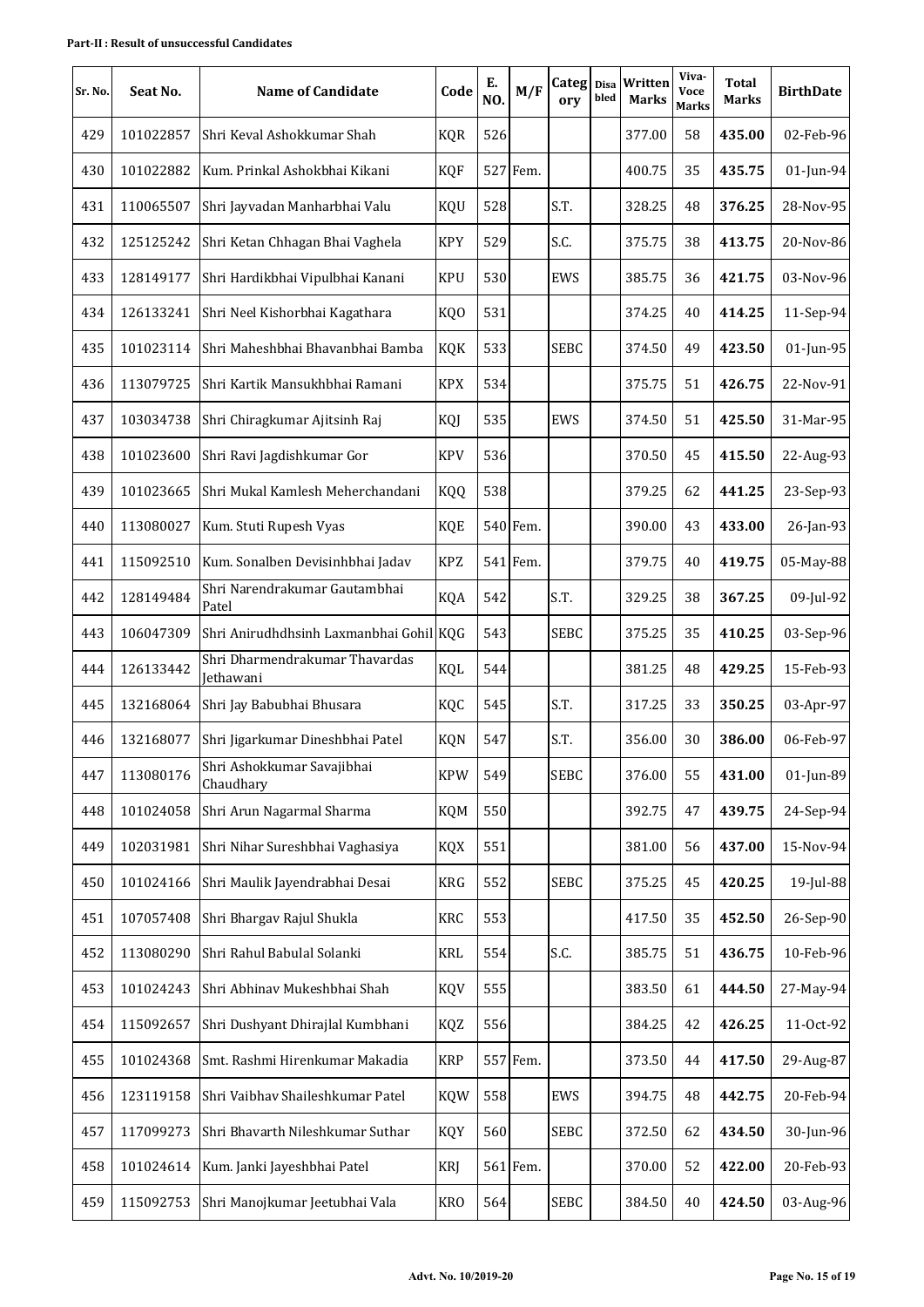**Part-II : Result of unsuccessful Candidates**

| Sr. No. | Seat No. | Name of Candidate | Code | E. NO. | M/F | Category | Disabled | Written Marks | Viva-Voce Marks | Total Marks | BirthDate |
|---|---|---|---|---|---|---|---|---|---|---|---|
| 429 | 101022857 | Shri Keval Ashokkumar Shah | KQR | 526 | | | | 377.00 | 58 | **435.00** | 02-Feb-96 |
| 430 | 101022882 | Kum. Prinkal Ashokbhai Kikani | KQF | 527 | Fem. | | | 400.75 | 35 | **435.75** | 01-Jun-94 |
| 431 | 110065507 | Shri Jayvadan Manharbhai Valu | KQU | 528 | | S.T. | | 328.25 | 48 | **376.25** | 28-Nov-95 |
| 432 | 125125242 | Shri Ketan Chhagan Bhai Vaghela | KPY | 529 | | S.C. | | 375.75 | 38 | **413.75** | 20-Nov-86 |
| 433 | 128149177 | Shri Hardikbhai Vipulbhai Kanani | KPU | 530 | | EWS | | 385.75 | 36 | **421.75** | 03-Nov-96 |
| 434 | 126133241 | Shri Neel Kishorbhai Kagathara | KQO | 531 | | | | 374.25 | 40 | **414.25** | 11-Sep-94 |
| 435 | 101023114 | Shri Maheshbhai Bhavanbhai Bamba | KQK | 533 | | SEBC | | 374.50 | 49 | **423.50** | 01-Jun-95 |
| 436 | 113079725 | Shri Kartik Mansukhbhai Ramani | KPX | 534 | | | | 375.75 | 51 | **426.75** | 22-Nov-91 |
| 437 | 103034738 | Shri Chiragkumar Ajitsinh Raj | KQJ | 535 | | EWS | | 374.50 | 51 | **425.50** | 31-Mar-95 |
| 438 | 101023600 | Shri Ravi Jagdishkumar Gor | KPV | 536 | | | | 370.50 | 45 | **415.50** | 22-Aug-93 |
| 439 | 101023665 | Shri Mukal Kamlesh Meherchandani | KQQ | 538 | | | | 379.25 | 62 | **441.25** | 23-Sep-93 |
| 440 | 113080027 | Kum. Stuti Rupesh Vyas | KQE | 540 | Fem. | | | 390.00 | 43 | **433.00** | 26-Jan-93 |
| 441 | 115092510 | Kum. Sonalben Devisinhbhai Jadav | KPZ | 541 | Fem. | | | 379.75 | 40 | **419.75** | 05-May-88 |
| 442 | 128149484 | Shri Narendrakumar Gautambhai Patel | KQA | 542 | | S.T. | | 329.25 | 38 | **367.25** | 09-Jul-92 |
| 443 | 106047309 | Shri Anirudhdhsinh Laxmanbhai Gohil | KQG | 543 | | SEBC | | 375.25 | 35 | **410.25** | 03-Sep-96 |
| 444 | 126133442 | Shri Dharmendrakumar Thavardas Jethawani | KQL | 544 | | | | 381.25 | 48 | **429.25** | 15-Feb-93 |
| 445 | 132168064 | Shri Jay Babubhai Bhusara | KQC | 545 | | S.T. | | 317.25 | 33 | **350.25** | 03-Apr-97 |
| 446 | 132168077 | Shri Jigarkumar Dineshbhai Patel | KQN | 547 | | S.T. | | 356.00 | 30 | **386.00** | 06-Feb-97 |
| 447 | 113080176 | Shri Ashokkumar Savajibhai Chaudhary | KPW | 549 | | SEBC | | 376.00 | 55 | **431.00** | 01-Jun-89 |
| 448 | 101024058 | Shri Arun Nagarmal Sharma | KQM | 550 | | | | 392.75 | 47 | **439.75** | 24-Sep-94 |
| 449 | 102031981 | Shri Nihar Sureshbhai Vaghasiya | KQX | 551 | | | | 381.00 | 56 | **437.00** | 15-Nov-94 |
| 450 | 101024166 | Shri Maulik Jayendrabhai Desai | KRG | 552 | | SEBC | | 375.25 | 45 | **420.25** | 19-Jul-88 |
| 451 | 107057408 | Shri Bhargav Rajul Shukla | KRC | 553 | | | | 417.50 | 35 | **452.50** | 26-Sep-90 |
| 452 | 113080290 | Shri Rahul Babulal Solanki | KRL | 554 | | S.C. | | 385.75 | 51 | **436.75** | 10-Feb-96 |
| 453 | 101024243 | Shri Abhinav Mukeshbhai Shah | KQV | 555 | | | | 383.50 | 61 | **444.50** | 27-May-94 |
| 454 | 115092657 | Shri Dushyant Dhirajlal Kumbhani | KQZ | 556 | | | | 384.25 | 42 | **426.25** | 11-Oct-92 |
| 455 | 101024368 | Smt. Rashmi Hirenkumar Makadia | KRP | 557 | Fem. | | | 373.50 | 44 | **417.50** | 29-Aug-87 |
| 456 | 123119158 | Shri Vaibhav Shaileshkumar Patel | KQW | 558 | | EWS | | 394.75 | 48 | **442.75** | 20-Feb-94 |
| 457 | 117099273 | Shri Bhavarth Nileshkumar Suthar | KQY | 560 | | SEBC | | 372.50 | 62 | **434.50** | 30-Jun-96 |
| 458 | 101024614 | Kum. Janki Jayeshbhai Patel | KRJ | 561 | Fem. | | | 370.00 | 52 | **422.00** | 20-Feb-93 |
| 459 | 115092753 | Shri Manojkumar Jeetubhai Vala | KRO | 564 | | SEBC | | 384.50 | 40 | **424.50** | 03-Aug-96 |

Advt. No. 10/2019-20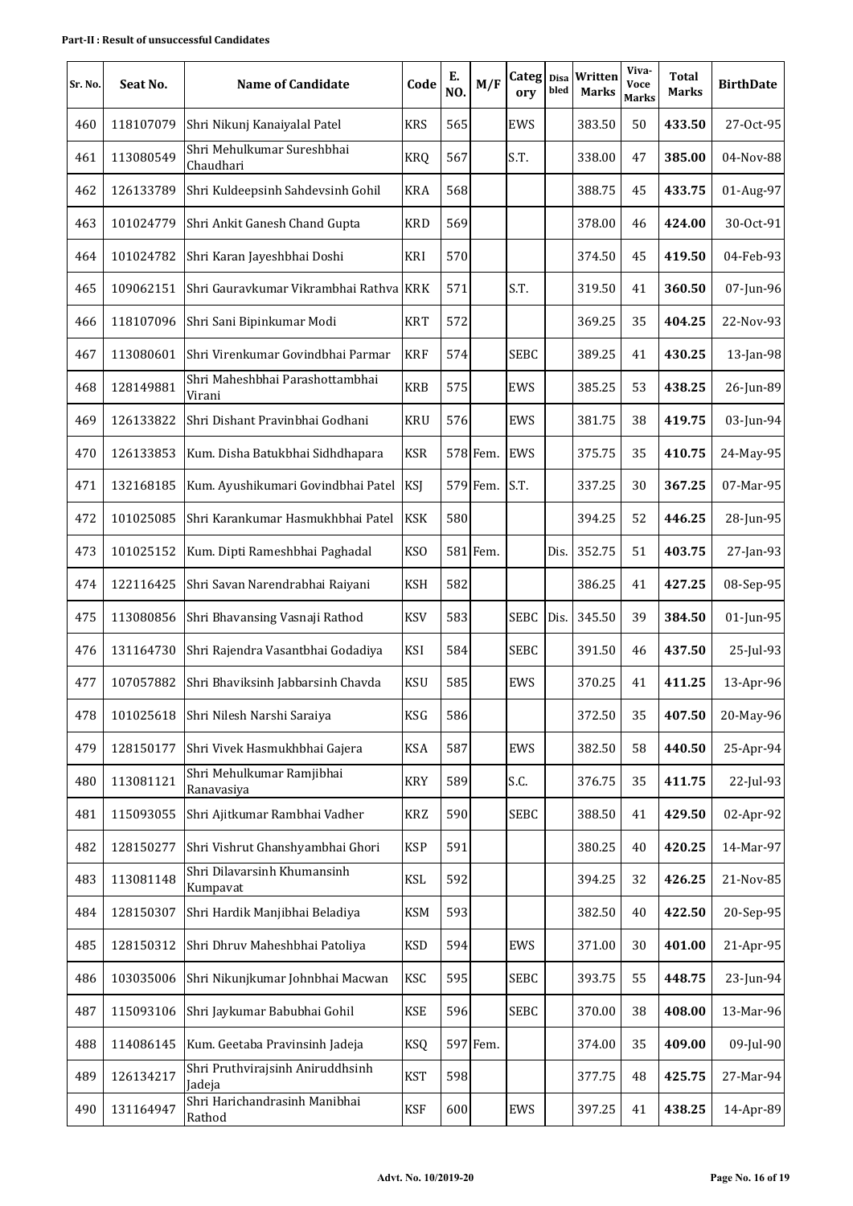**Part-II : Result of unsuccessful Candidates**

| Sr. No. | Seat No. | Name of Candidate | Code | E. NO. | M/F | Category | Disabled | Written Marks | Viva-Voce Marks | Total Marks | BirthDate |
|---|---|---|---|---|---|---|---|---|---|---|---|
| 460 | 118107079 | Shri Nikunj Kanaiyalal Patel | KRS | 565 | | EWS | | 383.50 | 50 | **433.50** | 27-Oct-95 |
| 461 | 113080549 | Shri Mehulkumar Sureshbhai Chaudhari | KRQ | 567 | | S.T. | | 338.00 | 47 | **385.00** | 04-Nov-88 |
| 462 | 126133789 | Shri Kuldeepsinh Sahdevsinh Gohil | KRA | 568 | | | | 388.75 | 45 | **433.75** | 01-Aug-97 |
| 463 | 101024779 | Shri Ankit Ganesh Chand Gupta | KRD | 569 | | | | 378.00 | 46 | **424.00** | 30-Oct-91 |
| 464 | 101024782 | Shri Karan Jayeshbhai Doshi | KRI | 570 | | | | 374.50 | 45 | **419.50** | 04-Feb-93 |
| 465 | 109062151 | Shri Gauravkumar Vikrambhai Rathva | KRK | 571 | | S.T. | | 319.50 | 41 | **360.50** | 07-Jun-96 |
| 466 | 118107096 | Shri Sani Bipinkumar Modi | KRT | 572 | | | | 369.25 | 35 | **404.25** | 22-Nov-93 |
| 467 | 113080601 | Shri Virenkumar Govindbhai Parmar | KRF | 574 | | SEBC | | 389.25 | 41 | **430.25** | 13-Jan-98 |
| 468 | 128149881 | Shri Maheshbhai Parashottambhai Virani | KRB | 575 | | EWS | | 385.25 | 53 | **438.25** | 26-Jun-89 |
| 469 | 126133822 | Shri Dishant Pravinbhai Godhani | KRU | 576 | | EWS | | 381.75 | 38 | **419.75** | 03-Jun-94 |
| 470 | 126133853 | Kum. Disha Batukbhai Sidhdhapara | KSR | 578 | Fem. | EWS | | 375.75 | 35 | **410.75** | 24-May-95 |
| 471 | 132168185 | Kum. Ayushikumari Govindbhai Patel | KSJ | 579 | Fem. | S.T. | | 337.25 | 30 | **367.25** | 07-Mar-95 |
| 472 | 101025085 | Shri Karankumar Hasmukhbhai Patel | KSK | 580 | | | | 394.25 | 52 | **446.25** | 28-Jun-95 |
| 473 | 101025152 | Kum. Dipti Rameshbhai Paghadal | KSO | 581 | Fem. | | Dis. | 352.75 | 51 | **403.75** | 27-Jan-93 |
| 474 | 122116425 | Shri Savan Narendrabhai Raiyani | KSH | 582 | | | | 386.25 | 41 | **427.25** | 08-Sep-95 |
| 475 | 113080856 | Shri Bhavansing Vasnaji Rathod | KSV | 583 | | SEBC | Dis. | 345.50 | 39 | **384.50** | 01-Jun-95 |
| 476 | 131164730 | Shri Rajendra Vasantbhai Godadiya | KSI | 584 | | SEBC | | 391.50 | 46 | **437.50** | 25-Jul-93 |
| 477 | 107057882 | Shri Bhaviksinh Jabbarsinh Chavda | KSU | 585 | | EWS | | 370.25 | 41 | **411.25** | 13-Apr-96 |
| 478 | 101025618 | Shri Nilesh Narshi Saraiya | KSG | 586 | | | | 372.50 | 35 | **407.50** | 20-May-96 |
| 479 | 128150177 | Shri Vivek Hasmukhbhai Gajera | KSA | 587 | | EWS | | 382.50 | 58 | **440.50** | 25-Apr-94 |
| 480 | 113081121 | Shri Mehulkumar Ramjibhai Ranavasiya | KRY | 589 | | S.C. | | 376.75 | 35 | **411.75** | 22-Jul-93 |
| 481 | 115093055 | Shri Ajitkumar Rambhai Vadher | KRZ | 590 | | SEBC | | 388.50 | 41 | **429.50** | 02-Apr-92 |
| 482 | 128150277 | Shri Vishrut Ghanshyambhai Ghori | KSP | 591 | | | | 380.25 | 40 | **420.25** | 14-Mar-97 |
| 483 | 113081148 | Shri Dilavarsinh Khumansinh Kumpavat | KSL | 592 | | | | 394.25 | 32 | **426.25** | 21-Nov-85 |
| 484 | 128150307 | Shri Hardik Manjibhai Beladiya | KSM | 593 | | | | 382.50 | 40 | **422.50** | 20-Sep-95 |
| 485 | 128150312 | Shri Dhruv Maheshbhai Patoliya | KSD | 594 | | EWS | | 371.00 | 30 | **401.00** | 21-Apr-95 |
| 486 | 103035006 | Shri Nikunjkumar Johnbhai Macwan | KSC | 595 | | SEBC | | 393.75 | 55 | **448.75** | 23-Jun-94 |
| 487 | 115093106 | Shri Jaykumar Babubhai Gohil | KSE | 596 | | SEBC | | 370.00 | 38 | **408.00** | 13-Mar-96 |
| 488 | 114086145 | Kum. Geetaba Pravinsinh Jadeja | KSQ | 597 | Fem. | | | 374.00 | 35 | **409.00** | 09-Jul-90 |
| 489 | 126134217 | Shri Pruthvirajsinh Aniruddhsinh Jadeja | KST | 598 | | | | 377.75 | 48 | **425.75** | 27-Mar-94 |
| 490 | 131164947 | Shri Harichandrasinh Manibhai Rathod | KSF | 600 | | EWS | | 397.25 | 41 | **438.25** | 14-Apr-89 |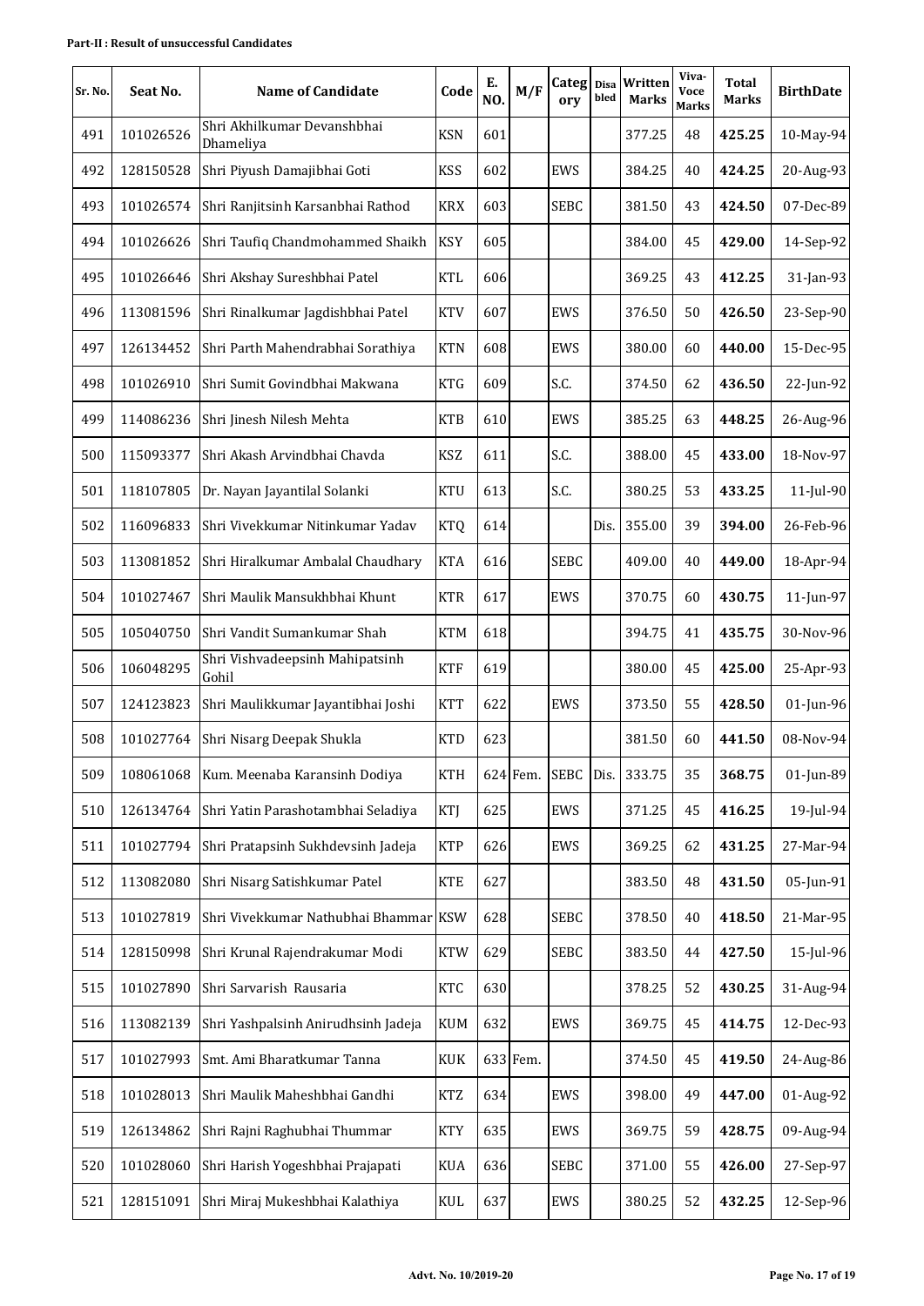**Part-II : Result of unsuccessful Candidates**

| Sr. No. | Seat No. | Name of Candidate | Code | E. NO. | M/F | Category | Disabled | Written Marks | Viva-Voce Marks | Total Marks | BirthDate |
|---|---|---|---|---|---|---|---|---|---|---|---|
| 491 | 101026526 | Shri Akhilkumar Devanshbhai Dhameliya | KSN | 601 | | | | 377.25 | 48 | **425.25** | 10-May-94 |
| 492 | 128150528 | Shri Piyush Damajibhai Goti | KSS | 602 | | EWS | | 384.25 | 40 | **424.25** | 20-Aug-93 |
| 493 | 101026574 | Shri Ranjitsinh Karsanbhai Rathod | KRX | 603 | | SEBC | | 381.50 | 43 | **424.50** | 07-Dec-89 |
| 494 | 101026626 | Shri Taufiq Chandmohammed Shaikh | KSY | 605 | | | | 384.00 | 45 | **429.00** | 14-Sep-92 |
| 495 | 101026646 | Shri Akshay Sureshbhai Patel | KTL | 606 | | | | 369.25 | 43 | **412.25** | 31-Jan-93 |
| 496 | 113081596 | Shri Rinalkumar Jagdishbhai Patel | KTV | 607 | | EWS | | 376.50 | 50 | **426.50** | 23-Sep-90 |
| 497 | 126134452 | Shri Parth Mahendrabhai Sorathiya | KTN | 608 | | EWS | | 380.00 | 60 | **440.00** | 15-Dec-95 |
| 498 | 101026910 | Shri Sumit Govindbhai Makwana | KTG | 609 | | S.C. | | 374.50 | 62 | **436.50** | 22-Jun-92 |
| 499 | 114086236 | Shri Jinesh Nilesh Mehta | KTB | 610 | | EWS | | 385.25 | 63 | **448.25** | 26-Aug-96 |
| 500 | 115093377 | Shri Akash Arvindbhai Chavda | KSZ | 611 | | S.C. | | 388.00 | 45 | **433.00** | 18-Nov-97 |
| 501 | 118107805 | Dr. Nayan Jayantilal Solanki | KTU | 613 | | S.C. | | 380.25 | 53 | **433.25** | 11-Jul-90 |
| 502 | 116096833 | Shri Vivekkumar Nitinkumar Yadav | KTQ | 614 | | | Dis. | 355.00 | 39 | **394.00** | 26-Feb-96 |
| 503 | 113081852 | Shri Hiralkumar Ambalal Chaudhary | KTA | 616 | | SEBC | | 409.00 | 40 | **449.00** | 18-Apr-94 |
| 504 | 101027467 | Shri Maulik Mansukhbhai Khunt | KTR | 617 | | EWS | | 370.75 | 60 | **430.75** | 11-Jun-97 |
| 505 | 105040750 | Shri Vandit Sumankumar Shah | KTM | 618 | | | | 394.75 | 41 | **435.75** | 30-Nov-96 |
| 506 | 106048295 | Shri Vishvadeepsinh Mahipatsinh Gohil | KTF | 619 | | | | 380.00 | 45 | **425.00** | 25-Apr-93 |
| 507 | 124123823 | Shri Maulikkumar Jayantibhai Joshi | KTT | 622 | | EWS | | 373.50 | 55 | **428.50** | 01-Jun-96 |
| 508 | 101027764 | Shri Nisarg Deepak Shukla | KTD | 623 | | | | 381.50 | 60 | **441.50** | 08-Nov-94 |
| 509 | 108061068 | Kum. Meenaba Karansinh Dodiya | KTH | 624 | Fem. | SEBC | Dis. | 333.75 | 35 | **368.75** | 01-Jun-89 |
| 510 | 126134764 | Shri Yatin Parashotambhai Seladiya | KTJ | 625 | | EWS | | 371.25 | 45 | **416.25** | 19-Jul-94 |
| 511 | 101027794 | Shri Pratapsinh Sukhdevsinh Jadeja | KTP | 626 | | EWS | | 369.25 | 62 | **431.25** | 27-Mar-94 |
| 512 | 113082080 | Shri Nisarg Satishkumar Patel | KTE | 627 | | | | 383.50 | 48 | **431.50** | 05-Jun-91 |
| 513 | 101027819 | Shri Vivekkumar Nathubhai Bhammar | KSW | 628 | | SEBC | | 378.50 | 40 | **418.50** | 21-Mar-95 |
| 514 | 128150998 | Shri Krunal Rajendrakumar Modi | KTW | 629 | | SEBC | | 383.50 | 44 | **427.50** | 15-Jul-96 |
| 515 | 101027890 | Shri Sarvarish Rausaria | KTC | 630 | | | | 378.25 | 52 | **430.25** | 31-Aug-94 |
| 516 | 113082139 | Shri Yashpalsinh Anirudhsinh Jadeja | KUM | 632 | | EWS | | 369.75 | 45 | **414.75** | 12-Dec-93 |
| 517 | 101027993 | Smt. Ami Bharatkumar Tanna | KUK | 633 | Fem. | | | 374.50 | 45 | **419.50** | 24-Aug-86 |
| 518 | 101028013 | Shri Maulik Maheshbhai Gandhi | KTZ | 634 | | EWS | | 398.00 | 49 | **447.00** | 01-Aug-92 |
| 519 | 126134862 | Shri Rajni Raghubhai Thummar | KTY | 635 | | EWS | | 369.75 | 59 | **428.75** | 09-Aug-94 |
| 520 | 101028060 | Shri Harish Yogeshbhai Prajapati | KUA | 636 | | SEBC | | 371.00 | 55 | **426.00** | 27-Sep-97 |
| 521 | 128151091 | Shri Miraj Mukeshbhai Kalathiya | KUL | 637 | | EWS | | 380.25 | 52 | **432.25** | 12-Sep-96 |

Advt. No. 10/2019-20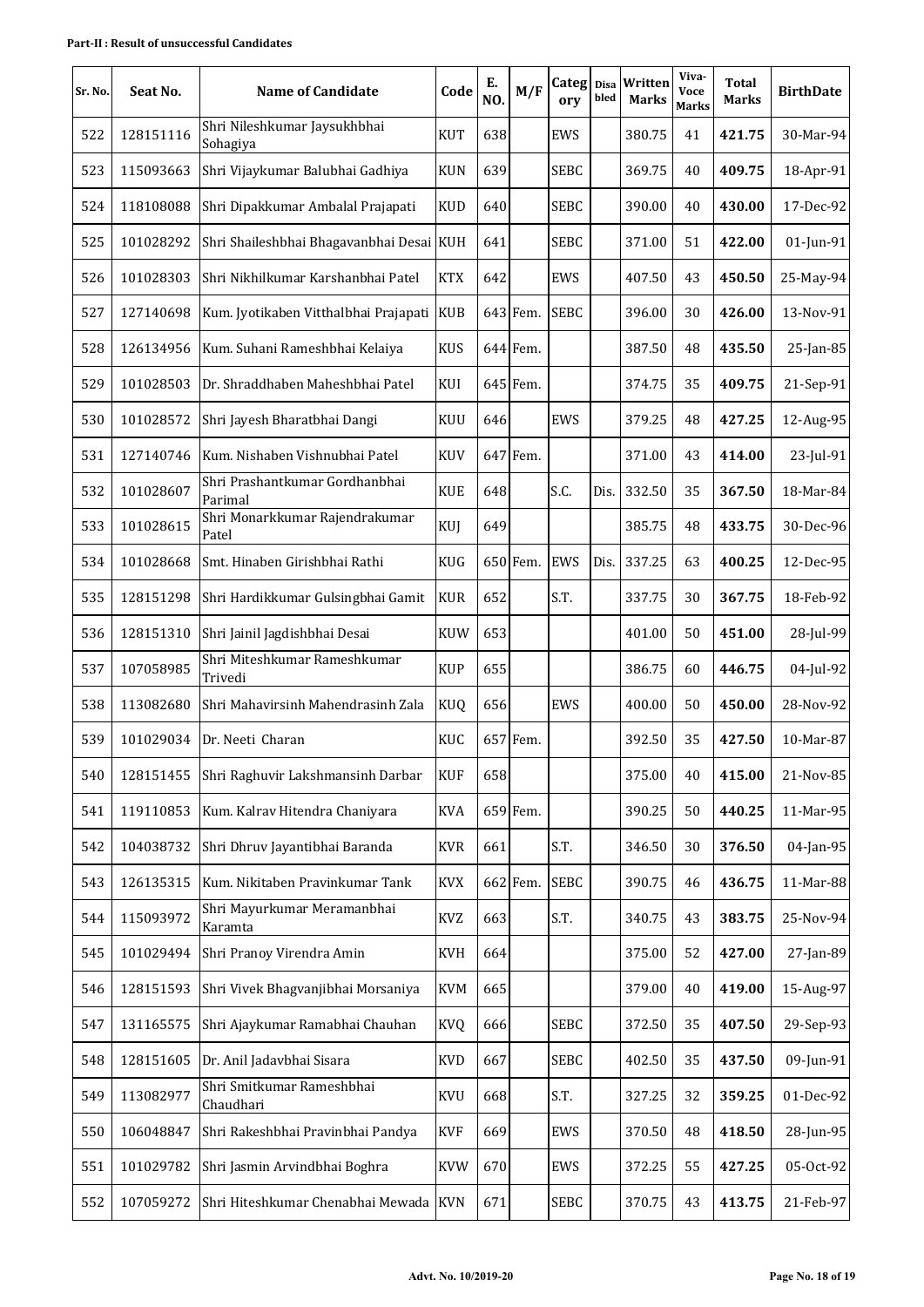**Part-II : Result of unsuccessful Candidates**

| Sr. No. | Seat No. | Name of Candidate | Code | E. NO. | M/F | Category | Disabled | Written Marks | Viva-Voce Marks | Total Marks | BirthDate |
|---|---|---|---|---|---|---|---|---|---|---|---|
| 522 | 128151116 | Shri Nileshkumar Jaysukhbhai Sohagiya | KUT | 638 | | EWS | | 380.75 | 41 | **421.75** | 30-Mar-94 |
| 523 | 115093663 | Shri Vijaykumar Balubhai Gadhiya | KUN | 639 | | SEBC | | 369.75 | 40 | **409.75** | 18-Apr-91 |
| 524 | 118108088 | Shri Dipakkumar Ambalal Prajapati | KUD | 640 | | SEBC | | 390.00 | 40 | **430.00** | 17-Dec-92 |
| 525 | 101028292 | Shri Shaileshbhai Bhagavanbhai Desai | KUH | 641 | | SEBC | | 371.00 | 51 | **422.00** | 01-Jun-91 |
| 526 | 101028303 | Shri Nikhilkumar Karshanbhai Patel | KTX | 642 | | EWS | | 407.50 | 43 | **450.50** | 25-May-94 |
| 527 | 127140698 | Kum. Jyotikaben Vitthalbhai Prajapati | KUB | 643 | Fem. | SEBC | | 396.00 | 30 | **426.00** | 13-Nov-91 |
| 528 | 126134956 | Kum. Suhani Rameshbhai Kelaiya | KUS | 644 | Fem. | | | 387.50 | 48 | **435.50** | 25-Jan-85 |
| 529 | 101028503 | Dr. Shraddhaben Maheshbhai Patel | KUI | 645 | Fem. | | | 374.75 | 35 | **409.75** | 21-Sep-91 |
| 530 | 101028572 | Shri Jayesh Bharatbhai Dangi | KUU | 646 | | EWS | | 379.25 | 48 | **427.25** | 12-Aug-95 |
| 531 | 127140746 | Kum. Nishaben Vishnubhai Patel | KUV | 647 | Fem. | | | 371.00 | 43 | **414.00** | 23-Jul-91 |
| 532 | 101028607 | Shri Prashantkumar Gordhanbhai Parimal | KUE | 648 | | S.C. | Dis. | 332.50 | 35 | **367.50** | 18-Mar-84 |
| 533 | 101028615 | Shri Monarkkumar Rajendrakumar Patel | KUJ | 649 | | | | 385.75 | 48 | **433.75** | 30-Dec-96 |
| 534 | 101028668 | Smt. Hinaben Girishbhai Rathi | KUG | 650 | Fem. | EWS | Dis. | 337.25 | 63 | **400.25** | 12-Dec-95 |
| 535 | 128151298 | Shri Hardikkumar Gulsingbhai Gamit | KUR | 652 | | S.T. | | 337.75 | 30 | **367.75** | 18-Feb-92 |
| 536 | 128151310 | Shri Jainil Jagdishbhai Desai | KUW | 653 | | | | 401.00 | 50 | **451.00** | 28-Jul-99 |
| 537 | 107058985 | Shri Miteshkumar Rameshkumar Trivedi | KUP | 655 | | | | 386.75 | 60 | **446.75** | 04-Jul-92 |
| 538 | 113082680 | Shri Mahavirsinh Mahendrasinh Zala | KUQ | 656 | | EWS | | 400.00 | 50 | **450.00** | 28-Nov-92 |
| 539 | 101029034 | Dr. Neeti Charan | KUC | 657 | Fem. | | | 392.50 | 35 | **427.50** | 10-Mar-87 |
| 540 | 128151455 | Shri Raghuvir Lakshmansinh Darbar | KUF | 658 | | | | 375.00 | 40 | **415.00** | 21-Nov-85 |
| 541 | 119110853 | Kum. Kalrav Hitendra Chaniyara | KVA | 659 | Fem. | | | 390.25 | 50 | **440.25** | 11-Mar-95 |
| 542 | 104038732 | Shri Dhruv Jayantibhai Baranda | KVR | 661 | | S.T. | | 346.50 | 30 | **376.50** | 04-Jan-95 |
| 543 | 126135315 | Kum. Nikitaben Pravinkumar Tank | KVX | 662 | Fem. | SEBC | | 390.75 | 46 | **436.75** | 11-Mar-88 |
| 544 | 115093972 | Shri Mayurkumar Meramanbhai Karamta | KVZ | 663 | | S.T. | | 340.75 | 43 | **383.75** | 25-Nov-94 |
| 545 | 101029494 | Shri Pranoy Virendra Amin | KVH | 664 | | | | 375.00 | 52 | **427.00** | 27-Jan-89 |
| 546 | 128151593 | Shri Vivek Bhagvanjibhai Morsaniya | KVM | 665 | | | | 379.00 | 40 | **419.00** | 15-Aug-97 |
| 547 | 131165575 | Shri Ajaykumar Ramabhai Chauhan | KVQ | 666 | | SEBC | | 372.50 | 35 | **407.50** | 29-Sep-93 |
| 548 | 128151605 | Dr. Anil Jadavbhai Sisara | KVD | 667 | | SEBC | | 402.50 | 35 | **437.50** | 09-Jun-91 |
| 549 | 113082977 | Shri Smitkumar Rameshbhai Chaudhari | KVU | 668 | | S.T. | | 327.25 | 32 | **359.25** | 01-Dec-92 |
| 550 | 106048847 | Shri Rakeshbhai Pravinbhai Pandya | KVF | 669 | | EWS | | 370.50 | 48 | **418.50** | 28-Jun-95 |
| 551 | 101029782 | Shri Jasmin Arvindbhai Boghra | KVW | 670 | | EWS | | 372.25 | 55 | **427.25** | 05-Oct-92 |
| 552 | 107059272 | Shri Hiteshkumar Chenabhai Mewada | KVN | 671 | | SEBC | | 370.75 | 43 | **413.75** | 21-Feb-97 |

Advt. No. 10/2019-20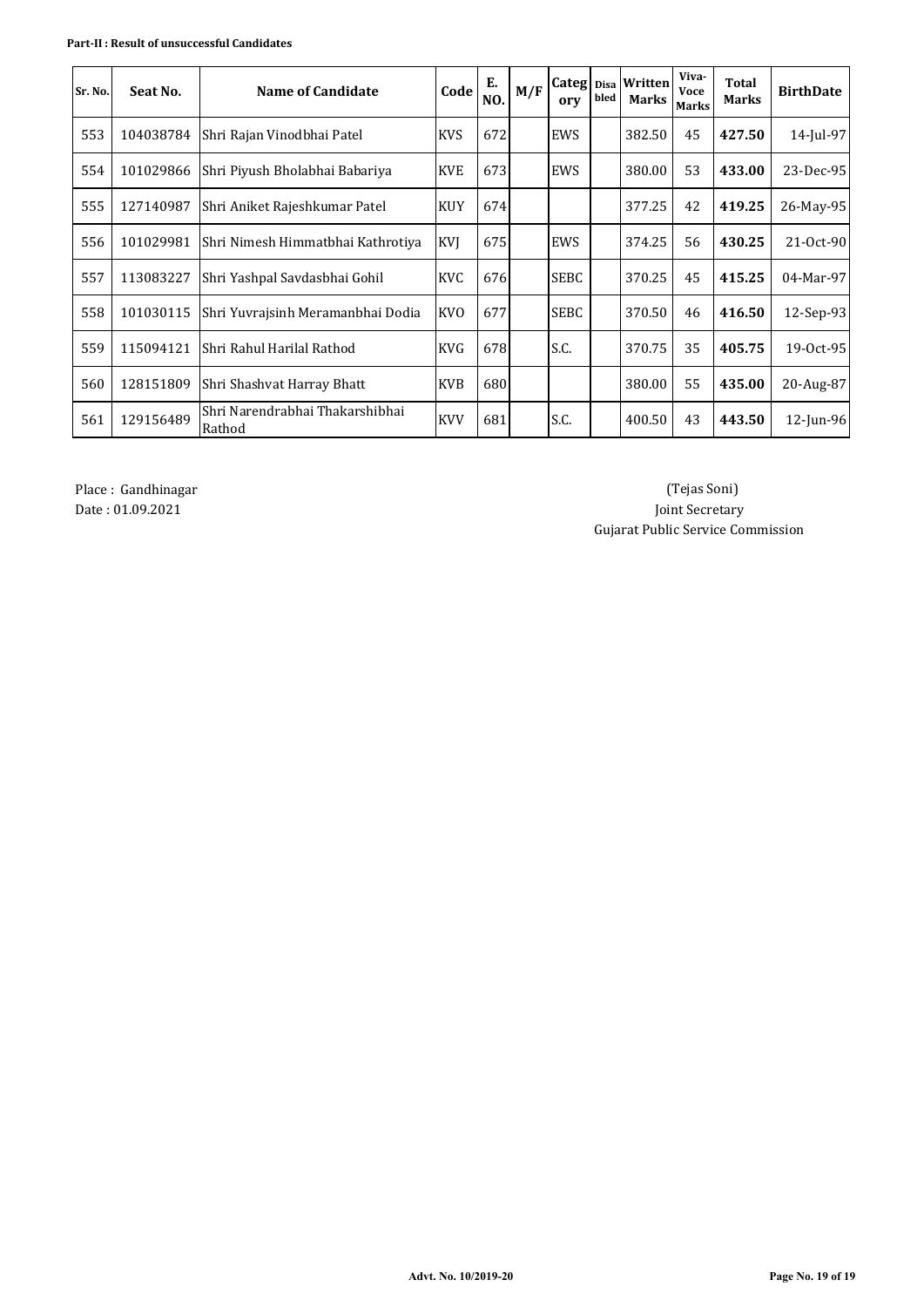**Part-II : Result of unsuccessful Candidates**

| Sr. No. | Seat No. | Name of Candidate | Code | E. NO. | M/F | Category | Disabled | Written Marks | Viva-Voce Marks | Total Marks | BirthDate |
|---|---|---|---|---|---|---|---|---|---|---|---|
| 553 | 104038784 | Shri Rajan Vinodbhai Patel | KVS | 672 | | EWS | | 382.50 | 45 | **427.50** | 14-Jul-97 |
| 554 | 101029866 | Shri Piyush Bholabhai Babariya | KVE | 673 | | EWS | | 380.00 | 53 | **433.00** | 23-Dec-95 |
| 555 | 127140987 | Shri Aniket Rajeshkumar Patel | KUY | 674 | | | | 377.25 | 42 | **419.25** | 26-May-95 |
| 556 | 101029981 | Shri Nimesh Himmatbhai Kathrotiya | KVJ | 675 | | EWS | | 374.25 | 56 | **430.25** | 21-Oct-90 |
| 557 | 113083227 | Shri Yashpal Savdasbhai Gohil | KVC | 676 | | SEBC | | 370.25 | 45 | **415.25** | 04-Mar-97 |
| 558 | 101030115 | Shri Yuvrajsinh Meramanbhai Dodia | KVO | 677 | | SEBC | | 370.50 | 46 | **416.50** | 12-Sep-93 |
| 559 | 115094121 | Shri Rahul Harilal Rathod | KVG | 678 | | S.C. | | 370.75 | 35 | **405.75** | 19-Oct-95 |
| 560 | 128151809 | Shri Shashvat Harray Bhatt | KVB | 680 | | | | 380.00 | 55 | **435.00** | 20-Aug-87 |
| 561 | 129156489 | Shri Narendrabhai Thakarshibhai Rathod | KVV | 681 | | S.C. | | 400.50 | 43 | **443.50** | 12-Jun-96 |

Place : Gandhinagar
Date : 01.09.2021

(Tejas Soni)
Joint Secretary
Gujarat Public Service Commission

Advt. No. 10/2019-20